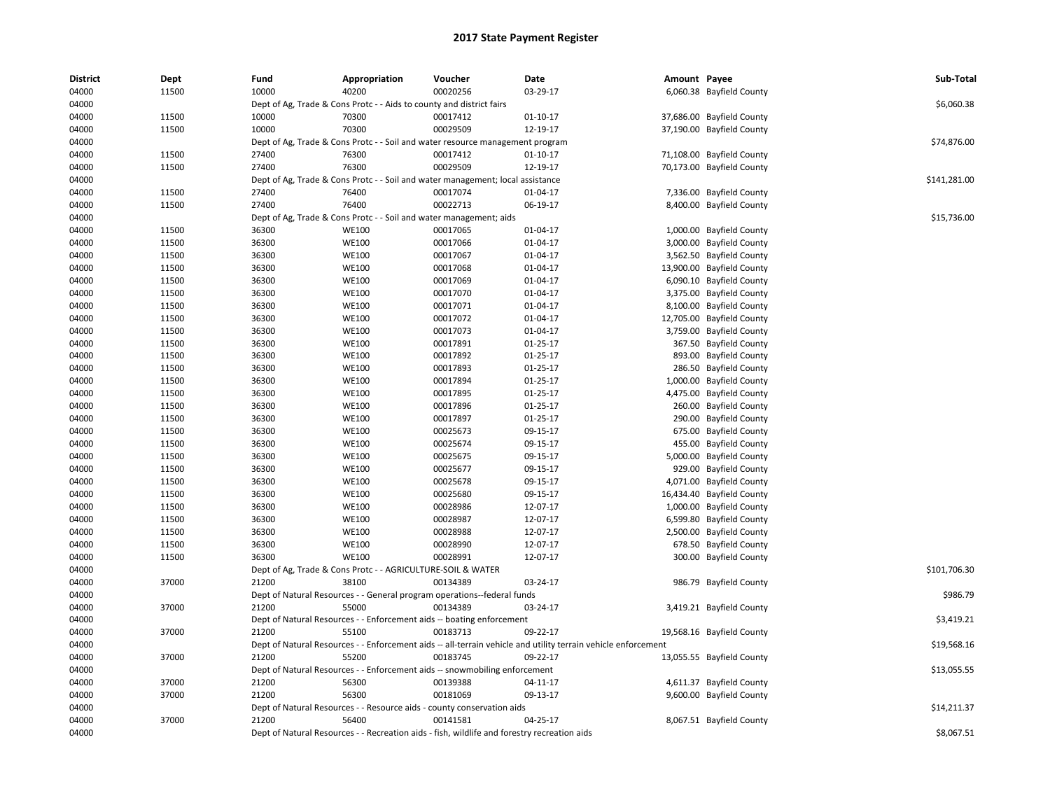# 2017 State Payment Register

| District | Dept | Fund | Appropriation | Voucher | Date | Amount | Payee | Sub-Total |
|---|---|---|---|---|---|---|---|---|
| 04000 | 11500 | 10000 | 40200 | 00020256 | 03-29-17 | 6,060.38 | Bayfield County | |
| 04000 | | Dept of Ag, Trade & Cons Protc - - Aids to county and district fairs | | | | | | $6,060.38 |
| 04000 | 11500 | 10000 | 70300 | 00017412 | 01-10-17 | 37,686.00 | Bayfield County | |
| 04000 | 11500 | 10000 | 70300 | 00029509 | 12-19-17 | 37,190.00 | Bayfield County | |
| 04000 | | Dept of Ag, Trade & Cons Protc - - Soil and water resource management program | | | | | | $74,876.00 |
| 04000 | 11500 | 27400 | 76300 | 00017412 | 01-10-17 | 71,108.00 | Bayfield County | |
| 04000 | 11500 | 27400 | 76300 | 00029509 | 12-19-17 | 70,173.00 | Bayfield County | |
| 04000 | | Dept of Ag, Trade & Cons Protc - - Soil and water management; local assistance | | | | | | $141,281.00 |
| 04000 | 11500 | 27400 | 76400 | 00017074 | 01-04-17 | 7,336.00 | Bayfield County | |
| 04000 | 11500 | 27400 | 76400 | 00022713 | 06-19-17 | 8,400.00 | Bayfield County | |
| 04000 | | Dept of Ag, Trade & Cons Protc - - Soil and water management; aids | | | | | | $15,736.00 |
| 04000 | 11500 | 36300 | WE100 | 00017065 | 01-04-17 | 1,000.00 | Bayfield County | |
| 04000 | 11500 | 36300 | WE100 | 00017066 | 01-04-17 | 3,000.00 | Bayfield County | |
| 04000 | 11500 | 36300 | WE100 | 00017067 | 01-04-17 | 3,562.50 | Bayfield County | |
| 04000 | 11500 | 36300 | WE100 | 00017068 | 01-04-17 | 13,900.00 | Bayfield County | |
| 04000 | 11500 | 36300 | WE100 | 00017069 | 01-04-17 | 6,090.10 | Bayfield County | |
| 04000 | 11500 | 36300 | WE100 | 00017070 | 01-04-17 | 3,375.00 | Bayfield County | |
| 04000 | 11500 | 36300 | WE100 | 00017071 | 01-04-17 | 8,100.00 | Bayfield County | |
| 04000 | 11500 | 36300 | WE100 | 00017072 | 01-04-17 | 12,705.00 | Bayfield County | |
| 04000 | 11500 | 36300 | WE100 | 00017073 | 01-04-17 | 3,759.00 | Bayfield County | |
| 04000 | 11500 | 36300 | WE100 | 00017891 | 01-25-17 | 367.50 | Bayfield County | |
| 04000 | 11500 | 36300 | WE100 | 00017892 | 01-25-17 | 893.00 | Bayfield County | |
| 04000 | 11500 | 36300 | WE100 | 00017893 | 01-25-17 | 286.50 | Bayfield County | |
| 04000 | 11500 | 36300 | WE100 | 00017894 | 01-25-17 | 1,000.00 | Bayfield County | |
| 04000 | 11500 | 36300 | WE100 | 00017895 | 01-25-17 | 4,475.00 | Bayfield County | |
| 04000 | 11500 | 36300 | WE100 | 00017896 | 01-25-17 | 260.00 | Bayfield County | |
| 04000 | 11500 | 36300 | WE100 | 00017897 | 01-25-17 | 290.00 | Bayfield County | |
| 04000 | 11500 | 36300 | WE100 | 00025673 | 09-15-17 | 675.00 | Bayfield County | |
| 04000 | 11500 | 36300 | WE100 | 00025674 | 09-15-17 | 455.00 | Bayfield County | |
| 04000 | 11500 | 36300 | WE100 | 00025675 | 09-15-17 | 5,000.00 | Bayfield County | |
| 04000 | 11500 | 36300 | WE100 | 00025677 | 09-15-17 | 929.00 | Bayfield County | |
| 04000 | 11500 | 36300 | WE100 | 00025678 | 09-15-17 | 4,071.00 | Bayfield County | |
| 04000 | 11500 | 36300 | WE100 | 00025680 | 09-15-17 | 16,434.40 | Bayfield County | |
| 04000 | 11500 | 36300 | WE100 | 00028986 | 12-07-17 | 1,000.00 | Bayfield County | |
| 04000 | 11500 | 36300 | WE100 | 00028987 | 12-07-17 | 6,599.80 | Bayfield County | |
| 04000 | 11500 | 36300 | WE100 | 00028988 | 12-07-17 | 2,500.00 | Bayfield County | |
| 04000 | 11500 | 36300 | WE100 | 00028990 | 12-07-17 | 678.50 | Bayfield County | |
| 04000 | 11500 | 36300 | WE100 | 00028991 | 12-07-17 | 300.00 | Bayfield County | |
| 04000 | | Dept of Ag, Trade & Cons Protc - - AGRICULTURE-SOIL & WATER | | | | | | $101,706.30 |
| 04000 | 37000 | 21200 | 38100 | 00134389 | 03-24-17 | 986.79 | Bayfield County | |
| 04000 | | Dept of Natural Resources - - General program operations--federal funds | | | | | | $986.79 |
| 04000 | 37000 | 21200 | 55000 | 00134389 | 03-24-17 | 3,419.21 | Bayfield County | |
| 04000 | | Dept of Natural Resources - - Enforcement aids -- boating enforcement | | | | | | $3,419.21 |
| 04000 | 37000 | 21200 | 55100 | 00183713 | 09-22-17 | 19,568.16 | Bayfield County | |
| 04000 | | Dept of Natural Resources - - Enforcement aids -- all-terrain vehicle and utility terrain vehicle enforcement | | | | | | $19,568.16 |
| 04000 | 37000 | 21200 | 55200 | 00183745 | 09-22-17 | 13,055.55 | Bayfield County | |
| 04000 | | Dept of Natural Resources - - Enforcement aids -- snowmobiling enforcement | | | | | | $13,055.55 |
| 04000 | 37000 | 21200 | 56300 | 00139388 | 04-11-17 | 4,611.37 | Bayfield County | |
| 04000 | 37000 | 21200 | 56300 | 00181069 | 09-13-17 | 9,600.00 | Bayfield County | |
| 04000 | | Dept of Natural Resources - - Resource aids - county conservation aids | | | | | | $14,211.37 |
| 04000 | 37000 | 21200 | 56400 | 00141581 | 04-25-17 | 8,067.51 | Bayfield County | |
| 04000 | | Dept of Natural Resources - - Recreation aids - fish, wildlife and forestry recreation aids | | | | | | $8,067.51 |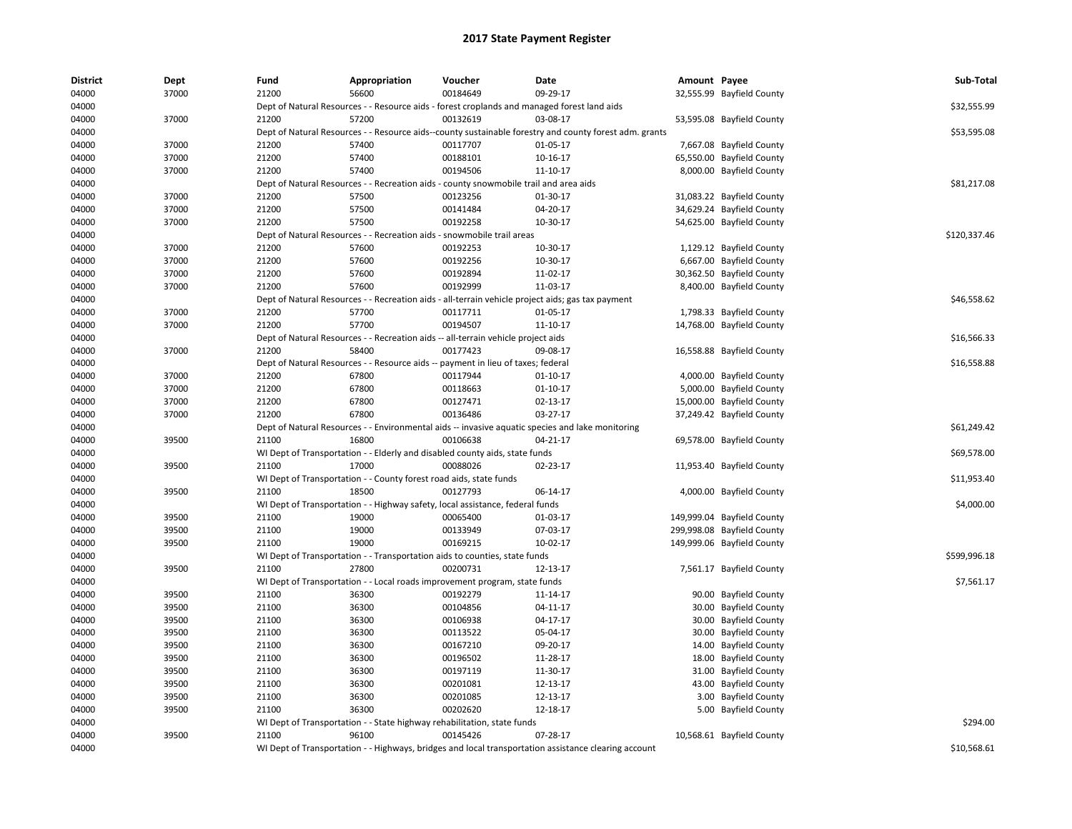# 2017 State Payment Register

| District | Dept | Fund | Appropriation | Voucher | Date | Amount | Payee | Sub-Total |
|---|---|---|---|---|---|---|---|---|
| 04000 | 37000 | 21200 | 56600 | 00184649 | 09-29-17 | 32,555.99 | Bayfield County | |
| 04000 | | Dept of Natural Resources - - Resource aids - forest croplands and managed forest land aids | | | | | | $32,555.99 |
| 04000 | 37000 | 21200 | 57200 | 00132619 | 03-08-17 | 53,595.08 | Bayfield County | |
| 04000 | | Dept of Natural Resources - - Resource aids--county sustainable forestry and county forest adm. grants | | | | | | $53,595.08 |
| 04000 | 37000 | 21200 | 57400 | 00117707 | 01-05-17 | 7,667.08 | Bayfield County | |
| 04000 | 37000 | 21200 | 57400 | 00188101 | 10-16-17 | 65,550.00 | Bayfield County | |
| 04000 | 37000 | 21200 | 57400 | 00194506 | 11-10-17 | 8,000.00 | Bayfield County | |
| 04000 | | Dept of Natural Resources - - Recreation aids - county snowmobile trail and area aids | | | | | | $81,217.08 |
| 04000 | 37000 | 21200 | 57500 | 00123256 | 01-30-17 | 31,083.22 | Bayfield County | |
| 04000 | 37000 | 21200 | 57500 | 00141484 | 04-20-17 | 34,629.24 | Bayfield County | |
| 04000 | 37000 | 21200 | 57500 | 00192258 | 10-30-17 | 54,625.00 | Bayfield County | |
| 04000 | | Dept of Natural Resources - - Recreation aids - snowmobile trail areas | | | | | | $120,337.46 |
| 04000 | 37000 | 21200 | 57600 | 00192253 | 10-30-17 | 1,129.12 | Bayfield County | |
| 04000 | 37000 | 21200 | 57600 | 00192256 | 10-30-17 | 6,667.00 | Bayfield County | |
| 04000 | 37000 | 21200 | 57600 | 00192894 | 11-02-17 | 30,362.50 | Bayfield County | |
| 04000 | 37000 | 21200 | 57600 | 00192999 | 11-03-17 | 8,400.00 | Bayfield County | |
| 04000 | | Dept of Natural Resources - - Recreation aids - all-terrain vehicle project aids; gas tax payment | | | | | | $46,558.62 |
| 04000 | 37000 | 21200 | 57700 | 00117711 | 01-05-17 | 1,798.33 | Bayfield County | |
| 04000 | 37000 | 21200 | 57700 | 00194507 | 11-10-17 | 14,768.00 | Bayfield County | |
| 04000 | | Dept of Natural Resources - - Recreation aids -- all-terrain vehicle project aids | | | | | | $16,566.33 |
| 04000 | 37000 | 21200 | 58400 | 00177423 | 09-08-17 | 16,558.88 | Bayfield County | |
| 04000 | | Dept of Natural Resources - - Resource aids -- payment in lieu of taxes; federal | | | | | | $16,558.88 |
| 04000 | 37000 | 21200 | 67800 | 00117944 | 01-10-17 | 4,000.00 | Bayfield County | |
| 04000 | 37000 | 21200 | 67800 | 00118663 | 01-10-17 | 5,000.00 | Bayfield County | |
| 04000 | 37000 | 21200 | 67800 | 00127471 | 02-13-17 | 15,000.00 | Bayfield County | |
| 04000 | 37000 | 21200 | 67800 | 00136486 | 03-27-17 | 37,249.42 | Bayfield County | |
| 04000 | | Dept of Natural Resources - - Environmental aids -- invasive aquatic species and lake monitoring | | | | | | $61,249.42 |
| 04000 | 39500 | 21100 | 16800 | 00106638 | 04-21-17 | 69,578.00 | Bayfield County | |
| 04000 | | WI Dept of Transportation - - Elderly and disabled county aids, state funds | | | | | | $69,578.00 |
| 04000 | 39500 | 21100 | 17000 | 00088026 | 02-23-17 | 11,953.40 | Bayfield County | |
| 04000 | | WI Dept of Transportation - - County forest road aids, state funds | | | | | | $11,953.40 |
| 04000 | 39500 | 21100 | 18500 | 00127793 | 06-14-17 | 4,000.00 | Bayfield County | |
| 04000 | | WI Dept of Transportation - - Highway safety, local assistance, federal funds | | | | | | $4,000.00 |
| 04000 | 39500 | 21100 | 19000 | 00065400 | 01-03-17 | 149,999.04 | Bayfield County | |
| 04000 | 39500 | 21100 | 19000 | 00133949 | 07-03-17 | 299,998.08 | Bayfield County | |
| 04000 | 39500 | 21100 | 19000 | 00169215 | 10-02-17 | 149,999.06 | Bayfield County | |
| 04000 | | WI Dept of Transportation - - Transportation aids to counties, state funds | | | | | | $599,996.18 |
| 04000 | 39500 | 21100 | 27800 | 00200731 | 12-13-17 | 7,561.17 | Bayfield County | |
| 04000 | | WI Dept of Transportation - - Local roads improvement program, state funds | | | | | | $7,561.17 |
| 04000 | 39500 | 21100 | 36300 | 00192279 | 11-14-17 | 90.00 | Bayfield County | |
| 04000 | 39500 | 21100 | 36300 | 00104856 | 04-11-17 | 30.00 | Bayfield County | |
| 04000 | 39500 | 21100 | 36300 | 00106938 | 04-17-17 | 30.00 | Bayfield County | |
| 04000 | 39500 | 21100 | 36300 | 00113522 | 05-04-17 | 30.00 | Bayfield County | |
| 04000 | 39500 | 21100 | 36300 | 00167210 | 09-20-17 | 14.00 | Bayfield County | |
| 04000 | 39500 | 21100 | 36300 | 00196502 | 11-28-17 | 18.00 | Bayfield County | |
| 04000 | 39500 | 21100 | 36300 | 00197119 | 11-30-17 | 31.00 | Bayfield County | |
| 04000 | 39500 | 21100 | 36300 | 00201081 | 12-13-17 | 43.00 | Bayfield County | |
| 04000 | 39500 | 21100 | 36300 | 00201085 | 12-13-17 | 3.00 | Bayfield County | |
| 04000 | 39500 | 21100 | 36300 | 00202620 | 12-18-17 | 5.00 | Bayfield County | |
| 04000 | | WI Dept of Transportation - - State highway rehabilitation, state funds | | | | | | $294.00 |
| 04000 | 39500 | 21100 | 96100 | 00145426 | 07-28-17 | 10,568.61 | Bayfield County | |
| 04000 | | WI Dept of Transportation - - Highways, bridges and local transportation assistance clearing account | | | | | | $10,568.61 |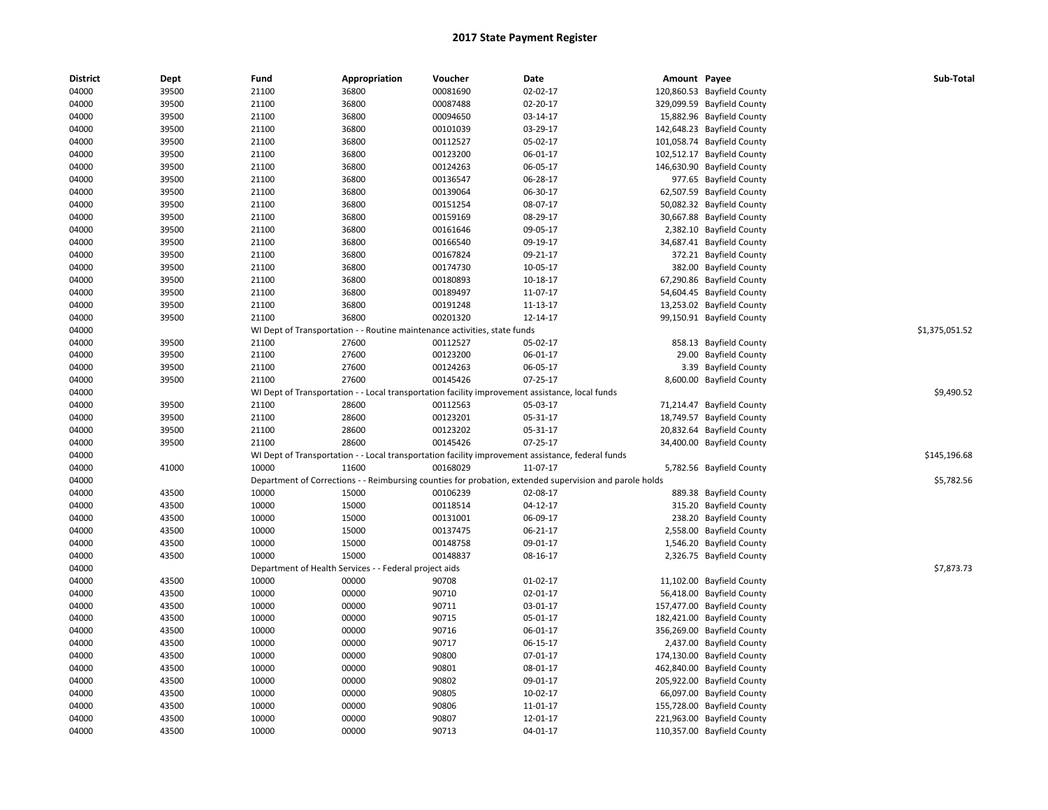# 2017 State Payment Register

| District | Dept | Fund | Appropriation | Voucher | Date | Amount | Payee | Sub-Total |
|---|---|---|---|---|---|---|---|---|
| 04000 | 39500 | 21100 | 36800 | 00081690 | 02-02-17 | 120,860.53 | Bayfield County | |
| 04000 | 39500 | 21100 | 36800 | 00087488 | 02-20-17 | 329,099.59 | Bayfield County | |
| 04000 | 39500 | 21100 | 36800 | 00094650 | 03-14-17 | 15,882.96 | Bayfield County | |
| 04000 | 39500 | 21100 | 36800 | 00101039 | 03-29-17 | 142,648.23 | Bayfield County | |
| 04000 | 39500 | 21100 | 36800 | 00112527 | 05-02-17 | 101,058.74 | Bayfield County | |
| 04000 | 39500 | 21100 | 36800 | 00123200 | 06-01-17 | 102,512.17 | Bayfield County | |
| 04000 | 39500 | 21100 | 36800 | 00124263 | 06-05-17 | 146,630.90 | Bayfield County | |
| 04000 | 39500 | 21100 | 36800 | 00136547 | 06-28-17 | 977.65 | Bayfield County | |
| 04000 | 39500 | 21100 | 36800 | 00139064 | 06-30-17 | 62,507.59 | Bayfield County | |
| 04000 | 39500 | 21100 | 36800 | 00151254 | 08-07-17 | 50,082.32 | Bayfield County | |
| 04000 | 39500 | 21100 | 36800 | 00159169 | 08-29-17 | 30,667.88 | Bayfield County | |
| 04000 | 39500 | 21100 | 36800 | 00161646 | 09-05-17 | 2,382.10 | Bayfield County | |
| 04000 | 39500 | 21100 | 36800 | 00166540 | 09-19-17 | 34,687.41 | Bayfield County | |
| 04000 | 39500 | 21100 | 36800 | 00167824 | 09-21-17 | 372.21 | Bayfield County | |
| 04000 | 39500 | 21100 | 36800 | 00174730 | 10-05-17 | 382.00 | Bayfield County | |
| 04000 | 39500 | 21100 | 36800 | 00180893 | 10-18-17 | 67,290.86 | Bayfield County | |
| 04000 | 39500 | 21100 | 36800 | 00189497 | 11-07-17 | 54,604.45 | Bayfield County | |
| 04000 | 39500 | 21100 | 36800 | 00191248 | 11-13-17 | 13,253.02 | Bayfield County | |
| 04000 | 39500 | 21100 | 36800 | 00201320 | 12-14-17 | 99,150.91 | Bayfield County | |
| 04000 | | WI Dept of Transportation - - Routine maintenance activities, state funds | | | | | | $1,375,051.52 |
| 04000 | 39500 | 21100 | 27600 | 00112527 | 05-02-17 | 858.13 | Bayfield County | |
| 04000 | 39500 | 21100 | 27600 | 00123200 | 06-01-17 | 29.00 | Bayfield County | |
| 04000 | 39500 | 21100 | 27600 | 00124263 | 06-05-17 | 3.39 | Bayfield County | |
| 04000 | 39500 | 21100 | 27600 | 00145426 | 07-25-17 | 8,600.00 | Bayfield County | |
| 04000 | | WI Dept of Transportation - - Local transportation facility improvement assistance, local funds | | | | | | $9,490.52 |
| 04000 | 39500 | 21100 | 28600 | 00112563 | 05-03-17 | 71,214.47 | Bayfield County | |
| 04000 | 39500 | 21100 | 28600 | 00123201 | 05-31-17 | 18,749.57 | Bayfield County | |
| 04000 | 39500 | 21100 | 28600 | 00123202 | 05-31-17 | 20,832.64 | Bayfield County | |
| 04000 | 39500 | 21100 | 28600 | 00145426 | 07-25-17 | 34,400.00 | Bayfield County | |
| 04000 | | WI Dept of Transportation - - Local transportation facility improvement assistance, federal funds | | | | | | $145,196.68 |
| 04000 | 41000 | 10000 | 11600 | 00168029 | 11-07-17 | 5,782.56 | Bayfield County | |
| 04000 | | Department of Corrections - - Reimbursing counties for probation, extended supervision and parole holds | | | | | | $5,782.56 |
| 04000 | 43500 | 10000 | 15000 | 00106239 | 02-08-17 | 889.38 | Bayfield County | |
| 04000 | 43500 | 10000 | 15000 | 00118514 | 04-12-17 | 315.20 | Bayfield County | |
| 04000 | 43500 | 10000 | 15000 | 00131001 | 06-09-17 | 238.20 | Bayfield County | |
| 04000 | 43500 | 10000 | 15000 | 00137475 | 06-21-17 | 2,558.00 | Bayfield County | |
| 04000 | 43500 | 10000 | 15000 | 00148758 | 09-01-17 | 1,546.20 | Bayfield County | |
| 04000 | 43500 | 10000 | 15000 | 00148837 | 08-16-17 | 2,326.75 | Bayfield County | |
| 04000 | | Department of Health Services - - Federal project aids | | | | | | $7,873.73 |
| 04000 | 43500 | 10000 | 00000 | 90708 | 01-02-17 | 11,102.00 | Bayfield County | |
| 04000 | 43500 | 10000 | 00000 | 90710 | 02-01-17 | 56,418.00 | Bayfield County | |
| 04000 | 43500 | 10000 | 00000 | 90711 | 03-01-17 | 157,477.00 | Bayfield County | |
| 04000 | 43500 | 10000 | 00000 | 90715 | 05-01-17 | 182,421.00 | Bayfield County | |
| 04000 | 43500 | 10000 | 00000 | 90716 | 06-01-17 | 356,269.00 | Bayfield County | |
| 04000 | 43500 | 10000 | 00000 | 90717 | 06-15-17 | 2,437.00 | Bayfield County | |
| 04000 | 43500 | 10000 | 00000 | 90800 | 07-01-17 | 174,130.00 | Bayfield County | |
| 04000 | 43500 | 10000 | 00000 | 90801 | 08-01-17 | 462,840.00 | Bayfield County | |
| 04000 | 43500 | 10000 | 00000 | 90802 | 09-01-17 | 205,922.00 | Bayfield County | |
| 04000 | 43500 | 10000 | 00000 | 90805 | 10-02-17 | 66,097.00 | Bayfield County | |
| 04000 | 43500 | 10000 | 00000 | 90806 | 11-01-17 | 155,728.00 | Bayfield County | |
| 04000 | 43500 | 10000 | 00000 | 90807 | 12-01-17 | 221,963.00 | Bayfield County | |
| 04000 | 43500 | 10000 | 00000 | 90713 | 04-01-17 | 110,357.00 | Bayfield County | |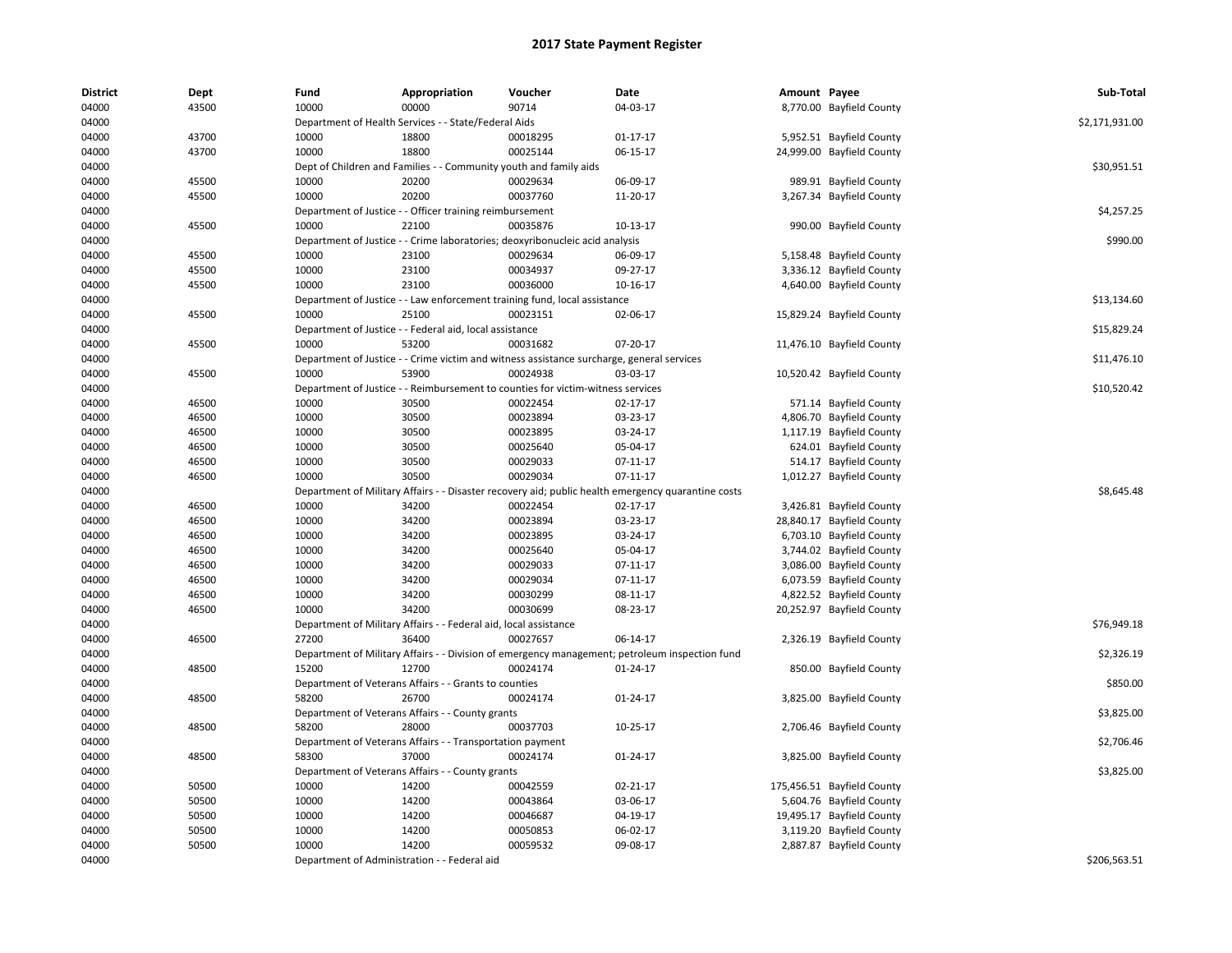# 2017 State Payment Register

| District | Dept | Fund | Appropriation | Voucher | Date | Amount | Payee | Sub-Total |
|---|---|---|---|---|---|---|---|---|
| 04000 | 43500 | 10000 | 00000 | 90714 | 04-03-17 | 8,770.00 | Bayfield County | |
| 04000 | | Department of Health Services - - State/Federal Aids | | | | | | $2,171,931.00 |
| 04000 | 43700 | 10000 | 18800 | 00018295 | 01-17-17 | 5,952.51 | Bayfield County | |
| 04000 | 43700 | 10000 | 18800 | 00025144 | 06-15-17 | 24,999.00 | Bayfield County | |
| 04000 | | Dept of Children and Families - - Community youth and family aids | | | | | | $30,951.51 |
| 04000 | 45500 | 10000 | 20200 | 00029634 | 06-09-17 | 989.91 | Bayfield County | |
| 04000 | 45500 | 10000 | 20200 | 00037760 | 11-20-17 | 3,267.34 | Bayfield County | |
| 04000 | | Department of Justice - - Officer training reimbursement | | | | | | $4,257.25 |
| 04000 | 45500 | 10000 | 22100 | 00035876 | 10-13-17 | 990.00 | Bayfield County | |
| 04000 | | Department of Justice - - Crime laboratories; deoxyribonucleic acid analysis | | | | | | $990.00 |
| 04000 | 45500 | 10000 | 23100 | 00029634 | 06-09-17 | 5,158.48 | Bayfield County | |
| 04000 | 45500 | 10000 | 23100 | 00034937 | 09-27-17 | 3,336.12 | Bayfield County | |
| 04000 | 45500 | 10000 | 23100 | 00036000 | 10-16-17 | 4,640.00 | Bayfield County | |
| 04000 | | Department of Justice - - Law enforcement training fund, local assistance | | | | | | $13,134.60 |
| 04000 | 45500 | 10000 | 25100 | 00023151 | 02-06-17 | 15,829.24 | Bayfield County | |
| 04000 | | Department of Justice - - Federal aid, local assistance | | | | | | $15,829.24 |
| 04000 | 45500 | 10000 | 53200 | 00031682 | 07-20-17 | 11,476.10 | Bayfield County | |
| 04000 | | Department of Justice - - Crime victim and witness assistance surcharge, general services | | | | | | $11,476.10 |
| 04000 | 45500 | 10000 | 53900 | 00024938 | 03-03-17 | 10,520.42 | Bayfield County | |
| 04000 | | Department of Justice - - Reimbursement to counties for victim-witness services | | | | | | $10,520.42 |
| 04000 | 46500 | 10000 | 30500 | 00022454 | 02-17-17 | 571.14 | Bayfield County | |
| 04000 | 46500 | 10000 | 30500 | 00023894 | 03-23-17 | 4,806.70 | Bayfield County | |
| 04000 | 46500 | 10000 | 30500 | 00023895 | 03-24-17 | 1,117.19 | Bayfield County | |
| 04000 | 46500 | 10000 | 30500 | 00025640 | 05-04-17 | 624.01 | Bayfield County | |
| 04000 | 46500 | 10000 | 30500 | 00029033 | 07-11-17 | 514.17 | Bayfield County | |
| 04000 | 46500 | 10000 | 30500 | 00029034 | 07-11-17 | 1,012.27 | Bayfield County | |
| 04000 | | Department of Military Affairs - - Disaster recovery aid; public health emergency quarantine costs | | | | | | $8,645.48 |
| 04000 | 46500 | 10000 | 34200 | 00022454 | 02-17-17 | 3,426.81 | Bayfield County | |
| 04000 | 46500 | 10000 | 34200 | 00023894 | 03-23-17 | 28,840.17 | Bayfield County | |
| 04000 | 46500 | 10000 | 34200 | 00023895 | 03-24-17 | 6,703.10 | Bayfield County | |
| 04000 | 46500 | 10000 | 34200 | 00025640 | 05-04-17 | 3,744.02 | Bayfield County | |
| 04000 | 46500 | 10000 | 34200 | 00029033 | 07-11-17 | 3,086.00 | Bayfield County | |
| 04000 | 46500 | 10000 | 34200 | 00029034 | 07-11-17 | 6,073.59 | Bayfield County | |
| 04000 | 46500 | 10000 | 34200 | 00030299 | 08-11-17 | 4,822.52 | Bayfield County | |
| 04000 | 46500 | 10000 | 34200 | 00030699 | 08-23-17 | 20,252.97 | Bayfield County | |
| 04000 | | Department of Military Affairs - - Federal aid, local assistance | | | | | | $76,949.18 |
| 04000 | 46500 | 27200 | 36400 | 00027657 | 06-14-17 | 2,326.19 | Bayfield County | |
| 04000 | | Department of Military Affairs - - Division of emergency management; petroleum inspection fund | | | | | | $2,326.19 |
| 04000 | 48500 | 15200 | 12700 | 00024174 | 01-24-17 | 850.00 | Bayfield County | |
| 04000 | | Department of Veterans Affairs - - Grants to counties | | | | | | $850.00 |
| 04000 | 48500 | 58200 | 26700 | 00024174 | 01-24-17 | 3,825.00 | Bayfield County | |
| 04000 | | Department of Veterans Affairs - - County grants | | | | | | $3,825.00 |
| 04000 | 48500 | 58200 | 28000 | 00037703 | 10-25-17 | 2,706.46 | Bayfield County | |
| 04000 | | Department of Veterans Affairs - - Transportation payment | | | | | | $2,706.46 |
| 04000 | 48500 | 58300 | 37000 | 00024174 | 01-24-17 | 3,825.00 | Bayfield County | |
| 04000 | | Department of Veterans Affairs - - County grants | | | | | | $3,825.00 |
| 04000 | 50500 | 10000 | 14200 | 00042559 | 02-21-17 | 175,456.51 | Bayfield County | |
| 04000 | 50500 | 10000 | 14200 | 00043864 | 03-06-17 | 5,604.76 | Bayfield County | |
| 04000 | 50500 | 10000 | 14200 | 00046687 | 04-19-17 | 19,495.17 | Bayfield County | |
| 04000 | 50500 | 10000 | 14200 | 00050853 | 06-02-17 | 3,119.20 | Bayfield County | |
| 04000 | 50500 | 10000 | 14200 | 00059532 | 09-08-17 | 2,887.87 | Bayfield County | |
| 04000 | | Department of Administration - - Federal aid | | | | | | $206,563.51 |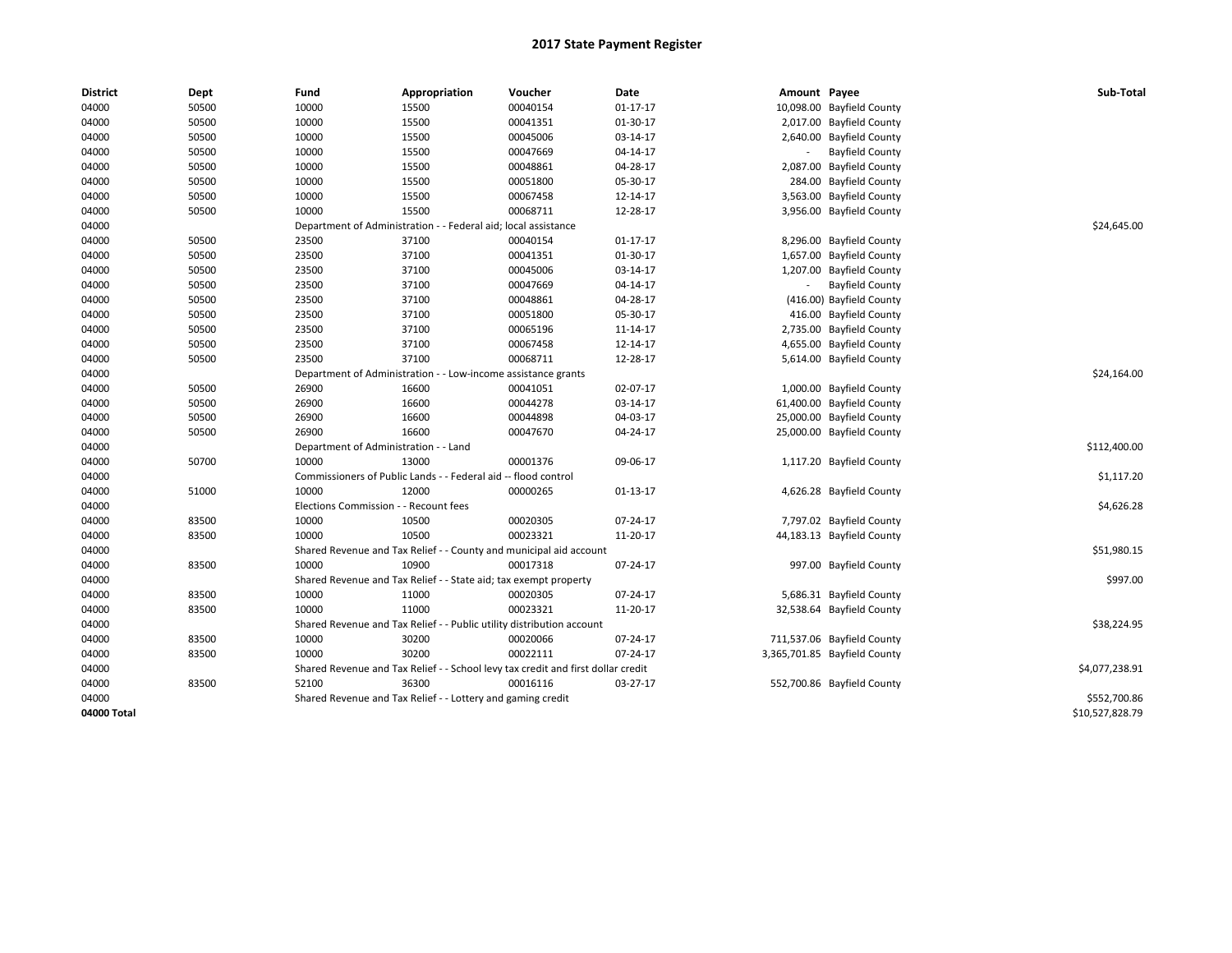# 2017 State Payment Register

| District | Dept | Fund | Appropriation | Voucher | Date | Amount | Payee | Sub-Total |
|---|---|---|---|---|---|---|---|---|
| 04000 | 50500 | 10000 | 15500 | 00040154 | 01-17-17 | 10,098.00 | Bayfield County | |
| 04000 | 50500 | 10000 | 15500 | 00041351 | 01-30-17 | 2,017.00 | Bayfield County | |
| 04000 | 50500 | 10000 | 15500 | 00045006 | 03-14-17 | 2,640.00 | Bayfield County | |
| 04000 | 50500 | 10000 | 15500 | 00047669 | 04-14-17 | - | Bayfield County | |
| 04000 | 50500 | 10000 | 15500 | 00048861 | 04-28-17 | 2,087.00 | Bayfield County | |
| 04000 | 50500 | 10000 | 15500 | 00051800 | 05-30-17 | 284.00 | Bayfield County | |
| 04000 | 50500 | 10000 | 15500 | 00067458 | 12-14-17 | 3,563.00 | Bayfield County | |
| 04000 | 50500 | 10000 | 15500 | 00068711 | 12-28-17 | 3,956.00 | Bayfield County | |
| 04000 | | Department of Administration - - Federal aid; local assistance | | | | | | $24,645.00 |
| 04000 | 50500 | 23500 | 37100 | 00040154 | 01-17-17 | 8,296.00 | Bayfield County | |
| 04000 | 50500 | 23500 | 37100 | 00041351 | 01-30-17 | 1,657.00 | Bayfield County | |
| 04000 | 50500 | 23500 | 37100 | 00045006 | 03-14-17 | 1,207.00 | Bayfield County | |
| 04000 | 50500 | 23500 | 37100 | 00047669 | 04-14-17 | - | Bayfield County | |
| 04000 | 50500 | 23500 | 37100 | 00048861 | 04-28-17 | (416.00) | Bayfield County | |
| 04000 | 50500 | 23500 | 37100 | 00051800 | 05-30-17 | 416.00 | Bayfield County | |
| 04000 | 50500 | 23500 | 37100 | 00065196 | 11-14-17 | 2,735.00 | Bayfield County | |
| 04000 | 50500 | 23500 | 37100 | 00067458 | 12-14-17 | 4,655.00 | Bayfield County | |
| 04000 | 50500 | 23500 | 37100 | 00068711 | 12-28-17 | 5,614.00 | Bayfield County | |
| 04000 | | Department of Administration - - Low-income assistance grants | | | | | | $24,164.00 |
| 04000 | 50500 | 26900 | 16600 | 00041051 | 02-07-17 | 1,000.00 | Bayfield County | |
| 04000 | 50500 | 26900 | 16600 | 00044278 | 03-14-17 | 61,400.00 | Bayfield County | |
| 04000 | 50500 | 26900 | 16600 | 00044898 | 04-03-17 | 25,000.00 | Bayfield County | |
| 04000 | 50500 | 26900 | 16600 | 00047670 | 04-24-17 | 25,000.00 | Bayfield County | |
| 04000 | | Department of Administration - - Land | | | | | | $112,400.00 |
| 04000 | 50700 | 10000 | 13000 | 00001376 | 09-06-17 | 1,117.20 | Bayfield County | |
| 04000 | | Commissioners of Public Lands - - Federal aid -- flood control | | | | | | $1,117.20 |
| 04000 | 51000 | 10000 | 12000 | 00000265 | 01-13-17 | 4,626.28 | Bayfield County | |
| 04000 | | Elections Commission - - Recount fees | | | | | | $4,626.28 |
| 04000 | 83500 | 10000 | 10500 | 00020305 | 07-24-17 | 7,797.02 | Bayfield County | |
| 04000 | 83500 | 10000 | 10500 | 00023321 | 11-20-17 | 44,183.13 | Bayfield County | |
| 04000 | | Shared Revenue and Tax Relief - - County and municipal aid account | | | | | | $51,980.15 |
| 04000 | 83500 | 10000 | 10900 | 00017318 | 07-24-17 | 997.00 | Bayfield County | |
| 04000 | | Shared Revenue and Tax Relief - - State aid; tax exempt property | | | | | | $997.00 |
| 04000 | 83500 | 10000 | 11000 | 00020305 | 07-24-17 | 5,686.31 | Bayfield County | |
| 04000 | 83500 | 10000 | 11000 | 00023321 | 11-20-17 | 32,538.64 | Bayfield County | |
| 04000 | | Shared Revenue and Tax Relief - - Public utility distribution account | | | | | | $38,224.95 |
| 04000 | 83500 | 10000 | 30200 | 00020066 | 07-24-17 | 711,537.06 | Bayfield County | |
| 04000 | 83500 | 10000 | 30200 | 00022111 | 07-24-17 | 3,365,701.85 | Bayfield County | |
| 04000 | | Shared Revenue and Tax Relief - - School levy tax credit and first dollar credit | | | | | | $4,077,238.91 |
| 04000 | 83500 | 52100 | 36300 | 00016116 | 03-27-17 | 552,700.86 | Bayfield County | |
| 04000 | | Shared Revenue and Tax Relief - - Lottery and gaming credit | | | | | | $552,700.86 |
| **04000 Total** | | | | | | | | $10,527,828.79 |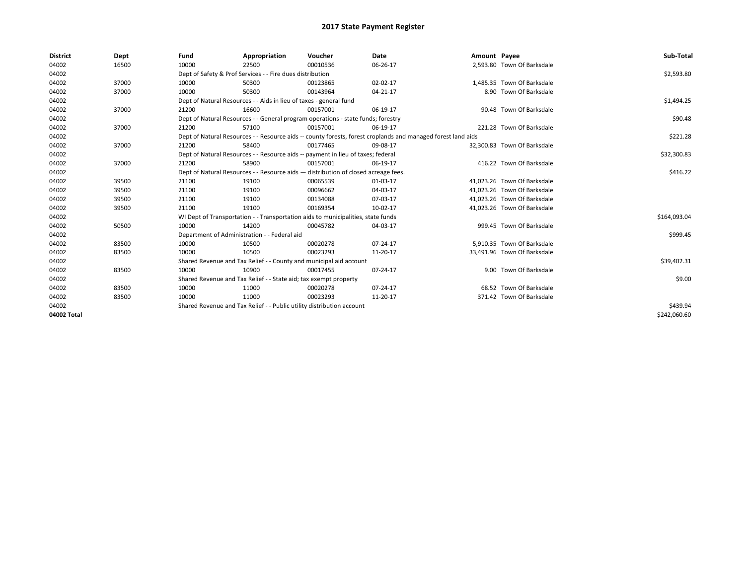# 2017 State Payment Register

| District | Dept | Fund | Appropriation | Voucher | Date | Amount | Payee | Sub-Total |
|---|---|---|---|---|---|---|---|---|
| 04002 | 16500 | 10000 | 22500 | 00010536 | 06-26-17 | 2,593.80 | Town Of Barksdale | |
| 04002 | | Dept of Safety & Prof Services - - Fire dues distribution | | | | | | $2,593.80 |
| 04002 | 37000 | 10000 | 50300 | 00123865 | 02-02-17 | 1,485.35 | Town Of Barksdale | |
| 04002 | 37000 | 10000 | 50300 | 00143964 | 04-21-17 | 8.90 | Town Of Barksdale | |
| 04002 | | Dept of Natural Resources - - Aids in lieu of taxes - general fund | | | | | | $1,494.25 |
| 04002 | 37000 | 21200 | 16600 | 00157001 | 06-19-17 | 90.48 | Town Of Barksdale | |
| 04002 | | Dept of Natural Resources - - General program operations - state funds; forestry | | | | | | $90.48 |
| 04002 | 37000 | 21200 | 57100 | 00157001 | 06-19-17 | 221.28 | Town Of Barksdale | |
| 04002 | | Dept of Natural Resources - - Resource aids -- county forests, forest croplands and managed forest land aids | | | | | | $221.28 |
| 04002 | 37000 | 21200 | 58400 | 00177465 | 09-08-17 | 32,300.83 | Town Of Barksdale | |
| 04002 | | Dept of Natural Resources - - Resource aids -- payment in lieu of taxes; federal | | | | | | $32,300.83 |
| 04002 | 37000 | 21200 | 58900 | 00157001 | 06-19-17 | 416.22 | Town Of Barksdale | |
| 04002 | | Dept of Natural Resources - - Resource aids — distribution of closed acreage fees. | | | | | | $416.22 |
| 04002 | 39500 | 21100 | 19100 | 00065539 | 01-03-17 | 41,023.26 | Town Of Barksdale | |
| 04002 | 39500 | 21100 | 19100 | 00096662 | 04-03-17 | 41,023.26 | Town Of Barksdale | |
| 04002 | 39500 | 21100 | 19100 | 00134088 | 07-03-17 | 41,023.26 | Town Of Barksdale | |
| 04002 | 39500 | 21100 | 19100 | 00169354 | 10-02-17 | 41,023.26 | Town Of Barksdale | |
| 04002 | | WI Dept of Transportation - - Transportation aids to municipalities, state funds | | | | | | $164,093.04 |
| 04002 | 50500 | 10000 | 14200 | 00045782 | 04-03-17 | 999.45 | Town Of Barksdale | |
| 04002 | | Department of Administration - - Federal aid | | | | | | $999.45 |
| 04002 | 83500 | 10000 | 10500 | 00020278 | 07-24-17 | 5,910.35 | Town Of Barksdale | |
| 04002 | 83500 | 10000 | 10500 | 00023293 | 11-20-17 | 33,491.96 | Town Of Barksdale | |
| 04002 | | Shared Revenue and Tax Relief - - County and municipal aid account | | | | | | $39,402.31 |
| 04002 | 83500 | 10000 | 10900 | 00017455 | 07-24-17 | 9.00 | Town Of Barksdale | |
| 04002 | | Shared Revenue and Tax Relief - - State aid; tax exempt property | | | | | | $9.00 |
| 04002 | 83500 | 10000 | 11000 | 00020278 | 07-24-17 | 68.52 | Town Of Barksdale | |
| 04002 | 83500 | 10000 | 11000 | 00023293 | 11-20-17 | 371.42 | Town Of Barksdale | |
| 04002 | | Shared Revenue and Tax Relief - - Public utility distribution account | | | | | | $439.94 |
| 04002 Total | | | | | | | | $242,060.60 |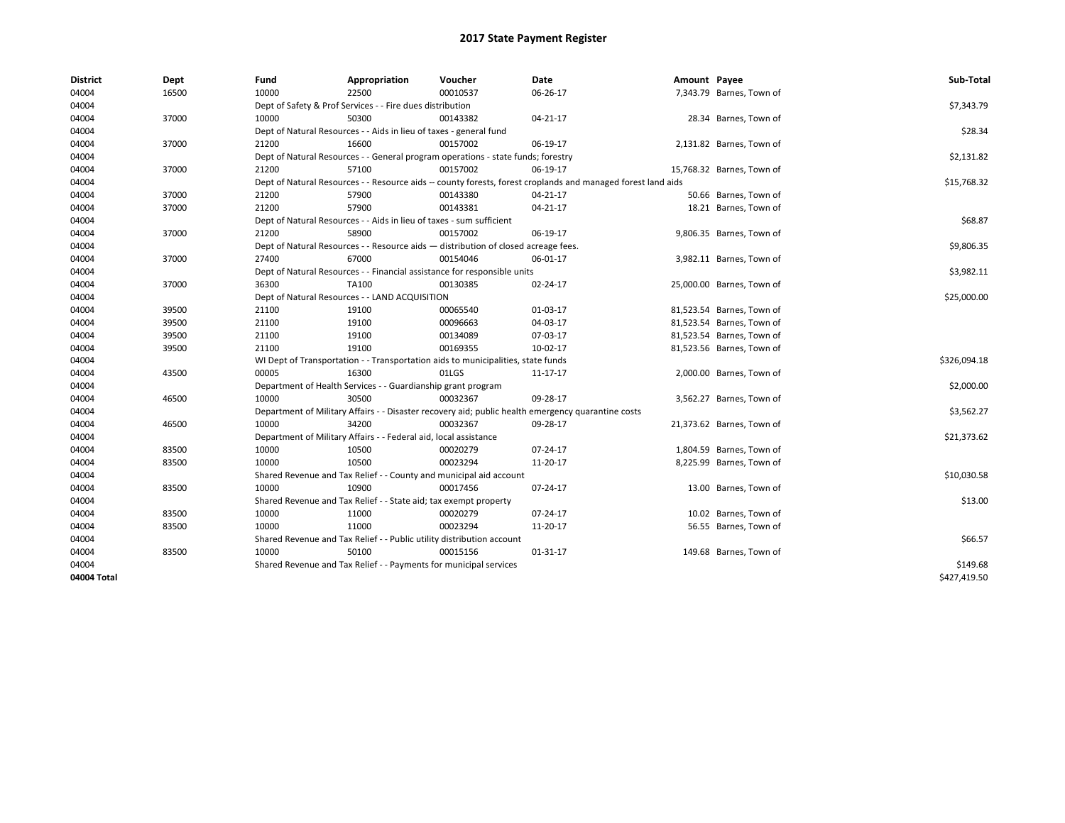# 2017 State Payment Register

| District | Dept | Fund | Appropriation | Voucher | Date | Amount | Payee | Sub-Total |
|---|---|---|---|---|---|---|---|---|
| 04004 | 16500 | 10000 | 22500 | 00010537 | 06-26-17 | 7,343.79 | Barnes, Town of | |
| 04004 | | Dept of Safety & Prof Services - - Fire dues distribution | | | | | | $7,343.79 |
| 04004 | 37000 | 10000 | 50300 | 00143382 | 04-21-17 | 28.34 | Barnes, Town of | |
| 04004 | | Dept of Natural Resources - - Aids in lieu of taxes - general fund | | | | | | $28.34 |
| 04004 | 37000 | 21200 | 16600 | 00157002 | 06-19-17 | 2,131.82 | Barnes, Town of | |
| 04004 | | Dept of Natural Resources - - General program operations - state funds; forestry | | | | | | $2,131.82 |
| 04004 | 37000 | 21200 | 57100 | 00157002 | 06-19-17 | 15,768.32 | Barnes, Town of | |
| 04004 | | Dept of Natural Resources - - Resource aids -- county forests, forest croplands and managed forest land aids | | | | | | $15,768.32 |
| 04004 | 37000 | 21200 | 57900 | 00143380 | 04-21-17 | 50.66 | Barnes, Town of | |
| 04004 | 37000 | 21200 | 57900 | 00143381 | 04-21-17 | 18.21 | Barnes, Town of | |
| 04004 | | Dept of Natural Resources - - Aids in lieu of taxes - sum sufficient | | | | | | $68.87 |
| 04004 | 37000 | 21200 | 58900 | 00157002 | 06-19-17 | 9,806.35 | Barnes, Town of | |
| 04004 | | Dept of Natural Resources - - Resource aids — distribution of closed acreage fees. | | | | | | $9,806.35 |
| 04004 | 37000 | 27400 | 67000 | 00154046 | 06-01-17 | 3,982.11 | Barnes, Town of | |
| 04004 | | Dept of Natural Resources - - Financial assistance for responsible units | | | | | | $3,982.11 |
| 04004 | 37000 | 36300 | TA100 | 00130385 | 02-24-17 | 25,000.00 | Barnes, Town of | |
| 04004 | | Dept of Natural Resources - - LAND ACQUISITION | | | | | | $25,000.00 |
| 04004 | 39500 | 21100 | 19100 | 00065540 | 01-03-17 | 81,523.54 | Barnes, Town of | |
| 04004 | 39500 | 21100 | 19100 | 00096663 | 04-03-17 | 81,523.54 | Barnes, Town of | |
| 04004 | 39500 | 21100 | 19100 | 00134089 | 07-03-17 | 81,523.54 | Barnes, Town of | |
| 04004 | 39500 | 21100 | 19100 | 00169355 | 10-02-17 | 81,523.56 | Barnes, Town of | |
| 04004 | | WI Dept of Transportation - - Transportation aids to municipalities, state funds | | | | | | $326,094.18 |
| 04004 | 43500 | 00005 | 16300 | 01LGS | 11-17-17 | 2,000.00 | Barnes, Town of | |
| 04004 | | Department of Health Services - - Guardianship grant program | | | | | | $2,000.00 |
| 04004 | 46500 | 10000 | 30500 | 00032367 | 09-28-17 | 3,562.27 | Barnes, Town of | |
| 04004 | | Department of Military Affairs - - Disaster recovery aid; public health emergency quarantine costs | | | | | | $3,562.27 |
| 04004 | 46500 | 10000 | 34200 | 00032367 | 09-28-17 | 21,373.62 | Barnes, Town of | |
| 04004 | | Department of Military Affairs - - Federal aid, local assistance | | | | | | $21,373.62 |
| 04004 | 83500 | 10000 | 10500 | 00020279 | 07-24-17 | 1,804.59 | Barnes, Town of | |
| 04004 | 83500 | 10000 | 10500 | 00023294 | 11-20-17 | 8,225.99 | Barnes, Town of | |
| 04004 | | Shared Revenue and Tax Relief - - County and municipal aid account | | | | | | $10,030.58 |
| 04004 | 83500 | 10000 | 10900 | 00017456 | 07-24-17 | 13.00 | Barnes, Town of | |
| 04004 | | Shared Revenue and Tax Relief - - State aid; tax exempt property | | | | | | $13.00 |
| 04004 | 83500 | 10000 | 11000 | 00020279 | 07-24-17 | 10.02 | Barnes, Town of | |
| 04004 | 83500 | 10000 | 11000 | 00023294 | 11-20-17 | 56.55 | Barnes, Town of | |
| 04004 | | Shared Revenue and Tax Relief - - Public utility distribution account | | | | | | $66.57 |
| 04004 | 83500 | 10000 | 50100 | 00015156 | 01-31-17 | 149.68 | Barnes, Town of | |
| 04004 | | Shared Revenue and Tax Relief - - Payments for municipal services | | | | | | $149.68 |
| 04004 Total | | | | | | | | $427,419.50 |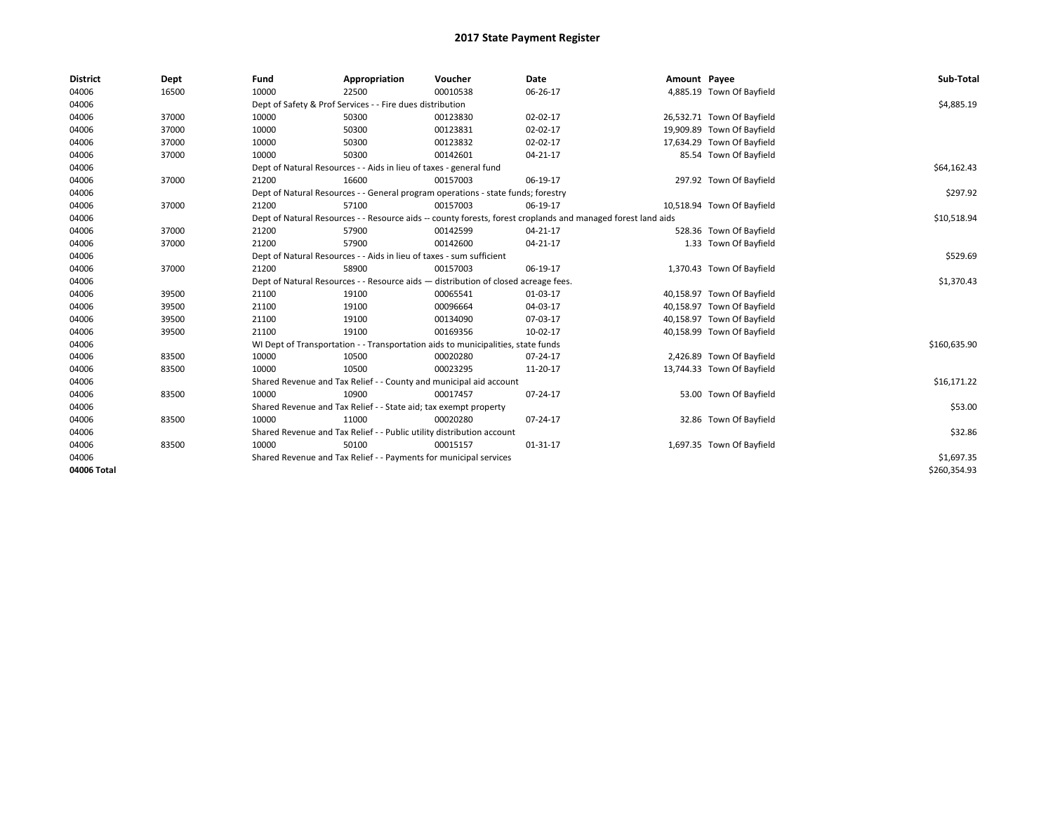# 2017 State Payment Register

| District | Dept | Fund | Appropriation | Voucher | Date | Amount | Payee | Sub-Total |
|---|---|---|---|---|---|---|---|---|
| 04006 | 16500 | 10000 | 22500 | 00010538 | 06-26-17 | 4,885.19 | Town Of Bayfield | |
| 04006 | | Dept of Safety & Prof Services - - Fire dues distribution | | | | | | $4,885.19 |
| 04006 | 37000 | 10000 | 50300 | 00123830 | 02-02-17 | 26,532.71 | Town Of Bayfield | |
| 04006 | 37000 | 10000 | 50300 | 00123831 | 02-02-17 | 19,909.89 | Town Of Bayfield | |
| 04006 | 37000 | 10000 | 50300 | 00123832 | 02-02-17 | 17,634.29 | Town Of Bayfield | |
| 04006 | 37000 | 10000 | 50300 | 00142601 | 04-21-17 | 85.54 | Town Of Bayfield | |
| 04006 | | Dept of Natural Resources - - Aids in lieu of taxes - general fund | | | | | | $64,162.43 |
| 04006 | 37000 | 21200 | 16600 | 00157003 | 06-19-17 | 297.92 | Town Of Bayfield | |
| 04006 | | Dept of Natural Resources - - General program operations - state funds; forestry | | | | | | $297.92 |
| 04006 | 37000 | 21200 | 57100 | 00157003 | 06-19-17 | 10,518.94 | Town Of Bayfield | |
| 04006 | | Dept of Natural Resources - - Resource aids -- county forests, forest croplands and managed forest land aids | | | | | | $10,518.94 |
| 04006 | 37000 | 21200 | 57900 | 00142599 | 04-21-17 | 528.36 | Town Of Bayfield | |
| 04006 | 37000 | 21200 | 57900 | 00142600 | 04-21-17 | 1.33 | Town Of Bayfield | |
| 04006 | | Dept of Natural Resources - - Aids in lieu of taxes - sum sufficient | | | | | | $529.69 |
| 04006 | 37000 | 21200 | 58900 | 00157003 | 06-19-17 | 1,370.43 | Town Of Bayfield | |
| 04006 | | Dept of Natural Resources - - Resource aids — distribution of closed acreage fees. | | | | | | $1,370.43 |
| 04006 | 39500 | 21100 | 19100 | 00065541 | 01-03-17 | 40,158.97 | Town Of Bayfield | |
| 04006 | 39500 | 21100 | 19100 | 00096664 | 04-03-17 | 40,158.97 | Town Of Bayfield | |
| 04006 | 39500 | 21100 | 19100 | 00134090 | 07-03-17 | 40,158.97 | Town Of Bayfield | |
| 04006 | 39500 | 21100 | 19100 | 00169356 | 10-02-17 | 40,158.99 | Town Of Bayfield | |
| 04006 | | WI Dept of Transportation - - Transportation aids to municipalities, state funds | | | | | | $160,635.90 |
| 04006 | 83500 | 10000 | 10500 | 00020280 | 07-24-17 | 2,426.89 | Town Of Bayfield | |
| 04006 | 83500 | 10000 | 10500 | 00023295 | 11-20-17 | 13,744.33 | Town Of Bayfield | |
| 04006 | | Shared Revenue and Tax Relief - - County and municipal aid account | | | | | | $16,171.22 |
| 04006 | 83500 | 10000 | 10900 | 00017457 | 07-24-17 | 53.00 | Town Of Bayfield | |
| 04006 | | Shared Revenue and Tax Relief - - State aid; tax exempt property | | | | | | $53.00 |
| 04006 | 83500 | 10000 | 11000 | 00020280 | 07-24-17 | 32.86 | Town Of Bayfield | |
| 04006 | | Shared Revenue and Tax Relief - - Public utility distribution account | | | | | | $32.86 |
| 04006 | 83500 | 10000 | 50100 | 00015157 | 01-31-17 | 1,697.35 | Town Of Bayfield | |
| 04006 | | Shared Revenue and Tax Relief - - Payments for municipal services | | | | | | $1,697.35 |
| **04006 Total** | | | | | | | | $260,354.93 |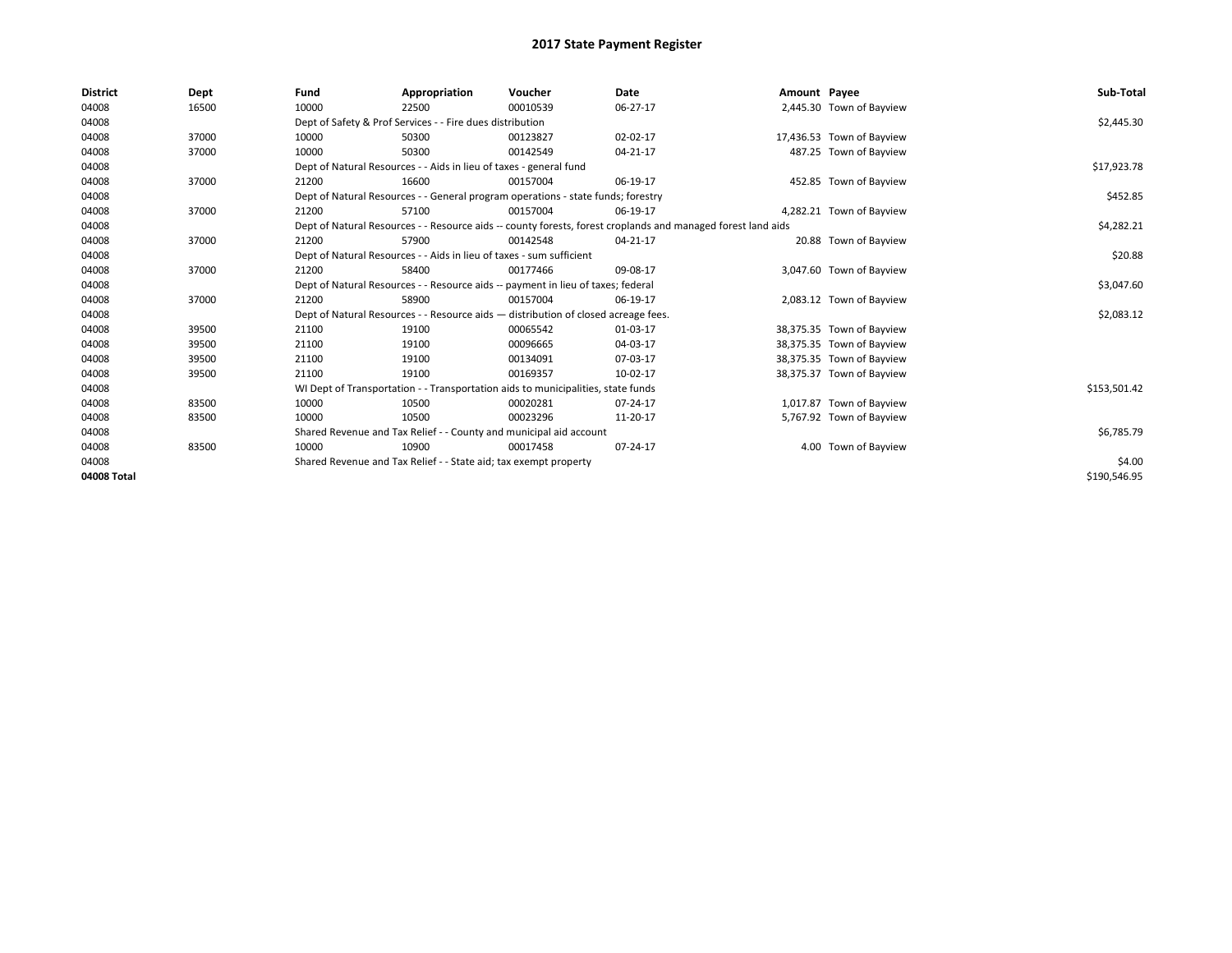# 2017 State Payment Register

| District | Dept | Fund | Appropriation | Voucher | Date | Amount | Payee | Sub-Total |
| --- | --- | --- | --- | --- | --- | --- | --- | --- |
| 04008 | 16500 | 10000 | 22500 | 00010539 | 06-27-17 | 2,445.30 | Town of Bayview | |
| 04008 | | Dept of Safety & Prof Services - - Fire dues distribution | | | | | | $2,445.30 |
| 04008 | 37000 | 10000 | 50300 | 00123827 | 02-02-17 | 17,436.53 | Town of Bayview | |
| 04008 | 37000 | 10000 | 50300 | 00142549 | 04-21-17 | 487.25 | Town of Bayview | |
| 04008 | | Dept of Natural Resources - - Aids in lieu of taxes - general fund | | | | | | $17,923.78 |
| 04008 | 37000 | 21200 | 16600 | 00157004 | 06-19-17 | 452.85 | Town of Bayview | |
| 04008 | | Dept of Natural Resources - - General program operations - state funds; forestry | | | | | | $452.85 |
| 04008 | 37000 | 21200 | 57100 | 00157004 | 06-19-17 | 4,282.21 | Town of Bayview | |
| 04008 | | Dept of Natural Resources - - Resource aids -- county forests, forest croplands and managed forest land aids | | | | | | $4,282.21 |
| 04008 | 37000 | 21200 | 57900 | 00142548 | 04-21-17 | 20.88 | Town of Bayview | |
| 04008 | | Dept of Natural Resources - - Aids in lieu of taxes - sum sufficient | | | | | | $20.88 |
| 04008 | 37000 | 21200 | 58400 | 00177466 | 09-08-17 | 3,047.60 | Town of Bayview | |
| 04008 | | Dept of Natural Resources - - Resource aids -- payment in lieu of taxes; federal | | | | | | $3,047.60 |
| 04008 | 37000 | 21200 | 58900 | 00157004 | 06-19-17 | 2,083.12 | Town of Bayview | |
| 04008 | | Dept of Natural Resources - - Resource aids — distribution of closed acreage fees. | | | | | | $2,083.12 |
| 04008 | 39500 | 21100 | 19100 | 00065542 | 01-03-17 | 38,375.35 | Town of Bayview | |
| 04008 | 39500 | 21100 | 19100 | 00096665 | 04-03-17 | 38,375.35 | Town of Bayview | |
| 04008 | 39500 | 21100 | 19100 | 00134091 | 07-03-17 | 38,375.35 | Town of Bayview | |
| 04008 | 39500 | 21100 | 19100 | 00169357 | 10-02-17 | 38,375.37 | Town of Bayview | |
| 04008 | | WI Dept of Transportation - - Transportation aids to municipalities, state funds | | | | | | $153,501.42 |
| 04008 | 83500 | 10000 | 10500 | 00020281 | 07-24-17 | 1,017.87 | Town of Bayview | |
| 04008 | 83500 | 10000 | 10500 | 00023296 | 11-20-17 | 5,767.92 | Town of Bayview | |
| 04008 | | Shared Revenue and Tax Relief - - County and municipal aid account | | | | | | $6,785.79 |
| 04008 | 83500 | 10000 | 10900 | 00017458 | 07-24-17 | 4.00 | Town of Bayview | |
| 04008 | | Shared Revenue and Tax Relief - - State aid; tax exempt property | | | | | | $4.00 |
| 04008 Total | | | | | | | | $190,546.95 |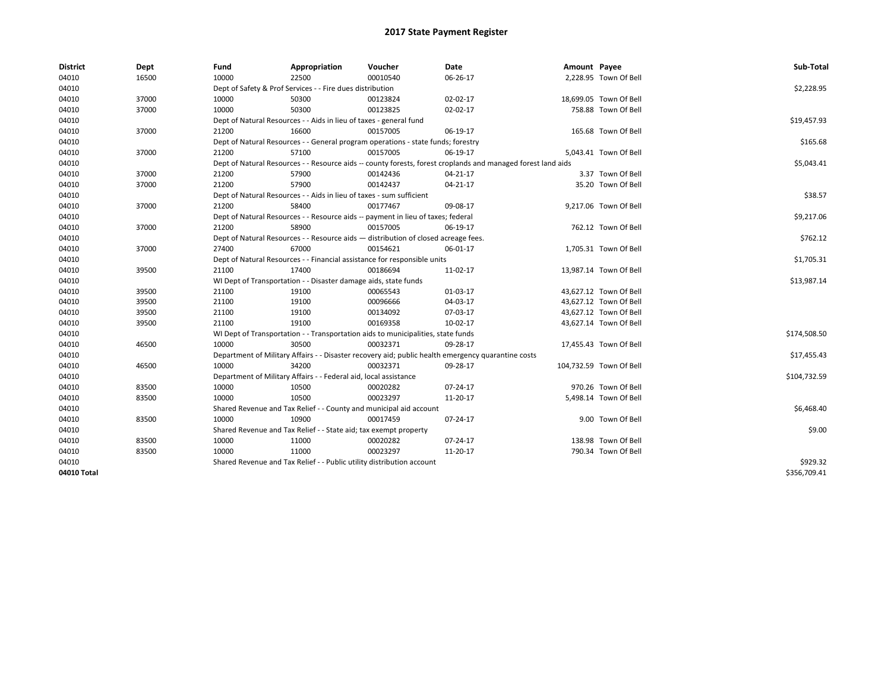# 2017 State Payment Register

| District | Dept | Fund | Appropriation | Voucher | Date | Amount | Payee | Sub-Total |
|---|---|---|---|---|---|---|---|---|
| 04010 | 16500 | 10000 | 22500 | 00010540 | 06-26-17 | 2,228.95 | Town Of Bell | |
| 04010 | | Dept of Safety & Prof Services - - Fire dues distribution | | | | | | $2,228.95 |
| 04010 | 37000 | 10000 | 50300 | 00123824 | 02-02-17 | 18,699.05 | Town Of Bell | |
| 04010 | 37000 | 10000 | 50300 | 00123825 | 02-02-17 | 758.88 | Town Of Bell | |
| 04010 | | Dept of Natural Resources - - Aids in lieu of taxes - general fund | | | | | | $19,457.93 |
| 04010 | 37000 | 21200 | 16600 | 00157005 | 06-19-17 | 165.68 | Town Of Bell | |
| 04010 | | Dept of Natural Resources - - General program operations - state funds; forestry | | | | | | $165.68 |
| 04010 | 37000 | 21200 | 57100 | 00157005 | 06-19-17 | 5,043.41 | Town Of Bell | |
| 04010 | | Dept of Natural Resources - - Resource aids -- county forests, forest croplands and managed forest land aids | | | | | | $5,043.41 |
| 04010 | 37000 | 21200 | 57900 | 00142436 | 04-21-17 | 3.37 | Town Of Bell | |
| 04010 | 37000 | 21200 | 57900 | 00142437 | 04-21-17 | 35.20 | Town Of Bell | |
| 04010 | | Dept of Natural Resources - - Aids in lieu of taxes - sum sufficient | | | | | | $38.57 |
| 04010 | 37000 | 21200 | 58400 | 00177467 | 09-08-17 | 9,217.06 | Town Of Bell | |
| 04010 | | Dept of Natural Resources - - Resource aids -- payment in lieu of taxes; federal | | | | | | $9,217.06 |
| 04010 | 37000 | 21200 | 58900 | 00157005 | 06-19-17 | 762.12 | Town Of Bell | |
| 04010 | | Dept of Natural Resources - - Resource aids — distribution of closed acreage fees. | | | | | | $762.12 |
| 04010 | 37000 | 27400 | 67000 | 00154621 | 06-01-17 | 1,705.31 | Town Of Bell | |
| 04010 | | Dept of Natural Resources - - Financial assistance for responsible units | | | | | | $1,705.31 |
| 04010 | 39500 | 21100 | 17400 | 00186694 | 11-02-17 | 13,987.14 | Town Of Bell | |
| 04010 | | WI Dept of Transportation - - Disaster damage aids, state funds | | | | | | $13,987.14 |
| 04010 | 39500 | 21100 | 19100 | 00065543 | 01-03-17 | 43,627.12 | Town Of Bell | |
| 04010 | 39500 | 21100 | 19100 | 00096666 | 04-03-17 | 43,627.12 | Town Of Bell | |
| 04010 | 39500 | 21100 | 19100 | 00134092 | 07-03-17 | 43,627.12 | Town Of Bell | |
| 04010 | 39500 | 21100 | 19100 | 00169358 | 10-02-17 | 43,627.14 | Town Of Bell | |
| 04010 | | WI Dept of Transportation - - Transportation aids to municipalities, state funds | | | | | | $174,508.50 |
| 04010 | 46500 | 10000 | 30500 | 00032371 | 09-28-17 | 17,455.43 | Town Of Bell | |
| 04010 | | Department of Military Affairs - - Disaster recovery aid; public health emergency quarantine costs | | | | | | $17,455.43 |
| 04010 | 46500 | 10000 | 34200 | 00032371 | 09-28-17 | 104,732.59 | Town Of Bell | |
| 04010 | | Department of Military Affairs - - Federal aid, local assistance | | | | | | $104,732.59 |
| 04010 | 83500 | 10000 | 10500 | 00020282 | 07-24-17 | 970.26 | Town Of Bell | |
| 04010 | 83500 | 10000 | 10500 | 00023297 | 11-20-17 | 5,498.14 | Town Of Bell | |
| 04010 | | Shared Revenue and Tax Relief - - County and municipal aid account | | | | | | $6,468.40 |
| 04010 | 83500 | 10000 | 10900 | 00017459 | 07-24-17 | 9.00 | Town Of Bell | |
| 04010 | | Shared Revenue and Tax Relief - - State aid; tax exempt property | | | | | | $9.00 |
| 04010 | 83500 | 10000 | 11000 | 00020282 | 07-24-17 | 138.98 | Town Of Bell | |
| 04010 | 83500 | 10000 | 11000 | 00023297 | 11-20-17 | 790.34 | Town Of Bell | |
| 04010 | | Shared Revenue and Tax Relief - - Public utility distribution account | | | | | | $929.32 |
| **04010 Total** | | | | | | | | $356,709.41 |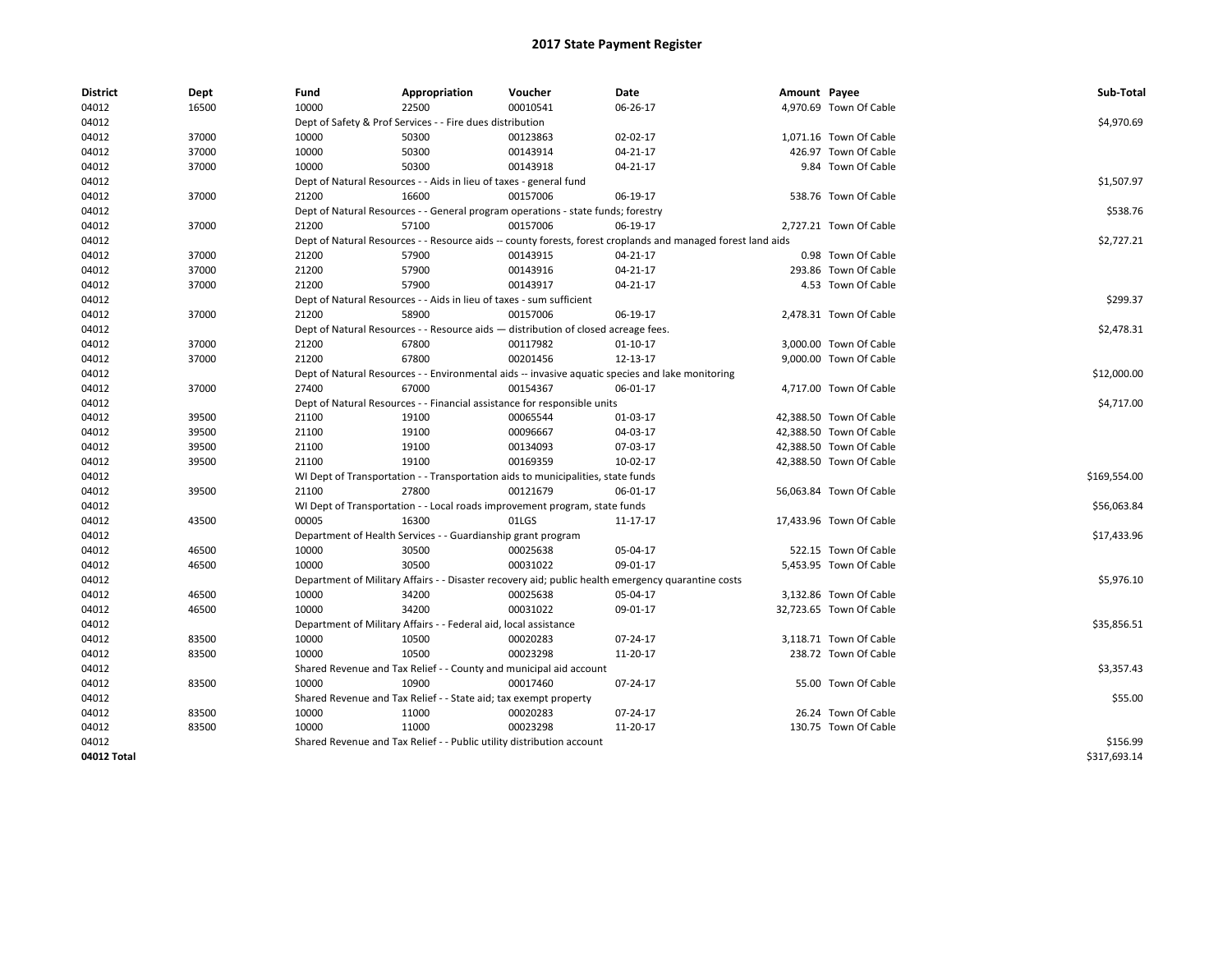# 2017 State Payment Register

| District | Dept | Fund | Appropriation | Voucher | Date | Amount | Payee | Sub-Total |
|---|---|---|---|---|---|---|---|---|
| 04012 | 16500 | 10000 | 22500 | 00010541 | 06-26-17 | 4,970.69 | Town Of Cable | |
| 04012 | | Dept of Safety & Prof Services - - Fire dues distribution | | | | | | $4,970.69 |
| 04012 | 37000 | 10000 | 50300 | 00123863 | 02-02-17 | 1,071.16 | Town Of Cable | |
| 04012 | 37000 | 10000 | 50300 | 00143914 | 04-21-17 | 426.97 | Town Of Cable | |
| 04012 | 37000 | 10000 | 50300 | 00143918 | 04-21-17 | 9.84 | Town Of Cable | |
| 04012 | | Dept of Natural Resources - - Aids in lieu of taxes - general fund | | | | | | $1,507.97 |
| 04012 | 37000 | 21200 | 16600 | 00157006 | 06-19-17 | 538.76 | Town Of Cable | |
| 04012 | | Dept of Natural Resources - - General program operations - state funds; forestry | | | | | | $538.76 |
| 04012 | 37000 | 21200 | 57100 | 00157006 | 06-19-17 | 2,727.21 | Town Of Cable | |
| 04012 | | Dept of Natural Resources - - Resource aids -- county forests, forest croplands and managed forest land aids | | | | | | $2,727.21 |
| 04012 | 37000 | 21200 | 57900 | 00143915 | 04-21-17 | 0.98 | Town Of Cable | |
| 04012 | 37000 | 21200 | 57900 | 00143916 | 04-21-17 | 293.86 | Town Of Cable | |
| 04012 | 37000 | 21200 | 57900 | 00143917 | 04-21-17 | 4.53 | Town Of Cable | |
| 04012 | | Dept of Natural Resources - - Aids in lieu of taxes - sum sufficient | | | | | | $299.37 |
| 04012 | 37000 | 21200 | 58900 | 00157006 | 06-19-17 | 2,478.31 | Town Of Cable | |
| 04012 | | Dept of Natural Resources - - Resource aids — distribution of closed acreage fees. | | | | | | $2,478.31 |
| 04012 | 37000 | 21200 | 67800 | 00117982 | 01-10-17 | 3,000.00 | Town Of Cable | |
| 04012 | 37000 | 21200 | 67800 | 00201456 | 12-13-17 | 9,000.00 | Town Of Cable | |
| 04012 | | Dept of Natural Resources - - Environmental aids -- invasive aquatic species and lake monitoring | | | | | | $12,000.00 |
| 04012 | 37000 | 27400 | 67000 | 00154367 | 06-01-17 | 4,717.00 | Town Of Cable | |
| 04012 | | Dept of Natural Resources - - Financial assistance for responsible units | | | | | | $4,717.00 |
| 04012 | 39500 | 21100 | 19100 | 00065544 | 01-03-17 | 42,388.50 | Town Of Cable | |
| 04012 | 39500 | 21100 | 19100 | 00096667 | 04-03-17 | 42,388.50 | Town Of Cable | |
| 04012 | 39500 | 21100 | 19100 | 00134093 | 07-03-17 | 42,388.50 | Town Of Cable | |
| 04012 | 39500 | 21100 | 19100 | 00169359 | 10-02-17 | 42,388.50 | Town Of Cable | |
| 04012 | | WI Dept of Transportation - - Transportation aids to municipalities, state funds | | | | | | $169,554.00 |
| 04012 | 39500 | 21100 | 27800 | 00121679 | 06-01-17 | 56,063.84 | Town Of Cable | |
| 04012 | | WI Dept of Transportation - - Local roads improvement program, state funds | | | | | | $56,063.84 |
| 04012 | 43500 | 00005 | 16300 | 01LGS | 11-17-17 | 17,433.96 | Town Of Cable | |
| 04012 | | Department of Health Services - - Guardianship grant program | | | | | | $17,433.96 |
| 04012 | 46500 | 10000 | 30500 | 00025638 | 05-04-17 | 522.15 | Town Of Cable | |
| 04012 | 46500 | 10000 | 30500 | 00031022 | 09-01-17 | 5,453.95 | Town Of Cable | |
| 04012 | | Department of Military Affairs - - Disaster recovery aid; public health emergency quarantine costs | | | | | | $5,976.10 |
| 04012 | 46500 | 10000 | 34200 | 00025638 | 05-04-17 | 3,132.86 | Town Of Cable | |
| 04012 | 46500 | 10000 | 34200 | 00031022 | 09-01-17 | 32,723.65 | Town Of Cable | |
| 04012 | | Department of Military Affairs - - Federal aid, local assistance | | | | | | $35,856.51 |
| 04012 | 83500 | 10000 | 10500 | 00020283 | 07-24-17 | 3,118.71 | Town Of Cable | |
| 04012 | 83500 | 10000 | 10500 | 00023298 | 11-20-17 | 238.72 | Town Of Cable | |
| 04012 | | Shared Revenue and Tax Relief - - County and municipal aid account | | | | | | $3,357.43 |
| 04012 | 83500 | 10000 | 10900 | 00017460 | 07-24-17 | 55.00 | Town Of Cable | |
| 04012 | | Shared Revenue and Tax Relief - - State aid; tax exempt property | | | | | | $55.00 |
| 04012 | 83500 | 10000 | 11000 | 00020283 | 07-24-17 | 26.24 | Town Of Cable | |
| 04012 | 83500 | 10000 | 11000 | 00023298 | 11-20-17 | 130.75 | Town Of Cable | |
| 04012 | | Shared Revenue and Tax Relief - - Public utility distribution account | | | | | | $156.99 |
| **04012 Total** | | | | | | | | $317,693.14 |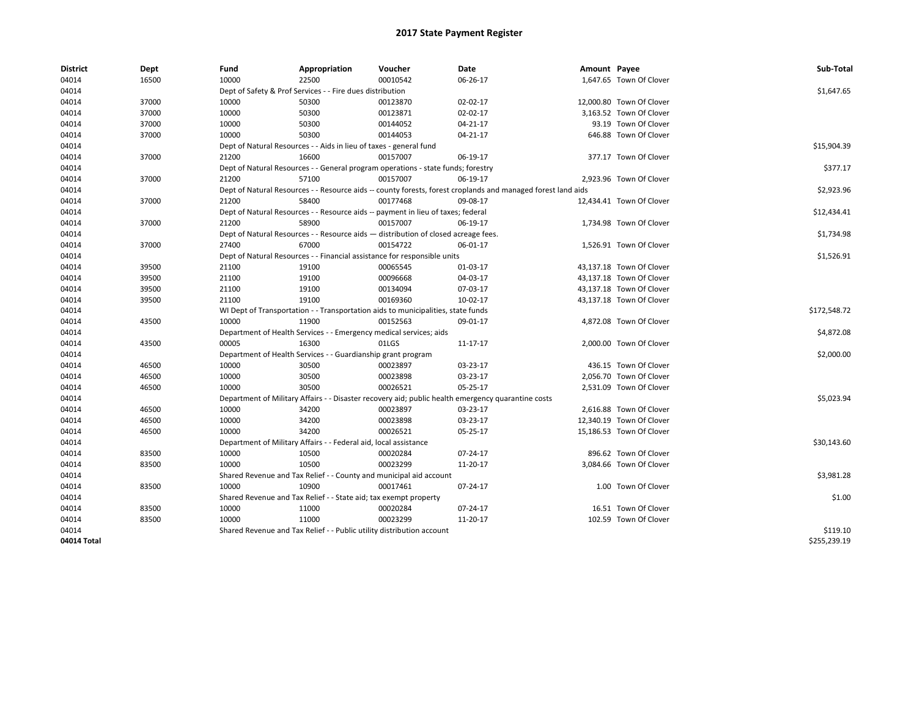# 2017 State Payment Register

| District | Dept | Fund | Appropriation | Voucher | Date | Amount | Payee | Sub-Total |
|---|---|---|---|---|---|---|---|---|
| 04014 | 16500 | 10000 | 22500 | 00010542 | 06-26-17 | 1,647.65 | Town Of Clover | |
| 04014 | | Dept of Safety & Prof Services - - Fire dues distribution | | | | | | $1,647.65 |
| 04014 | 37000 | 10000 | 50300 | 00123870 | 02-02-17 | 12,000.80 | Town Of Clover | |
| 04014 | 37000 | 10000 | 50300 | 00123871 | 02-02-17 | 3,163.52 | Town Of Clover | |
| 04014 | 37000 | 10000 | 50300 | 00144052 | 04-21-17 | 93.19 | Town Of Clover | |
| 04014 | 37000 | 10000 | 50300 | 00144053 | 04-21-17 | 646.88 | Town Of Clover | |
| 04014 | | Dept of Natural Resources - - Aids in lieu of taxes - general fund | | | | | | $15,904.39 |
| 04014 | 37000 | 21200 | 16600 | 00157007 | 06-19-17 | 377.17 | Town Of Clover | |
| 04014 | | Dept of Natural Resources - - General program operations - state funds; forestry | | | | | | $377.17 |
| 04014 | 37000 | 21200 | 57100 | 00157007 | 06-19-17 | 2,923.96 | Town Of Clover | |
| 04014 | | Dept of Natural Resources - - Resource aids -- county forests, forest croplands and managed forest land aids | | | | | | $2,923.96 |
| 04014 | 37000 | 21200 | 58400 | 00177468 | 09-08-17 | 12,434.41 | Town Of Clover | |
| 04014 | | Dept of Natural Resources - - Resource aids -- payment in lieu of taxes; federal | | | | | | $12,434.41 |
| 04014 | 37000 | 21200 | 58900 | 00157007 | 06-19-17 | 1,734.98 | Town Of Clover | |
| 04014 | | Dept of Natural Resources - - Resource aids — distribution of closed acreage fees. | | | | | | $1,734.98 |
| 04014 | 37000 | 27400 | 67000 | 00154722 | 06-01-17 | 1,526.91 | Town Of Clover | |
| 04014 | | Dept of Natural Resources - - Financial assistance for responsible units | | | | | | $1,526.91 |
| 04014 | 39500 | 21100 | 19100 | 00065545 | 01-03-17 | 43,137.18 | Town Of Clover | |
| 04014 | 39500 | 21100 | 19100 | 00096668 | 04-03-17 | 43,137.18 | Town Of Clover | |
| 04014 | 39500 | 21100 | 19100 | 00134094 | 07-03-17 | 43,137.18 | Town Of Clover | |
| 04014 | 39500 | 21100 | 19100 | 00169360 | 10-02-17 | 43,137.18 | Town Of Clover | |
| 04014 | | WI Dept of Transportation - - Transportation aids to municipalities, state funds | | | | | | $172,548.72 |
| 04014 | 43500 | 10000 | 11900 | 00152563 | 09-01-17 | 4,872.08 | Town Of Clover | |
| 04014 | | Department of Health Services - - Emergency medical services; aids | | | | | | $4,872.08 |
| 04014 | 43500 | 00005 | 16300 | 01LGS | 11-17-17 | 2,000.00 | Town Of Clover | |
| 04014 | | Department of Health Services - - Guardianship grant program | | | | | | $2,000.00 |
| 04014 | 46500 | 10000 | 30500 | 00023897 | 03-23-17 | 436.15 | Town Of Clover | |
| 04014 | 46500 | 10000 | 30500 | 00023898 | 03-23-17 | 2,056.70 | Town Of Clover | |
| 04014 | 46500 | 10000 | 30500 | 00026521 | 05-25-17 | 2,531.09 | Town Of Clover | |
| 04014 | | Department of Military Affairs - - Disaster recovery aid; public health emergency quarantine costs | | | | | | $5,023.94 |
| 04014 | 46500 | 10000 | 34200 | 00023897 | 03-23-17 | 2,616.88 | Town Of Clover | |
| 04014 | 46500 | 10000 | 34200 | 00023898 | 03-23-17 | 12,340.19 | Town Of Clover | |
| 04014 | 46500 | 10000 | 34200 | 00026521 | 05-25-17 | 15,186.53 | Town Of Clover | |
| 04014 | | Department of Military Affairs - - Federal aid, local assistance | | | | | | $30,143.60 |
| 04014 | 83500 | 10000 | 10500 | 00020284 | 07-24-17 | 896.62 | Town Of Clover | |
| 04014 | 83500 | 10000 | 10500 | 00023299 | 11-20-17 | 3,084.66 | Town Of Clover | |
| 04014 | | Shared Revenue and Tax Relief - - County and municipal aid account | | | | | | $3,981.28 |
| 04014 | 83500 | 10000 | 10900 | 00017461 | 07-24-17 | 1.00 | Town Of Clover | |
| 04014 | | Shared Revenue and Tax Relief - - State aid; tax exempt property | | | | | | $1.00 |
| 04014 | 83500 | 10000 | 11000 | 00020284 | 07-24-17 | 16.51 | Town Of Clover | |
| 04014 | 83500 | 10000 | 11000 | 00023299 | 11-20-17 | 102.59 | Town Of Clover | |
| 04014 | | Shared Revenue and Tax Relief - - Public utility distribution account | | | | | | $119.10 |
| **04014 Total** | | | | | | | | $255,239.19 |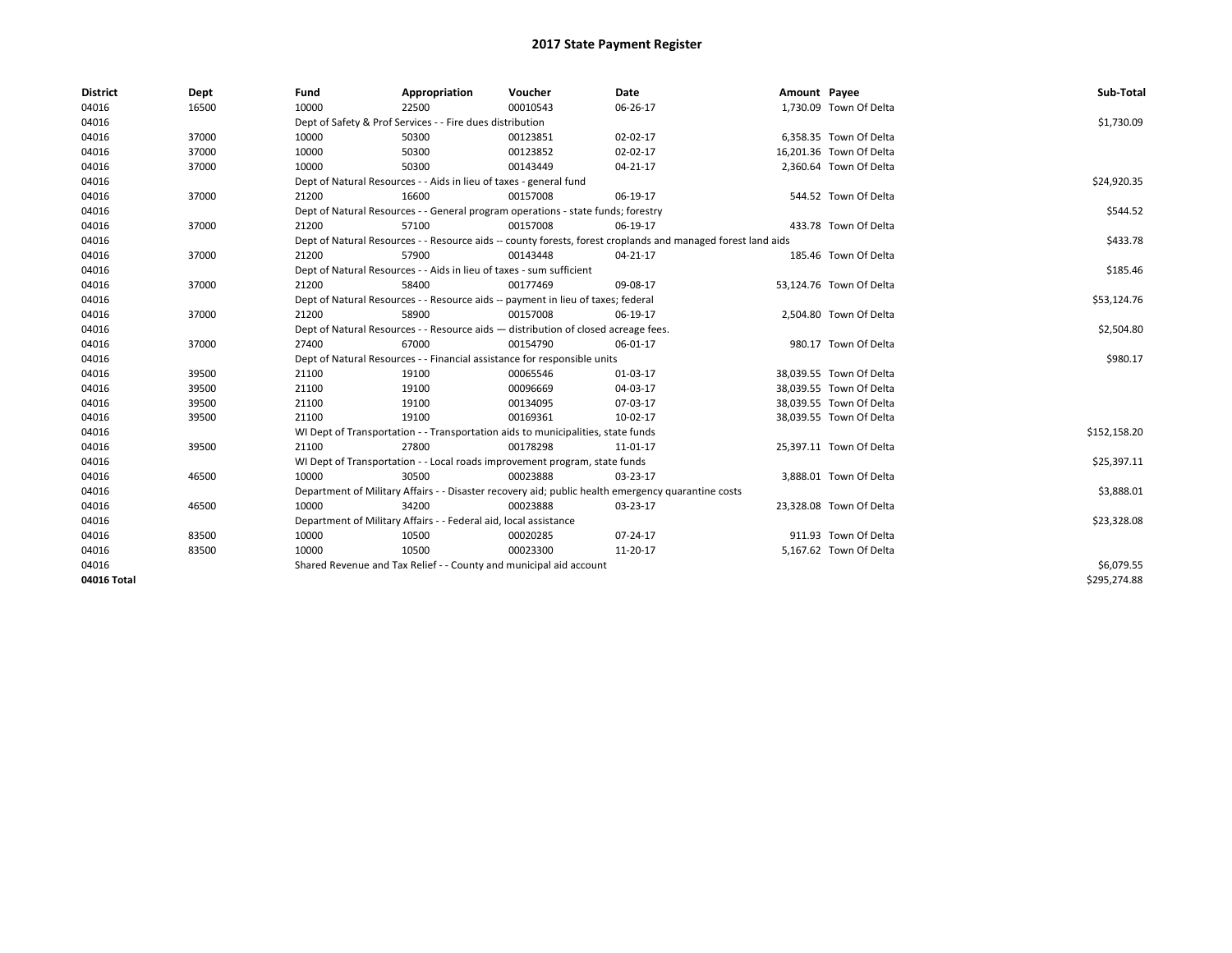# 2017 State Payment Register

| District | Dept | Fund | Appropriation | Voucher | Date | Amount | Payee | Sub-Total |
|---|---|---|---|---|---|---|---|---|
| 04016 | 16500 | 10000 | 22500 | 00010543 | 06-26-17 | 1,730.09 | Town Of Delta | |
| 04016 | | Dept of Safety & Prof Services - - Fire dues distribution | | | | | | $1,730.09 |
| 04016 | 37000 | 10000 | 50300 | 00123851 | 02-02-17 | 6,358.35 | Town Of Delta | |
| 04016 | 37000 | 10000 | 50300 | 00123852 | 02-02-17 | 16,201.36 | Town Of Delta | |
| 04016 | 37000 | 10000 | 50300 | 00143449 | 04-21-17 | 2,360.64 | Town Of Delta | |
| 04016 | | Dept of Natural Resources - - Aids in lieu of taxes - general fund | | | | | | $24,920.35 |
| 04016 | 37000 | 21200 | 16600 | 00157008 | 06-19-17 | 544.52 | Town Of Delta | |
| 04016 | | Dept of Natural Resources - - General program operations - state funds; forestry | | | | | | $544.52 |
| 04016 | 37000 | 21200 | 57100 | 00157008 | 06-19-17 | 433.78 | Town Of Delta | |
| 04016 | | Dept of Natural Resources - - Resource aids -- county forests, forest croplands and managed forest land aids | | | | | | $433.78 |
| 04016 | 37000 | 21200 | 57900 | 00143448 | 04-21-17 | 185.46 | Town Of Delta | |
| 04016 | | Dept of Natural Resources - - Aids in lieu of taxes - sum sufficient | | | | | | $185.46 |
| 04016 | 37000 | 21200 | 58400 | 00177469 | 09-08-17 | 53,124.76 | Town Of Delta | |
| 04016 | | Dept of Natural Resources - - Resource aids -- payment in lieu of taxes; federal | | | | | | $53,124.76 |
| 04016 | 37000 | 21200 | 58900 | 00157008 | 06-19-17 | 2,504.80 | Town Of Delta | |
| 04016 | | Dept of Natural Resources - - Resource aids — distribution of closed acreage fees. | | | | | | $2,504.80 |
| 04016 | 37000 | 27400 | 67000 | 00154790 | 06-01-17 | 980.17 | Town Of Delta | |
| 04016 | | Dept of Natural Resources - - Financial assistance for responsible units | | | | | | $980.17 |
| 04016 | 39500 | 21100 | 19100 | 00065546 | 01-03-17 | 38,039.55 | Town Of Delta | |
| 04016 | 39500 | 21100 | 19100 | 00096669 | 04-03-17 | 38,039.55 | Town Of Delta | |
| 04016 | 39500 | 21100 | 19100 | 00134095 | 07-03-17 | 38,039.55 | Town Of Delta | |
| 04016 | 39500 | 21100 | 19100 | 00169361 | 10-02-17 | 38,039.55 | Town Of Delta | |
| 04016 | | WI Dept of Transportation - - Transportation aids to municipalities, state funds | | | | | | $152,158.20 |
| 04016 | 39500 | 21100 | 27800 | 00178298 | 11-01-17 | 25,397.11 | Town Of Delta | |
| 04016 | | WI Dept of Transportation - - Local roads improvement program, state funds | | | | | | $25,397.11 |
| 04016 | 46500 | 10000 | 30500 | 00023888 | 03-23-17 | 3,888.01 | Town Of Delta | |
| 04016 | | Department of Military Affairs - - Disaster recovery aid; public health emergency quarantine costs | | | | | | $3,888.01 |
| 04016 | 46500 | 10000 | 34200 | 00023888 | 03-23-17 | 23,328.08 | Town Of Delta | |
| 04016 | | Department of Military Affairs - - Federal aid, local assistance | | | | | | $23,328.08 |
| 04016 | 83500 | 10000 | 10500 | 00020285 | 07-24-17 | 911.93 | Town Of Delta | |
| 04016 | 83500 | 10000 | 10500 | 00023300 | 11-20-17 | 5,167.62 | Town Of Delta | |
| 04016 | | Shared Revenue and Tax Relief - - County and municipal aid account | | | | | | $6,079.55 |
| **04016 Total** | | | | | | | | $295,274.88 |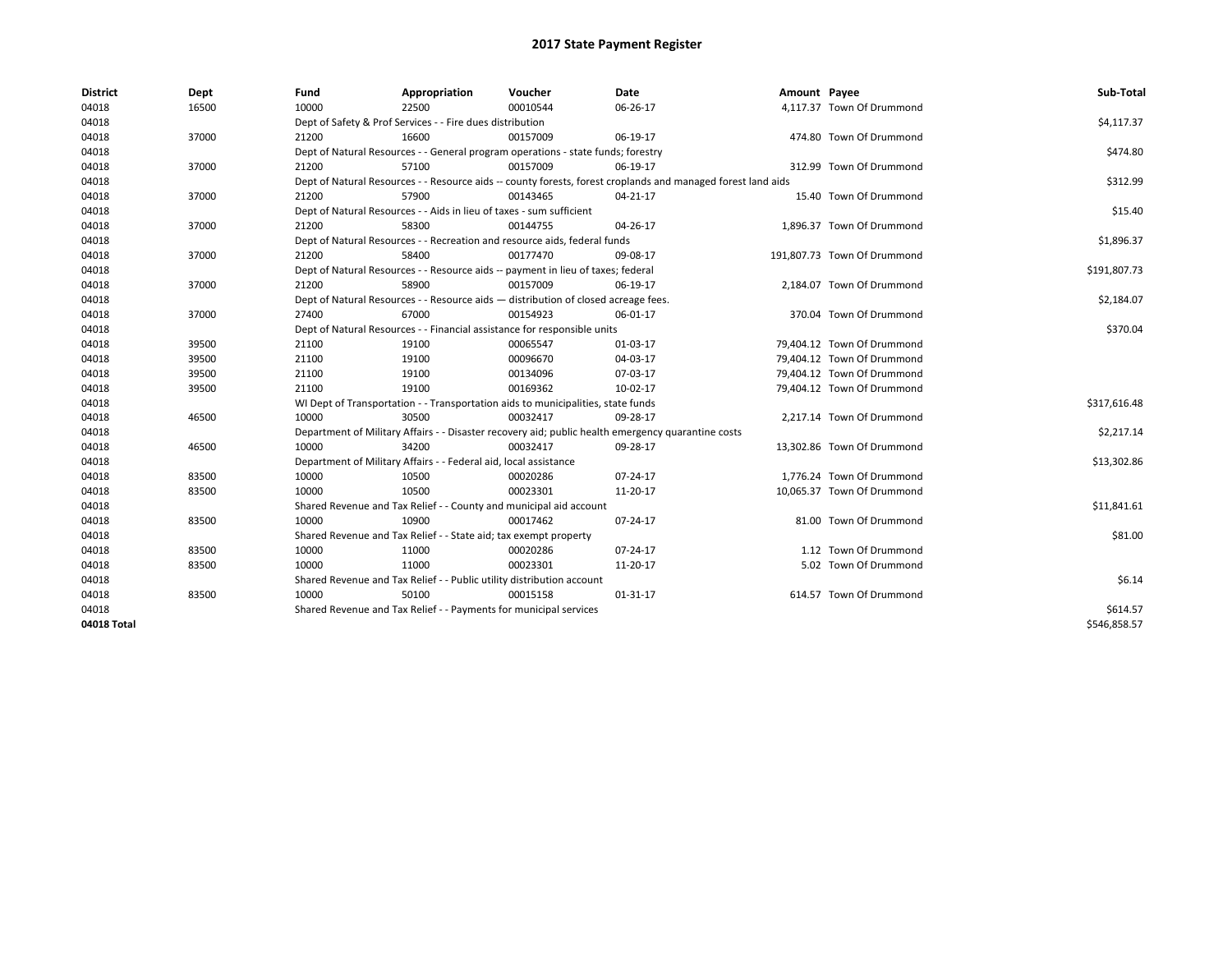# 2017 State Payment Register

| District | Dept | Fund | Appropriation | Voucher | Date | Amount | Payee | Sub-Total |
|---|---|---|---|---|---|---|---|---|
| 04018 | 16500 | 10000 | 22500 | 00010544 | 06-26-17 | 4,117.37 | Town Of Drummond | |
| 04018 | | Dept of Safety & Prof Services - - Fire dues distribution | | | | | | $4,117.37 |
| 04018 | 37000 | 21200 | 16600 | 00157009 | 06-19-17 | 474.80 | Town Of Drummond | |
| 04018 | | Dept of Natural Resources - - General program operations - state funds; forestry | | | | | | $474.80 |
| 04018 | 37000 | 21200 | 57100 | 00157009 | 06-19-17 | 312.99 | Town Of Drummond | |
| 04018 | | Dept of Natural Resources - - Resource aids -- county forests, forest croplands and managed forest land aids | | | | | | $312.99 |
| 04018 | 37000 | 21200 | 57900 | 00143465 | 04-21-17 | 15.40 | Town Of Drummond | |
| 04018 | | Dept of Natural Resources - - Aids in lieu of taxes - sum sufficient | | | | | | $15.40 |
| 04018 | 37000 | 21200 | 58300 | 00144755 | 04-26-17 | 1,896.37 | Town Of Drummond | |
| 04018 | | Dept of Natural Resources - - Recreation and resource aids, federal funds | | | | | | $1,896.37 |
| 04018 | 37000 | 21200 | 58400 | 00177470 | 09-08-17 | 191,807.73 | Town Of Drummond | |
| 04018 | | Dept of Natural Resources - - Resource aids -- payment in lieu of taxes; federal | | | | | | $191,807.73 |
| 04018 | 37000 | 21200 | 58900 | 00157009 | 06-19-17 | 2,184.07 | Town Of Drummond | |
| 04018 | | Dept of Natural Resources - - Resource aids — distribution of closed acreage fees. | | | | | | $2,184.07 |
| 04018 | 37000 | 27400 | 67000 | 00154923 | 06-01-17 | 370.04 | Town Of Drummond | |
| 04018 | | Dept of Natural Resources - - Financial assistance for responsible units | | | | | | $370.04 |
| 04018 | 39500 | 21100 | 19100 | 00065547 | 01-03-17 | 79,404.12 | Town Of Drummond | |
| 04018 | 39500 | 21100 | 19100 | 00096670 | 04-03-17 | 79,404.12 | Town Of Drummond | |
| 04018 | 39500 | 21100 | 19100 | 00134096 | 07-03-17 | 79,404.12 | Town Of Drummond | |
| 04018 | 39500 | 21100 | 19100 | 00169362 | 10-02-17 | 79,404.12 | Town Of Drummond | |
| 04018 | | WI Dept of Transportation - - Transportation aids to municipalities, state funds | | | | | | $317,616.48 |
| 04018 | 46500 | 10000 | 30500 | 00032417 | 09-28-17 | 2,217.14 | Town Of Drummond | |
| 04018 | | Department of Military Affairs - - Disaster recovery aid; public health emergency quarantine costs | | | | | | $2,217.14 |
| 04018 | 46500 | 10000 | 34200 | 00032417 | 09-28-17 | 13,302.86 | Town Of Drummond | |
| 04018 | | Department of Military Affairs - - Federal aid, local assistance | | | | | | $13,302.86 |
| 04018 | 83500 | 10000 | 10500 | 00020286 | 07-24-17 | 1,776.24 | Town Of Drummond | |
| 04018 | 83500 | 10000 | 10500 | 00023301 | 11-20-17 | 10,065.37 | Town Of Drummond | |
| 04018 | | Shared Revenue and Tax Relief - - County and municipal aid account | | | | | | $11,841.61 |
| 04018 | 83500 | 10000 | 10900 | 00017462 | 07-24-17 | 81.00 | Town Of Drummond | |
| 04018 | | Shared Revenue and Tax Relief - - State aid; tax exempt property | | | | | | $81.00 |
| 04018 | 83500 | 10000 | 11000 | 00020286 | 07-24-17 | 1.12 | Town Of Drummond | |
| 04018 | 83500 | 10000 | 11000 | 00023301 | 11-20-17 | 5.02 | Town Of Drummond | |
| 04018 | | Shared Revenue and Tax Relief - - Public utility distribution account | | | | | | $6.14 |
| 04018 | 83500 | 10000 | 50100 | 00015158 | 01-31-17 | 614.57 | Town Of Drummond | |
| 04018 | | Shared Revenue and Tax Relief - - Payments for municipal services | | | | | | $614.57 |
| 04018 Total | | | | | | | | $546,858.57 |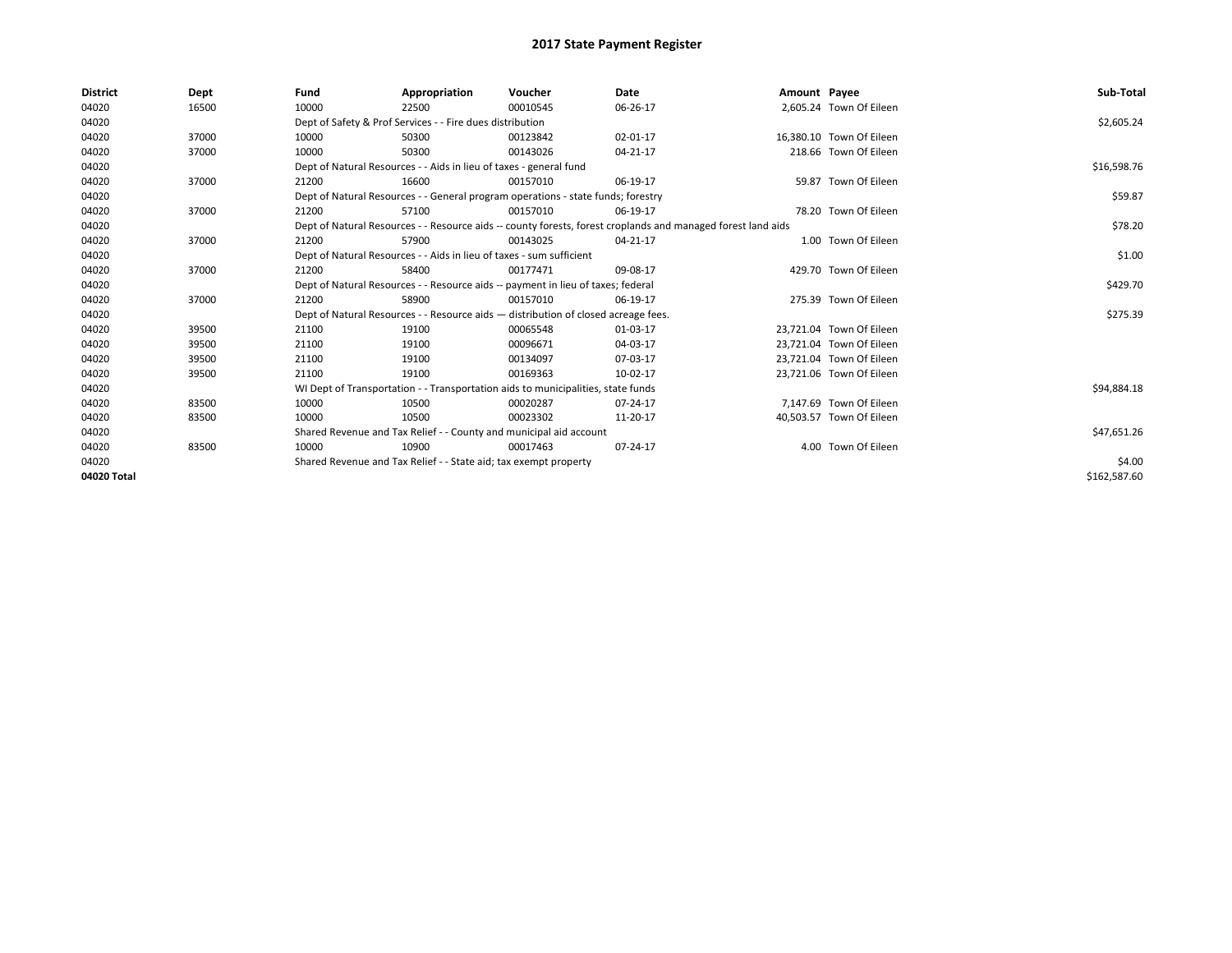# 2017 State Payment Register

| District | Dept | Fund | Appropriation | Voucher | Date | Amount | Payee | Sub-Total |
|---|---|---|---|---|---|---|---|---|
| 04020 | 16500 | 10000 | 22500 | 00010545 | 06-26-17 | 2,605.24 | Town Of Eileen | |
| 04020 | | Dept of Safety & Prof Services - - Fire dues distribution | | | | | | $2,605.24 |
| 04020 | 37000 | 10000 | 50300 | 00123842 | 02-01-17 | 16,380.10 | Town Of Eileen | |
| 04020 | 37000 | 10000 | 50300 | 00143026 | 04-21-17 | 218.66 | Town Of Eileen | |
| 04020 | | Dept of Natural Resources - - Aids in lieu of taxes - general fund | | | | | | $16,598.76 |
| 04020 | 37000 | 21200 | 16600 | 00157010 | 06-19-17 | 59.87 | Town Of Eileen | |
| 04020 | | Dept of Natural Resources - - General program operations - state funds; forestry | | | | | | $59.87 |
| 04020 | 37000 | 21200 | 57100 | 00157010 | 06-19-17 | 78.20 | Town Of Eileen | |
| 04020 | | Dept of Natural Resources - - Resource aids -- county forests, forest croplands and managed forest land aids | | | | | | $78.20 |
| 04020 | 37000 | 21200 | 57900 | 00143025 | 04-21-17 | 1.00 | Town Of Eileen | |
| 04020 | | Dept of Natural Resources - - Aids in lieu of taxes - sum sufficient | | | | | | $1.00 |
| 04020 | 37000 | 21200 | 58400 | 00177471 | 09-08-17 | 429.70 | Town Of Eileen | |
| 04020 | | Dept of Natural Resources - - Resource aids -- payment in lieu of taxes; federal | | | | | | $429.70 |
| 04020 | 37000 | 21200 | 58900 | 00157010 | 06-19-17 | 275.39 | Town Of Eileen | |
| 04020 | | Dept of Natural Resources - - Resource aids — distribution of closed acreage fees. | | | | | | $275.39 |
| 04020 | 39500 | 21100 | 19100 | 00065548 | 01-03-17 | 23,721.04 | Town Of Eileen | |
| 04020 | 39500 | 21100 | 19100 | 00096671 | 04-03-17 | 23,721.04 | Town Of Eileen | |
| 04020 | 39500 | 21100 | 19100 | 00134097 | 07-03-17 | 23,721.04 | Town Of Eileen | |
| 04020 | 39500 | 21100 | 19100 | 00169363 | 10-02-17 | 23,721.06 | Town Of Eileen | |
| 04020 | | WI Dept of Transportation - - Transportation aids to municipalities, state funds | | | | | | $94,884.18 |
| 04020 | 83500 | 10000 | 10500 | 00020287 | 07-24-17 | 7,147.69 | Town Of Eileen | |
| 04020 | 83500 | 10000 | 10500 | 00023302 | 11-20-17 | 40,503.57 | Town Of Eileen | |
| 04020 | | Shared Revenue and Tax Relief - - County and municipal aid account | | | | | | $47,651.26 |
| 04020 | 83500 | 10000 | 10900 | 00017463 | 07-24-17 | 4.00 | Town Of Eileen | |
| 04020 | | Shared Revenue and Tax Relief - - State aid; tax exempt property | | | | | | $4.00 |
| 04020 Total | | | | | | | | $162,587.60 |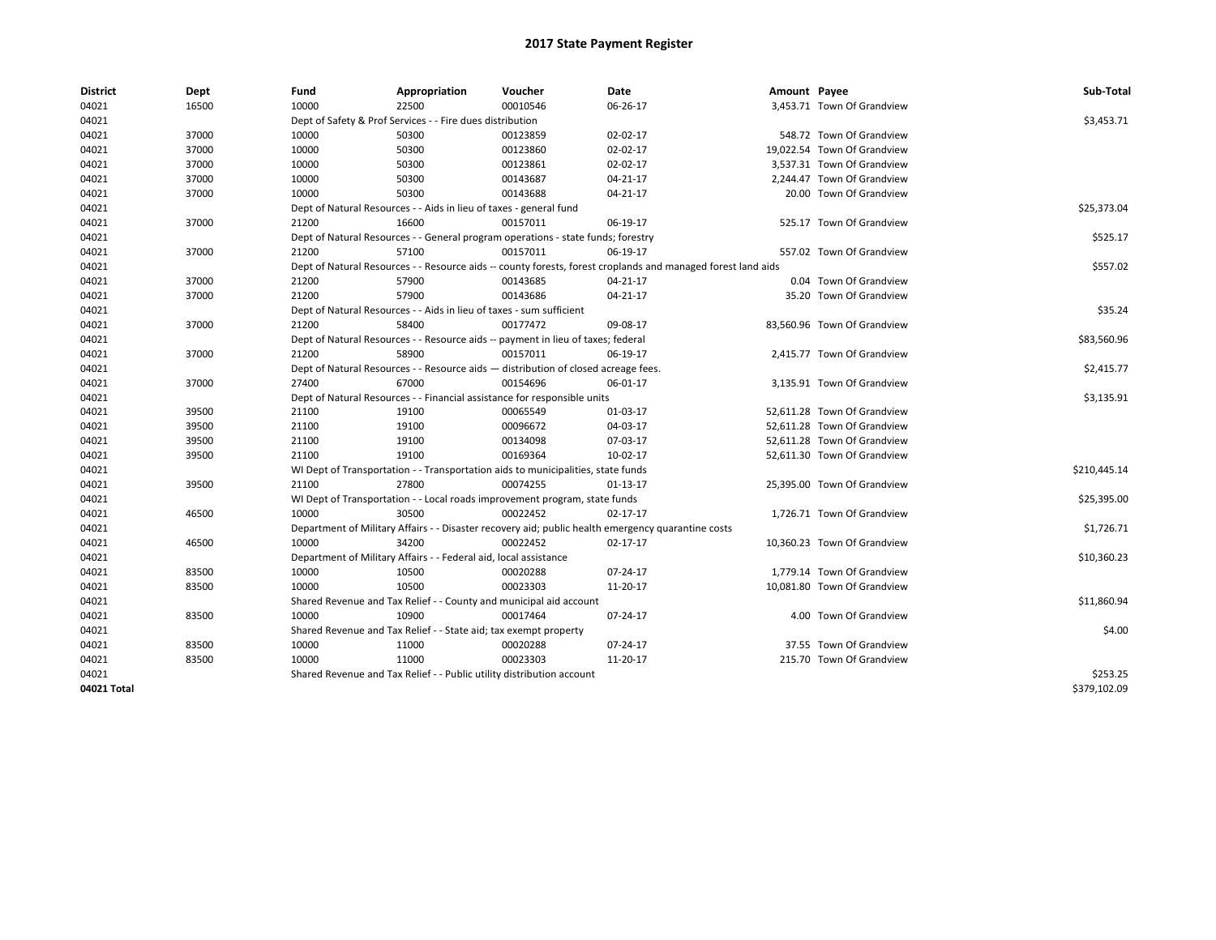# 2017 State Payment Register

| District | Dept | Fund | Appropriation | Voucher | Date | Amount | Payee | Sub-Total |
|---|---|---|---|---|---|---|---|---|
| 04021 | 16500 | 10000 | 22500 | 00010546 | 06-26-17 | 3,453.71 | Town Of Grandview | |
| 04021 | | Dept of Safety & Prof Services - - Fire dues distribution | | | | | | $3,453.71 |
| 04021 | 37000 | 10000 | 50300 | 00123859 | 02-02-17 | 548.72 | Town Of Grandview | |
| 04021 | 37000 | 10000 | 50300 | 00123860 | 02-02-17 | 19,022.54 | Town Of Grandview | |
| 04021 | 37000 | 10000 | 50300 | 00123861 | 02-02-17 | 3,537.31 | Town Of Grandview | |
| 04021 | 37000 | 10000 | 50300 | 00143687 | 04-21-17 | 2,244.47 | Town Of Grandview | |
| 04021 | 37000 | 10000 | 50300 | 00143688 | 04-21-17 | 20.00 | Town Of Grandview | |
| 04021 | | Dept of Natural Resources - - Aids in lieu of taxes - general fund | | | | | | $25,373.04 |
| 04021 | 37000 | 21200 | 16600 | 00157011 | 06-19-17 | 525.17 | Town Of Grandview | |
| 04021 | | Dept of Natural Resources - - General program operations - state funds; forestry | | | | | | $525.17 |
| 04021 | 37000 | 21200 | 57100 | 00157011 | 06-19-17 | 557.02 | Town Of Grandview | |
| 04021 | | Dept of Natural Resources - - Resource aids -- county forests, forest croplands and managed forest land aids | | | | | | $557.02 |
| 04021 | 37000 | 21200 | 57900 | 00143685 | 04-21-17 | 0.04 | Town Of Grandview | |
| 04021 | 37000 | 21200 | 57900 | 00143686 | 04-21-17 | 35.20 | Town Of Grandview | |
| 04021 | | Dept of Natural Resources - - Aids in lieu of taxes - sum sufficient | | | | | | $35.24 |
| 04021 | 37000 | 21200 | 58400 | 00177472 | 09-08-17 | 83,560.96 | Town Of Grandview | |
| 04021 | | Dept of Natural Resources - - Resource aids -- payment in lieu of taxes; federal | | | | | | $83,560.96 |
| 04021 | 37000 | 21200 | 58900 | 00157011 | 06-19-17 | 2,415.77 | Town Of Grandview | |
| 04021 | | Dept of Natural Resources - - Resource aids — distribution of closed acreage fees. | | | | | | $2,415.77 |
| 04021 | 37000 | 27400 | 67000 | 00154696 | 06-01-17 | 3,135.91 | Town Of Grandview | |
| 04021 | | Dept of Natural Resources - - Financial assistance for responsible units | | | | | | $3,135.91 |
| 04021 | 39500 | 21100 | 19100 | 00065549 | 01-03-17 | 52,611.28 | Town Of Grandview | |
| 04021 | 39500 | 21100 | 19100 | 00096672 | 04-03-17 | 52,611.28 | Town Of Grandview | |
| 04021 | 39500 | 21100 | 19100 | 00134098 | 07-03-17 | 52,611.28 | Town Of Grandview | |
| 04021 | 39500 | 21100 | 19100 | 00169364 | 10-02-17 | 52,611.30 | Town Of Grandview | |
| 04021 | | WI Dept of Transportation - - Transportation aids to municipalities, state funds | | | | | | $210,445.14 |
| 04021 | 39500 | 21100 | 27800 | 00074255 | 01-13-17 | 25,395.00 | Town Of Grandview | |
| 04021 | | WI Dept of Transportation - - Local roads improvement program, state funds | | | | | | $25,395.00 |
| 04021 | 46500 | 10000 | 30500 | 00022452 | 02-17-17 | 1,726.71 | Town Of Grandview | |
| 04021 | | Department of Military Affairs - - Disaster recovery aid; public health emergency quarantine costs | | | | | | $1,726.71 |
| 04021 | 46500 | 10000 | 34200 | 00022452 | 02-17-17 | 10,360.23 | Town Of Grandview | |
| 04021 | | Department of Military Affairs - - Federal aid, local assistance | | | | | | $10,360.23 |
| 04021 | 83500 | 10000 | 10500 | 00020288 | 07-24-17 | 1,779.14 | Town Of Grandview | |
| 04021 | 83500 | 10000 | 10500 | 00023303 | 11-20-17 | 10,081.80 | Town Of Grandview | |
| 04021 | | Shared Revenue and Tax Relief - - County and municipal aid account | | | | | | $11,860.94 |
| 04021 | 83500 | 10000 | 10900 | 00017464 | 07-24-17 | 4.00 | Town Of Grandview | |
| 04021 | | Shared Revenue and Tax Relief - - State aid; tax exempt property | | | | | | $4.00 |
| 04021 | 83500 | 10000 | 11000 | 00020288 | 07-24-17 | 37.55 | Town Of Grandview | |
| 04021 | 83500 | 10000 | 11000 | 00023303 | 11-20-17 | 215.70 | Town Of Grandview | |
| 04021 | | Shared Revenue and Tax Relief - - Public utility distribution account | | | | | | $253.25 |
| **04021 Total** | | | | | | | | $379,102.09 |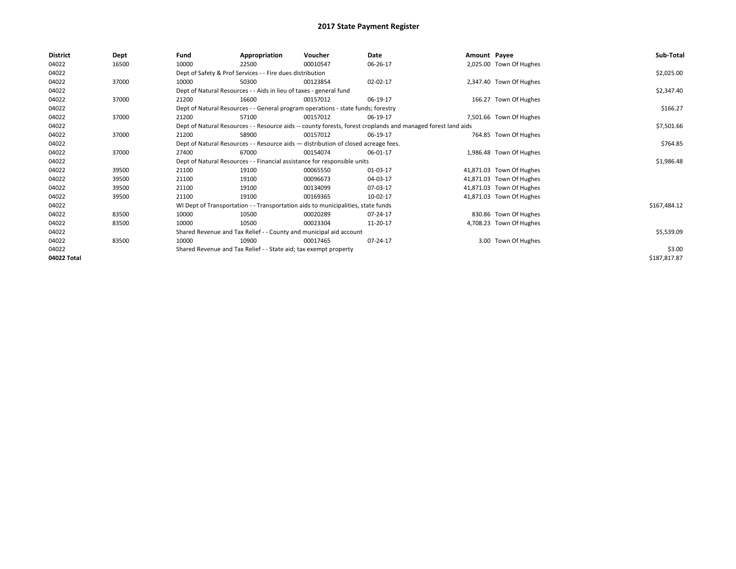# 2017 State Payment Register

| District | Dept | Fund | Appropriation | Voucher | Date | Amount | Payee | Sub-Total |
|---|---|---|---|---|---|---|---|---|
| 04022 | 16500 | 10000 | 22500 | 00010547 | 06-26-17 | 2,025.00 | Town Of Hughes | |
| 04022 | | Dept of Safety & Prof Services - - Fire dues distribution | | | | | | $2,025.00 |
| 04022 | 37000 | 10000 | 50300 | 00123854 | 02-02-17 | 2,347.40 | Town Of Hughes | |
| 04022 | | Dept of Natural Resources - - Aids in lieu of taxes - general fund | | | | | | $2,347.40 |
| 04022 | 37000 | 21200 | 16600 | 00157012 | 06-19-17 | 166.27 | Town Of Hughes | |
| 04022 | | Dept of Natural Resources - - General program operations - state funds; forestry | | | | | | $166.27 |
| 04022 | 37000 | 21200 | 57100 | 00157012 | 06-19-17 | 7,501.66 | Town Of Hughes | |
| 04022 | | Dept of Natural Resources - - Resource aids -- county forests, forest croplands and managed forest land aids | | | | | | $7,501.66 |
| 04022 | 37000 | 21200 | 58900 | 00157012 | 06-19-17 | 764.85 | Town Of Hughes | |
| 04022 | | Dept of Natural Resources - - Resource aids — distribution of closed acreage fees. | | | | | | $764.85 |
| 04022 | 37000 | 27400 | 67000 | 00154074 | 06-01-17 | 1,986.48 | Town Of Hughes | |
| 04022 | | Dept of Natural Resources - - Financial assistance for responsible units | | | | | | $1,986.48 |
| 04022 | 39500 | 21100 | 19100 | 00065550 | 01-03-17 | 41,871.03 | Town Of Hughes | |
| 04022 | 39500 | 21100 | 19100 | 00096673 | 04-03-17 | 41,871.03 | Town Of Hughes | |
| 04022 | 39500 | 21100 | 19100 | 00134099 | 07-03-17 | 41,871.03 | Town Of Hughes | |
| 04022 | 39500 | 21100 | 19100 | 00169365 | 10-02-17 | 41,871.03 | Town Of Hughes | |
| 04022 | | WI Dept of Transportation - - Transportation aids to municipalities, state funds | | | | | | $167,484.12 |
| 04022 | 83500 | 10000 | 10500 | 00020289 | 07-24-17 | 830.86 | Town Of Hughes | |
| 04022 | 83500 | 10000 | 10500 | 00023304 | 11-20-17 | 4,708.23 | Town Of Hughes | |
| 04022 | | Shared Revenue and Tax Relief - - County and municipal aid account | | | | | | $5,539.09 |
| 04022 | 83500 | 10000 | 10900 | 00017465 | 07-24-17 | 3.00 | Town Of Hughes | |
| 04022 | | Shared Revenue and Tax Relief - - State aid; tax exempt property | | | | | | $3.00 |
| 04022 Total | | | | | | | | $187,817.87 |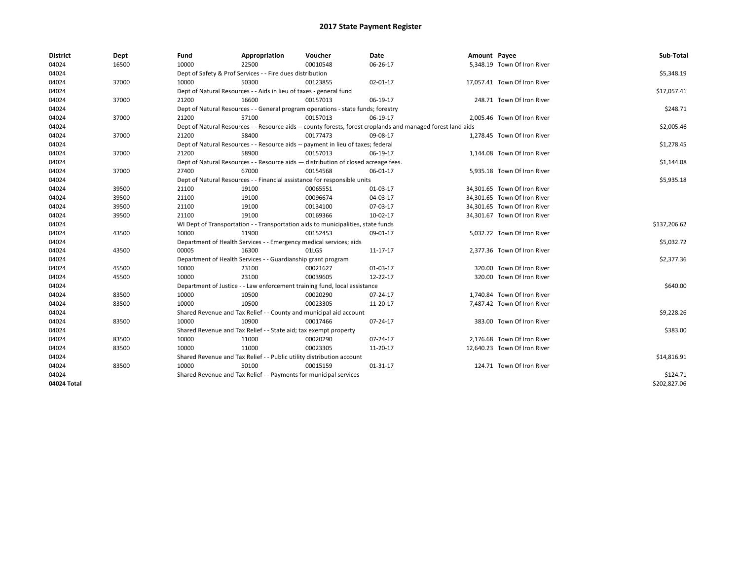# 2017 State Payment Register

| District | Dept | Fund | Appropriation | Voucher | Date | Amount | Payee | Sub-Total |
|---|---|---|---|---|---|---|---|---|
| 04024 | 16500 | 10000 | 22500 | 00010548 | 06-26-17 | 5,348.19 | Town Of Iron River | |
| 04024 | | Dept of Safety & Prof Services - - Fire dues distribution | | | | | | $5,348.19 |
| 04024 | 37000 | 10000 | 50300 | 00123855 | 02-01-17 | 17,057.41 | Town Of Iron River | |
| 04024 | | Dept of Natural Resources - - Aids in lieu of taxes - general fund | | | | | | $17,057.41 |
| 04024 | 37000 | 21200 | 16600 | 00157013 | 06-19-17 | 248.71 | Town Of Iron River | |
| 04024 | | Dept of Natural Resources - - General program operations - state funds; forestry | | | | | | $248.71 |
| 04024 | 37000 | 21200 | 57100 | 00157013 | 06-19-17 | 2,005.46 | Town Of Iron River | |
| 04024 | | Dept of Natural Resources - - Resource aids -- county forests, forest croplands and managed forest land aids | | | | | | $2,005.46 |
| 04024 | 37000 | 21200 | 58400 | 00177473 | 09-08-17 | 1,278.45 | Town Of Iron River | |
| 04024 | | Dept of Natural Resources - - Resource aids -- payment in lieu of taxes; federal | | | | | | $1,278.45 |
| 04024 | 37000 | 21200 | 58900 | 00157013 | 06-19-17 | 1,144.08 | Town Of Iron River | |
| 04024 | | Dept of Natural Resources - - Resource aids — distribution of closed acreage fees. | | | | | | $1,144.08 |
| 04024 | 37000 | 27400 | 67000 | 00154568 | 06-01-17 | 5,935.18 | Town Of Iron River | |
| 04024 | | Dept of Natural Resources - - Financial assistance for responsible units | | | | | | $5,935.18 |
| 04024 | 39500 | 21100 | 19100 | 00065551 | 01-03-17 | 34,301.65 | Town Of Iron River | |
| 04024 | 39500 | 21100 | 19100 | 00096674 | 04-03-17 | 34,301.65 | Town Of Iron River | |
| 04024 | 39500 | 21100 | 19100 | 00134100 | 07-03-17 | 34,301.65 | Town Of Iron River | |
| 04024 | 39500 | 21100 | 19100 | 00169366 | 10-02-17 | 34,301.67 | Town Of Iron River | |
| 04024 | | WI Dept of Transportation - - Transportation aids to municipalities, state funds | | | | | | $137,206.62 |
| 04024 | 43500 | 10000 | 11900 | 00152453 | 09-01-17 | 5,032.72 | Town Of Iron River | |
| 04024 | | Department of Health Services - - Emergency medical services; aids | | | | | | $5,032.72 |
| 04024 | 43500 | 00005 | 16300 | 01LGS | 11-17-17 | 2,377.36 | Town Of Iron River | |
| 04024 | | Department of Health Services - - Guardianship grant program | | | | | | $2,377.36 |
| 04024 | 45500 | 10000 | 23100 | 00021627 | 01-03-17 | 320.00 | Town Of Iron River | |
| 04024 | 45500 | 10000 | 23100 | 00039605 | 12-22-17 | 320.00 | Town Of Iron River | |
| 04024 | | Department of Justice - - Law enforcement training fund, local assistance | | | | | | $640.00 |
| 04024 | 83500 | 10000 | 10500 | 00020290 | 07-24-17 | 1,740.84 | Town Of Iron River | |
| 04024 | 83500 | 10000 | 10500 | 00023305 | 11-20-17 | 7,487.42 | Town Of Iron River | |
| 04024 | | Shared Revenue and Tax Relief - - County and municipal aid account | | | | | | $9,228.26 |
| 04024 | 83500 | 10000 | 10900 | 00017466 | 07-24-17 | 383.00 | Town Of Iron River | |
| 04024 | | Shared Revenue and Tax Relief - - State aid; tax exempt property | | | | | | $383.00 |
| 04024 | 83500 | 10000 | 11000 | 00020290 | 07-24-17 | 2,176.68 | Town Of Iron River | |
| 04024 | 83500 | 10000 | 11000 | 00023305 | 11-20-17 | 12,640.23 | Town Of Iron River | |
| 04024 | | Shared Revenue and Tax Relief - - Public utility distribution account | | | | | | $14,816.91 |
| 04024 | 83500 | 10000 | 50100 | 00015159 | 01-31-17 | 124.71 | Town Of Iron River | |
| 04024 | | Shared Revenue and Tax Relief - - Payments for municipal services | | | | | | $124.71 |
| 04024 Total | | | | | | | | $202,827.06 |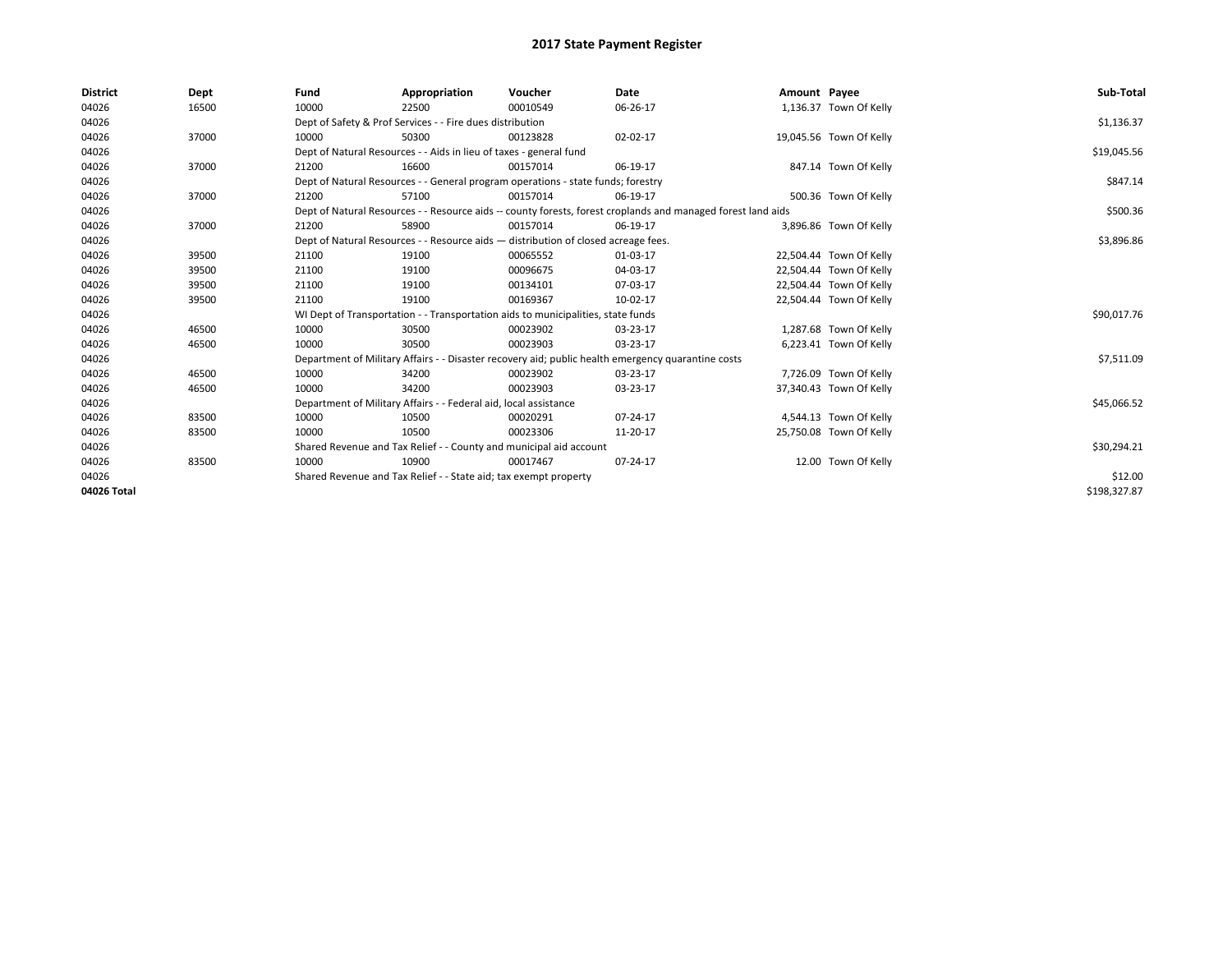# 2017 State Payment Register

| District | Dept | Fund | Appropriation | Voucher | Date | Amount | Payee | Sub-Total |
|---|---|---|---|---|---|---|---|---|
| 04026 | 16500 | 10000 | 22500 | 00010549 | 06-26-17 | 1,136.37 | Town Of Kelly | |
| 04026 | | Dept of Safety & Prof Services - - Fire dues distribution | | | | | | $1,136.37 |
| 04026 | 37000 | 10000 | 50300 | 00123828 | 02-02-17 | 19,045.56 | Town Of Kelly | |
| 04026 | | Dept of Natural Resources - - Aids in lieu of taxes - general fund | | | | | | $19,045.56 |
| 04026 | 37000 | 21200 | 16600 | 00157014 | 06-19-17 | 847.14 | Town Of Kelly | |
| 04026 | | Dept of Natural Resources - - General program operations - state funds; forestry | | | | | | $847.14 |
| 04026 | 37000 | 21200 | 57100 | 00157014 | 06-19-17 | 500.36 | Town Of Kelly | |
| 04026 | | Dept of Natural Resources - - Resource aids -- county forests, forest croplands and managed forest land aids | | | | | | $500.36 |
| 04026 | 37000 | 21200 | 58900 | 00157014 | 06-19-17 | 3,896.86 | Town Of Kelly | |
| 04026 | | Dept of Natural Resources - - Resource aids — distribution of closed acreage fees. | | | | | | $3,896.86 |
| 04026 | 39500 | 21100 | 19100 | 00065552 | 01-03-17 | 22,504.44 | Town Of Kelly | |
| 04026 | 39500 | 21100 | 19100 | 00096675 | 04-03-17 | 22,504.44 | Town Of Kelly | |
| 04026 | 39500 | 21100 | 19100 | 00134101 | 07-03-17 | 22,504.44 | Town Of Kelly | |
| 04026 | 39500 | 21100 | 19100 | 00169367 | 10-02-17 | 22,504.44 | Town Of Kelly | |
| 04026 | | WI Dept of Transportation - - Transportation aids to municipalities, state funds | | | | | | $90,017.76 |
| 04026 | 46500 | 10000 | 30500 | 00023902 | 03-23-17 | 1,287.68 | Town Of Kelly | |
| 04026 | 46500 | 10000 | 30500 | 00023903 | 03-23-17 | 6,223.41 | Town Of Kelly | |
| 04026 | | Department of Military Affairs - - Disaster recovery aid; public health emergency quarantine costs | | | | | | $7,511.09 |
| 04026 | 46500 | 10000 | 34200 | 00023902 | 03-23-17 | 7,726.09 | Town Of Kelly | |
| 04026 | 46500 | 10000 | 34200 | 00023903 | 03-23-17 | 37,340.43 | Town Of Kelly | |
| 04026 | | Department of Military Affairs - - Federal aid, local assistance | | | | | | $45,066.52 |
| 04026 | 83500 | 10000 | 10500 | 00020291 | 07-24-17 | 4,544.13 | Town Of Kelly | |
| 04026 | 83500 | 10000 | 10500 | 00023306 | 11-20-17 | 25,750.08 | Town Of Kelly | |
| 04026 | | Shared Revenue and Tax Relief - - County and municipal aid account | | | | | | $30,294.21 |
| 04026 | 83500 | 10000 | 10900 | 00017467 | 07-24-17 | 12.00 | Town Of Kelly | |
| 04026 | | Shared Revenue and Tax Relief - - State aid; tax exempt property | | | | | | $12.00 |
| 04026 Total | | | | | | | | $198,327.87 |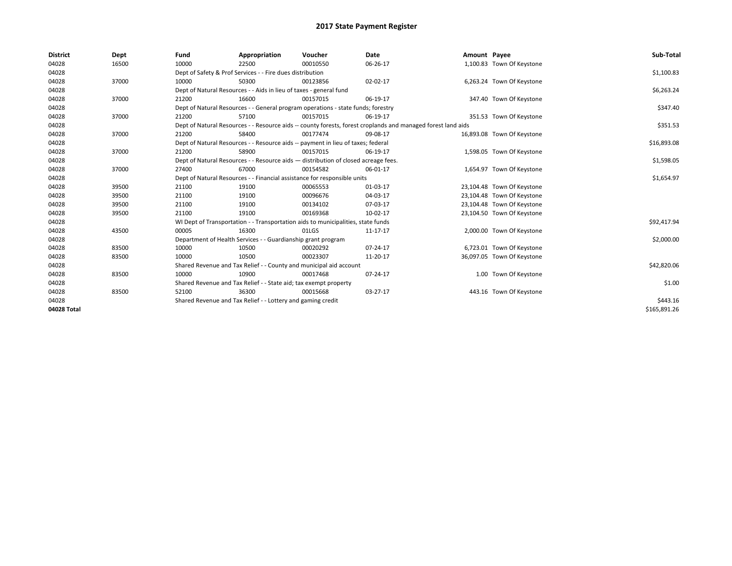# 2017 State Payment Register

| District | Dept | Fund | Appropriation | Voucher | Date | Amount | Payee | Sub-Total |
|---|---|---|---|---|---|---|---|---|
| 04028 | 16500 | 10000 | 22500 | 00010550 | 06-26-17 | 1,100.83 | Town Of Keystone | |
| 04028 | | Dept of Safety & Prof Services - - Fire dues distribution | | | | | | $1,100.83 |
| 04028 | 37000 | 10000 | 50300 | 00123856 | 02-02-17 | 6,263.24 | Town Of Keystone | |
| 04028 | | Dept of Natural Resources - - Aids in lieu of taxes - general fund | | | | | | $6,263.24 |
| 04028 | 37000 | 21200 | 16600 | 00157015 | 06-19-17 | 347.40 | Town Of Keystone | |
| 04028 | | Dept of Natural Resources - - General program operations - state funds; forestry | | | | | | $347.40 |
| 04028 | 37000 | 21200 | 57100 | 00157015 | 06-19-17 | 351.53 | Town Of Keystone | |
| 04028 | | Dept of Natural Resources - - Resource aids -- county forests, forest croplands and managed forest land aids | | | | | | $351.53 |
| 04028 | 37000 | 21200 | 58400 | 00177474 | 09-08-17 | 16,893.08 | Town Of Keystone | |
| 04028 | | Dept of Natural Resources - - Resource aids -- payment in lieu of taxes; federal | | | | | | $16,893.08 |
| 04028 | 37000 | 21200 | 58900 | 00157015 | 06-19-17 | 1,598.05 | Town Of Keystone | |
| 04028 | | Dept of Natural Resources - - Resource aids — distribution of closed acreage fees. | | | | | | $1,598.05 |
| 04028 | 37000 | 27400 | 67000 | 00154582 | 06-01-17 | 1,654.97 | Town Of Keystone | |
| 04028 | | Dept of Natural Resources - - Financial assistance for responsible units | | | | | | $1,654.97 |
| 04028 | 39500 | 21100 | 19100 | 00065553 | 01-03-17 | 23,104.48 | Town Of Keystone | |
| 04028 | 39500 | 21100 | 19100 | 00096676 | 04-03-17 | 23,104.48 | Town Of Keystone | |
| 04028 | 39500 | 21100 | 19100 | 00134102 | 07-03-17 | 23,104.48 | Town Of Keystone | |
| 04028 | 39500 | 21100 | 19100 | 00169368 | 10-02-17 | 23,104.50 | Town Of Keystone | |
| 04028 | | WI Dept of Transportation - - Transportation aids to municipalities, state funds | | | | | | $92,417.94 |
| 04028 | 43500 | 00005 | 16300 | 01LGS | 11-17-17 | 2,000.00 | Town Of Keystone | |
| 04028 | | Department of Health Services - - Guardianship grant program | | | | | | $2,000.00 |
| 04028 | 83500 | 10000 | 10500 | 00020292 | 07-24-17 | 6,723.01 | Town Of Keystone | |
| 04028 | 83500 | 10000 | 10500 | 00023307 | 11-20-17 | 36,097.05 | Town Of Keystone | |
| 04028 | | Shared Revenue and Tax Relief - - County and municipal aid account | | | | | | $42,820.06 |
| 04028 | 83500 | 10000 | 10900 | 00017468 | 07-24-17 | 1.00 | Town Of Keystone | |
| 04028 | | Shared Revenue and Tax Relief - - State aid; tax exempt property | | | | | | $1.00 |
| 04028 | 83500 | 52100 | 36300 | 00015668 | 03-27-17 | 443.16 | Town Of Keystone | |
| 04028 | | Shared Revenue and Tax Relief - - Lottery and gaming credit | | | | | | $443.16 |
| 04028 Total | | | | | | | | $165,891.26 |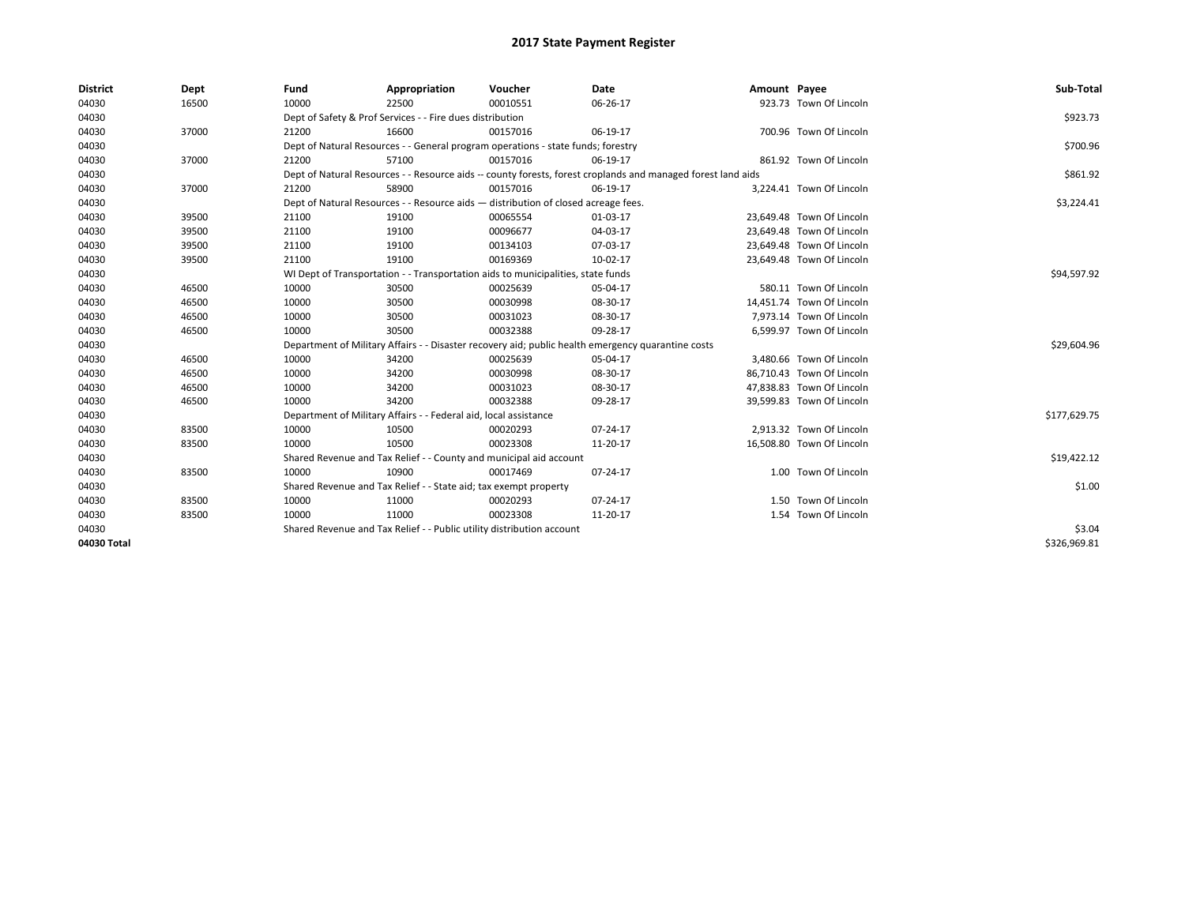# 2017 State Payment Register

| District | Dept | Fund | Appropriation | Voucher | Date | Amount | Payee | Sub-Total |
|---|---|---|---|---|---|---|---|---|
| 04030 | 16500 | 10000 | 22500 | 00010551 | 06-26-17 | 923.73 | Town Of Lincoln | |
| 04030 | | Dept of Safety & Prof Services - - Fire dues distribution | | | | | | $923.73 |
| 04030 | 37000 | 21200 | 16600 | 00157016 | 06-19-17 | 700.96 | Town Of Lincoln | |
| 04030 | | Dept of Natural Resources - - General program operations - state funds; forestry | | | | | | $700.96 |
| 04030 | 37000 | 21200 | 57100 | 00157016 | 06-19-17 | 861.92 | Town Of Lincoln | |
| 04030 | | Dept of Natural Resources - - Resource aids -- county forests, forest croplands and managed forest land aids | | | | | | $861.92 |
| 04030 | 37000 | 21200 | 58900 | 00157016 | 06-19-17 | 3,224.41 | Town Of Lincoln | |
| 04030 | | Dept of Natural Resources - - Resource aids — distribution of closed acreage fees. | | | | | | $3,224.41 |
| 04030 | 39500 | 21100 | 19100 | 00065554 | 01-03-17 | 23,649.48 | Town Of Lincoln | |
| 04030 | 39500 | 21100 | 19100 | 00096677 | 04-03-17 | 23,649.48 | Town Of Lincoln | |
| 04030 | 39500 | 21100 | 19100 | 00134103 | 07-03-17 | 23,649.48 | Town Of Lincoln | |
| 04030 | 39500 | 21100 | 19100 | 00169369 | 10-02-17 | 23,649.48 | Town Of Lincoln | |
| 04030 | | WI Dept of Transportation - - Transportation aids to municipalities, state funds | | | | | | $94,597.92 |
| 04030 | 46500 | 10000 | 30500 | 00025639 | 05-04-17 | 580.11 | Town Of Lincoln | |
| 04030 | 46500 | 10000 | 30500 | 00030998 | 08-30-17 | 14,451.74 | Town Of Lincoln | |
| 04030 | 46500 | 10000 | 30500 | 00031023 | 08-30-17 | 7,973.14 | Town Of Lincoln | |
| 04030 | 46500 | 10000 | 30500 | 00032388 | 09-28-17 | 6,599.97 | Town Of Lincoln | |
| 04030 | | Department of Military Affairs - - Disaster recovery aid; public health emergency quarantine costs | | | | | | $29,604.96 |
| 04030 | 46500 | 10000 | 34200 | 00025639 | 05-04-17 | 3,480.66 | Town Of Lincoln | |
| 04030 | 46500 | 10000 | 34200 | 00030998 | 08-30-17 | 86,710.43 | Town Of Lincoln | |
| 04030 | 46500 | 10000 | 34200 | 00031023 | 08-30-17 | 47,838.83 | Town Of Lincoln | |
| 04030 | 46500 | 10000 | 34200 | 00032388 | 09-28-17 | 39,599.83 | Town Of Lincoln | |
| 04030 | | Department of Military Affairs - - Federal aid, local assistance | | | | | | $177,629.75 |
| 04030 | 83500 | 10000 | 10500 | 00020293 | 07-24-17 | 2,913.32 | Town Of Lincoln | |
| 04030 | 83500 | 10000 | 10500 | 00023308 | 11-20-17 | 16,508.80 | Town Of Lincoln | |
| 04030 | | Shared Revenue and Tax Relief - - County and municipal aid account | | | | | | $19,422.12 |
| 04030 | 83500 | 10000 | 10900 | 00017469 | 07-24-17 | 1.00 | Town Of Lincoln | |
| 04030 | | Shared Revenue and Tax Relief - - State aid; tax exempt property | | | | | | $1.00 |
| 04030 | 83500 | 10000 | 11000 | 00020293 | 07-24-17 | 1.50 | Town Of Lincoln | |
| 04030 | 83500 | 10000 | 11000 | 00023308 | 11-20-17 | 1.54 | Town Of Lincoln | |
| 04030 | | Shared Revenue and Tax Relief - - Public utility distribution account | | | | | | $3.04 |
| 04030 Total | | | | | | | | $326,969.81 |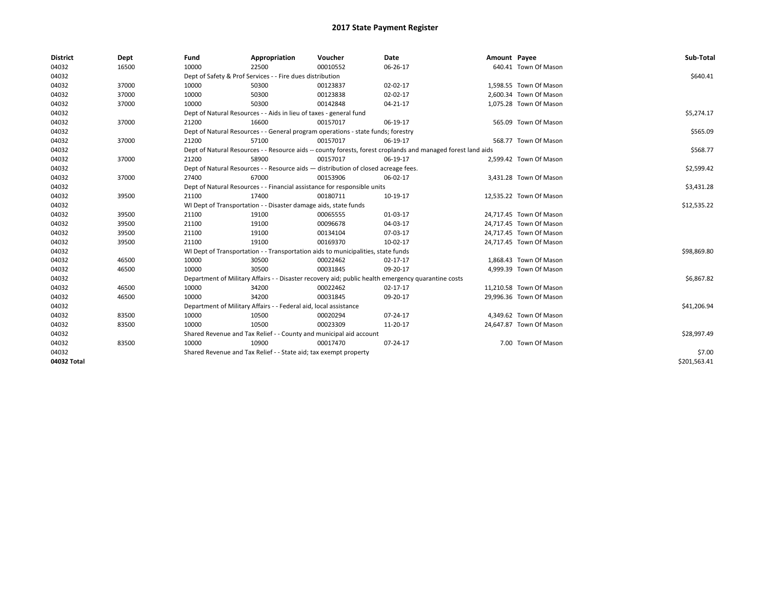# 2017 State Payment Register

| District | Dept | Fund | Appropriation | Voucher | Date | Amount | Payee | Sub-Total |
|---|---|---|---|---|---|---|---|---|
| 04032 | 16500 | 10000 | 22500 | 00010552 | 06-26-17 | 640.41 | Town Of Mason | |
| 04032 | | Dept of Safety & Prof Services - - Fire dues distribution | | | | | | $640.41 |
| 04032 | 37000 | 10000 | 50300 | 00123837 | 02-02-17 | 1,598.55 | Town Of Mason | |
| 04032 | 37000 | 10000 | 50300 | 00123838 | 02-02-17 | 2,600.34 | Town Of Mason | |
| 04032 | 37000 | 10000 | 50300 | 00142848 | 04-21-17 | 1,075.28 | Town Of Mason | |
| 04032 | | Dept of Natural Resources - - Aids in lieu of taxes - general fund | | | | | | $5,274.17 |
| 04032 | 37000 | 21200 | 16600 | 00157017 | 06-19-17 | 565.09 | Town Of Mason | |
| 04032 | | Dept of Natural Resources - - General program operations - state funds; forestry | | | | | | $565.09 |
| 04032 | 37000 | 21200 | 57100 | 00157017 | 06-19-17 | 568.77 | Town Of Mason | |
| 04032 | | Dept of Natural Resources - - Resource aids -- county forests, forest croplands and managed forest land aids | | | | | | $568.77 |
| 04032 | 37000 | 21200 | 58900 | 00157017 | 06-19-17 | 2,599.42 | Town Of Mason | |
| 04032 | | Dept of Natural Resources - - Resource aids — distribution of closed acreage fees. | | | | | | $2,599.42 |
| 04032 | 37000 | 27400 | 67000 | 00153906 | 06-02-17 | 3,431.28 | Town Of Mason | |
| 04032 | | Dept of Natural Resources - - Financial assistance for responsible units | | | | | | $3,431.28 |
| 04032 | 39500 | 21100 | 17400 | 00180711 | 10-19-17 | 12,535.22 | Town Of Mason | |
| 04032 | | WI Dept of Transportation - - Disaster damage aids, state funds | | | | | | $12,535.22 |
| 04032 | 39500 | 21100 | 19100 | 00065555 | 01-03-17 | 24,717.45 | Town Of Mason | |
| 04032 | 39500 | 21100 | 19100 | 00096678 | 04-03-17 | 24,717.45 | Town Of Mason | |
| 04032 | 39500 | 21100 | 19100 | 00134104 | 07-03-17 | 24,717.45 | Town Of Mason | |
| 04032 | 39500 | 21100 | 19100 | 00169370 | 10-02-17 | 24,717.45 | Town Of Mason | |
| 04032 | | WI Dept of Transportation - - Transportation aids to municipalities, state funds | | | | | | $98,869.80 |
| 04032 | 46500 | 10000 | 30500 | 00022462 | 02-17-17 | 1,868.43 | Town Of Mason | |
| 04032 | 46500 | 10000 | 30500 | 00031845 | 09-20-17 | 4,999.39 | Town Of Mason | |
| 04032 | | Department of Military Affairs - - Disaster recovery aid; public health emergency quarantine costs | | | | | | $6,867.82 |
| 04032 | 46500 | 10000 | 34200 | 00022462 | 02-17-17 | 11,210.58 | Town Of Mason | |
| 04032 | 46500 | 10000 | 34200 | 00031845 | 09-20-17 | 29,996.36 | Town Of Mason | |
| 04032 | | Department of Military Affairs - - Federal aid, local assistance | | | | | | $41,206.94 |
| 04032 | 83500 | 10000 | 10500 | 00020294 | 07-24-17 | 4,349.62 | Town Of Mason | |
| 04032 | 83500 | 10000 | 10500 | 00023309 | 11-20-17 | 24,647.87 | Town Of Mason | |
| 04032 | | Shared Revenue and Tax Relief - - County and municipal aid account | | | | | | $28,997.49 |
| 04032 | 83500 | 10000 | 10900 | 00017470 | 07-24-17 | 7.00 | Town Of Mason | |
| 04032 | | Shared Revenue and Tax Relief - - State aid; tax exempt property | | | | | | $7.00 |
| 04032 Total | | | | | | | | $201,563.41 |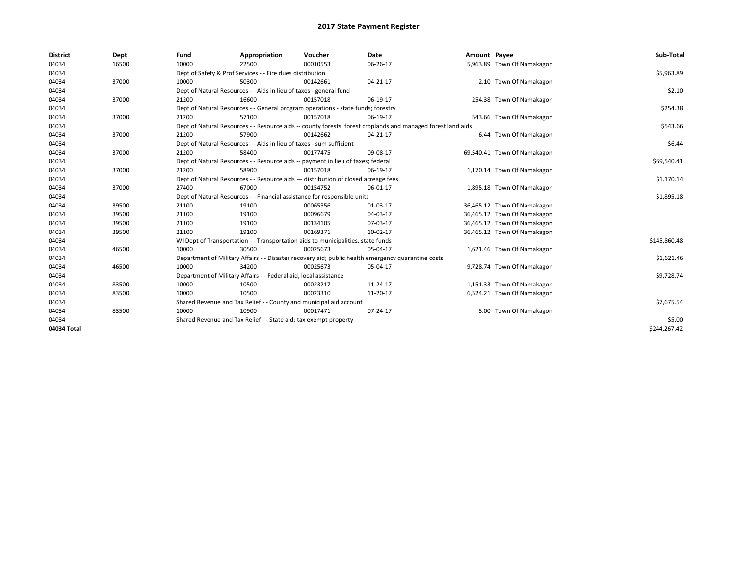# 2017 State Payment Register

| District | Dept | Fund | Appropriation | Voucher | Date | Amount | Payee | Sub-Total |
|---|---|---|---|---|---|---|---|---|
| 04034 | 16500 | 10000 | 22500 | 00010553 | 06-26-17 | 5,963.89 | Town Of Namakagon | |
| 04034 | | Dept of Safety & Prof Services - - Fire dues distribution | | | | | | $5,963.89 |
| 04034 | 37000 | 10000 | 50300 | 00142661 | 04-21-17 | 2.10 | Town Of Namakagon | |
| 04034 | | Dept of Natural Resources - - Aids in lieu of taxes - general fund | | | | | | $2.10 |
| 04034 | 37000 | 21200 | 16600 | 00157018 | 06-19-17 | 254.38 | Town Of Namakagon | |
| 04034 | | Dept of Natural Resources - - General program operations - state funds; forestry | | | | | | $254.38 |
| 04034 | 37000 | 21200 | 57100 | 00157018 | 06-19-17 | 543.66 | Town Of Namakagon | |
| 04034 | | Dept of Natural Resources - - Resource aids -- county forests, forest croplands and managed forest land aids | | | | | | $543.66 |
| 04034 | 37000 | 21200 | 57900 | 00142662 | 04-21-17 | 6.44 | Town Of Namakagon | |
| 04034 | | Dept of Natural Resources - - Aids in lieu of taxes - sum sufficient | | | | | | $6.44 |
| 04034 | 37000 | 21200 | 58400 | 00177475 | 09-08-17 | 69,540.41 | Town Of Namakagon | |
| 04034 | | Dept of Natural Resources - - Resource aids -- payment in lieu of taxes; federal | | | | | | $69,540.41 |
| 04034 | 37000 | 21200 | 58900 | 00157018 | 06-19-17 | 1,170.14 | Town Of Namakagon | |
| 04034 | | Dept of Natural Resources - - Resource aids — distribution of closed acreage fees. | | | | | | $1,170.14 |
| 04034 | 37000 | 27400 | 67000 | 00154752 | 06-01-17 | 1,895.18 | Town Of Namakagon | |
| 04034 | | Dept of Natural Resources - - Financial assistance for responsible units | | | | | | $1,895.18 |
| 04034 | 39500 | 21100 | 19100 | 00065556 | 01-03-17 | 36,465.12 | Town Of Namakagon | |
| 04034 | 39500 | 21100 | 19100 | 00096679 | 04-03-17 | 36,465.12 | Town Of Namakagon | |
| 04034 | 39500 | 21100 | 19100 | 00134105 | 07-03-17 | 36,465.12 | Town Of Namakagon | |
| 04034 | 39500 | 21100 | 19100 | 00169371 | 10-02-17 | 36,465.12 | Town Of Namakagon | |
| 04034 | | WI Dept of Transportation - - Transportation aids to municipalities, state funds | | | | | | $145,860.48 |
| 04034 | 46500 | 10000 | 30500 | 00025673 | 05-04-17 | 1,621.46 | Town Of Namakagon | |
| 04034 | | Department of Military Affairs - - Disaster recovery aid; public health emergency quarantine costs | | | | | | $1,621.46 |
| 04034 | 46500 | 10000 | 34200 | 00025673 | 05-04-17 | 9,728.74 | Town Of Namakagon | |
| 04034 | | Department of Military Affairs - - Federal aid, local assistance | | | | | | $9,728.74 |
| 04034 | 83500 | 10000 | 10500 | 00023217 | 11-24-17 | 1,151.33 | Town Of Namakagon | |
| 04034 | 83500 | 10000 | 10500 | 00023310 | 11-20-17 | 6,524.21 | Town Of Namakagon | |
| 04034 | | Shared Revenue and Tax Relief - - County and municipal aid account | | | | | | $7,675.54 |
| 04034 | 83500 | 10000 | 10900 | 00017471 | 07-24-17 | 5.00 | Town Of Namakagon | |
| 04034 | | Shared Revenue and Tax Relief - - State aid; tax exempt property | | | | | | $5.00 |
| 04034 Total | | | | | | | | $244,267.42 |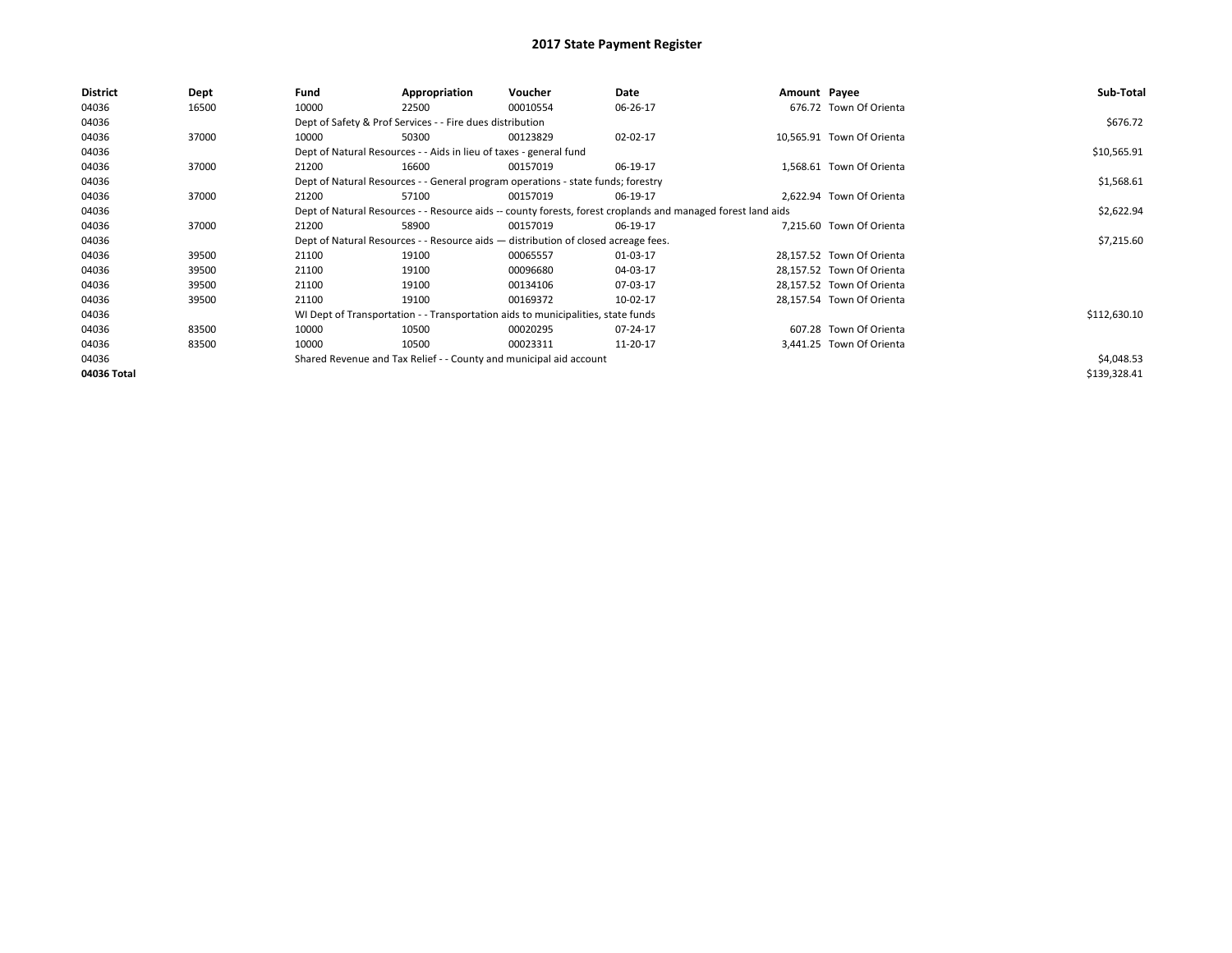# 2017 State Payment Register

| District | Dept | Fund | Appropriation | Voucher | Date | Amount | Payee | Sub-Total |
|---|---|---|---|---|---|---|---|---|
| 04036 | 16500 | 10000 | 22500 | 00010554 | 06-26-17 | 676.72 | Town Of Orienta | |
| 04036 | | Dept of Safety & Prof Services - - Fire dues distribution | | | | | | $676.72 |
| 04036 | 37000 | 10000 | 50300 | 00123829 | 02-02-17 | 10,565.91 | Town Of Orienta | |
| 04036 | | Dept of Natural Resources - - Aids in lieu of taxes - general fund | | | | | | $10,565.91 |
| 04036 | 37000 | 21200 | 16600 | 00157019 | 06-19-17 | 1,568.61 | Town Of Orienta | |
| 04036 | | Dept of Natural Resources - - General program operations - state funds; forestry | | | | | | $1,568.61 |
| 04036 | 37000 | 21200 | 57100 | 00157019 | 06-19-17 | 2,622.94 | Town Of Orienta | |
| 04036 | | Dept of Natural Resources - - Resource aids -- county forests, forest croplands and managed forest land aids | | | | | | $2,622.94 |
| 04036 | 37000 | 21200 | 58900 | 00157019 | 06-19-17 | 7,215.60 | Town Of Orienta | |
| 04036 | | Dept of Natural Resources - - Resource aids — distribution of closed acreage fees. | | | | | | $7,215.60 |
| 04036 | 39500 | 21100 | 19100 | 00065557 | 01-03-17 | 28,157.52 | Town Of Orienta | |
| 04036 | 39500 | 21100 | 19100 | 00096680 | 04-03-17 | 28,157.52 | Town Of Orienta | |
| 04036 | 39500 | 21100 | 19100 | 00134106 | 07-03-17 | 28,157.52 | Town Of Orienta | |
| 04036 | 39500 | 21100 | 19100 | 00169372 | 10-02-17 | 28,157.54 | Town Of Orienta | |
| 04036 | | WI Dept of Transportation - - Transportation aids to municipalities, state funds | | | | | | $112,630.10 |
| 04036 | 83500 | 10000 | 10500 | 00020295 | 07-24-17 | 607.28 | Town Of Orienta | |
| 04036 | 83500 | 10000 | 10500 | 00023311 | 11-20-17 | 3,441.25 | Town Of Orienta | |
| 04036 | | Shared Revenue and Tax Relief - - County and municipal aid account | | | | | | $4,048.53 |
| **04036 Total** | | | | | | | | $139,328.41 |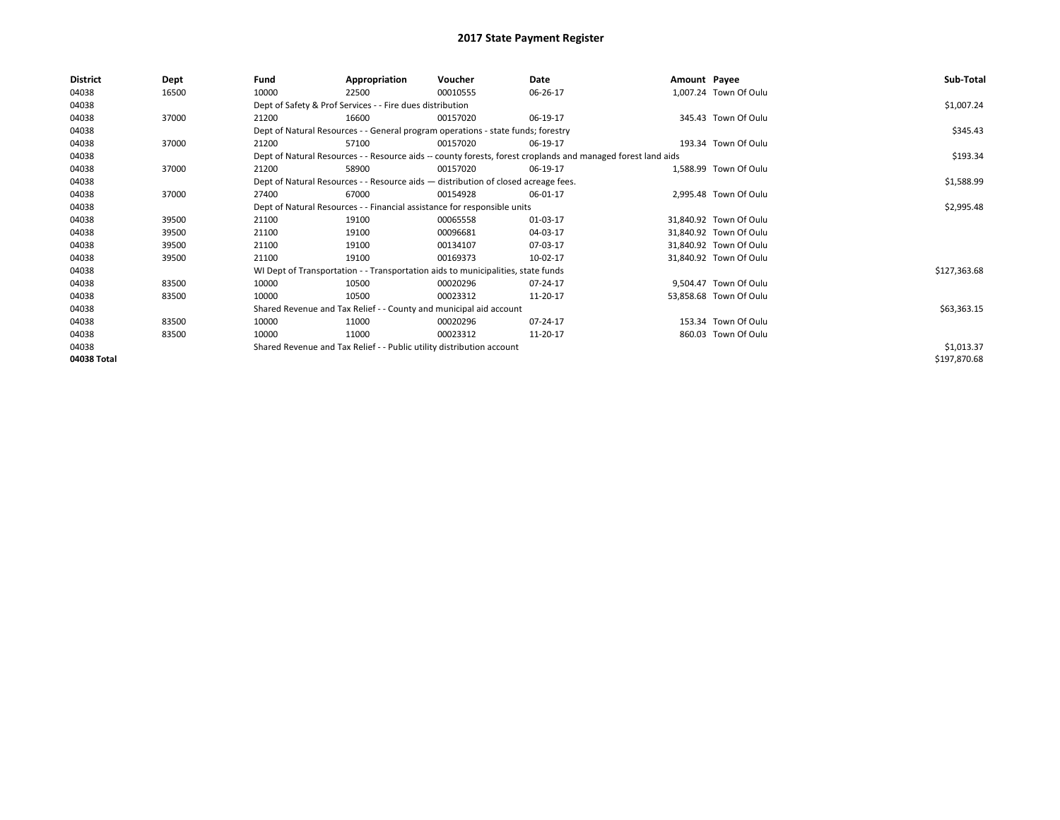# 2017 State Payment Register

| District | Dept | Fund | Appropriation | Voucher | Date | Amount | Payee | Sub-Total |
|---|---|---|---|---|---|---|---|---|
| 04038 | 16500 | 10000 | 22500 | 00010555 | 06-26-17 | 1,007.24 | Town Of Oulu | |
| 04038 | | Dept of Safety & Prof Services - - Fire dues distribution | | | | | | $1,007.24 |
| 04038 | 37000 | 21200 | 16600 | 00157020 | 06-19-17 | 345.43 | Town Of Oulu | |
| 04038 | | Dept of Natural Resources - - General program operations - state funds; forestry | | | | | | $345.43 |
| 04038 | 37000 | 21200 | 57100 | 00157020 | 06-19-17 | 193.34 | Town Of Oulu | |
| 04038 | | Dept of Natural Resources - - Resource aids -- county forests, forest croplands and managed forest land aids | | | | | | $193.34 |
| 04038 | 37000 | 21200 | 58900 | 00157020 | 06-19-17 | 1,588.99 | Town Of Oulu | |
| 04038 | | Dept of Natural Resources - - Resource aids — distribution of closed acreage fees. | | | | | | $1,588.99 |
| 04038 | 37000 | 27400 | 67000 | 00154928 | 06-01-17 | 2,995.48 | Town Of Oulu | |
| 04038 | | Dept of Natural Resources - - Financial assistance for responsible units | | | | | | $2,995.48 |
| 04038 | 39500 | 21100 | 19100 | 00065558 | 01-03-17 | 31,840.92 | Town Of Oulu | |
| 04038 | 39500 | 21100 | 19100 | 00096681 | 04-03-17 | 31,840.92 | Town Of Oulu | |
| 04038 | 39500 | 21100 | 19100 | 00134107 | 07-03-17 | 31,840.92 | Town Of Oulu | |
| 04038 | 39500 | 21100 | 19100 | 00169373 | 10-02-17 | 31,840.92 | Town Of Oulu | |
| 04038 | | WI Dept of Transportation - - Transportation aids to municipalities, state funds | | | | | | $127,363.68 |
| 04038 | 83500 | 10000 | 10500 | 00020296 | 07-24-17 | 9,504.47 | Town Of Oulu | |
| 04038 | 83500 | 10000 | 10500 | 00023312 | 11-20-17 | 53,858.68 | Town Of Oulu | |
| 04038 | | Shared Revenue and Tax Relief - - County and municipal aid account | | | | | | $63,363.15 |
| 04038 | 83500 | 10000 | 11000 | 00020296 | 07-24-17 | 153.34 | Town Of Oulu | |
| 04038 | 83500 | 10000 | 11000 | 00023312 | 11-20-17 | 860.03 | Town Of Oulu | |
| 04038 | | Shared Revenue and Tax Relief - - Public utility distribution account | | | | | | $1,013.37 |
| 04038 Total | | | | | | | | $197,870.68 |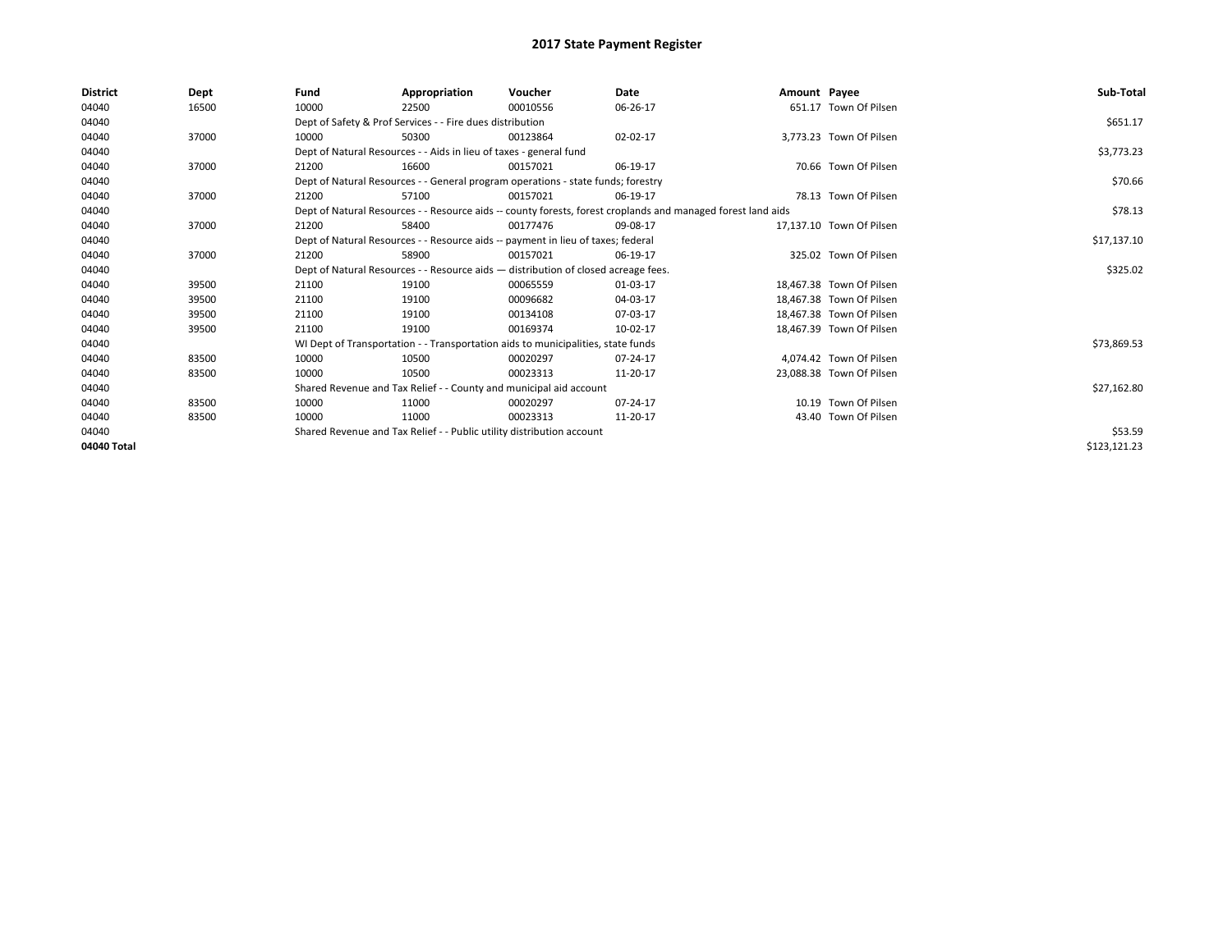# 2017 State Payment Register

| District | Dept | Fund | Appropriation | Voucher | Date | Amount | Payee | Sub-Total |
|---|---|---|---|---|---|---|---|---|
| 04040 | 16500 | 10000 | 22500 | 00010556 | 06-26-17 | 651.17 | Town Of Pilsen | |
| 04040 | | Dept of Safety & Prof Services - - Fire dues distribution | | | | | | $651.17 |
| 04040 | 37000 | 10000 | 50300 | 00123864 | 02-02-17 | 3,773.23 | Town Of Pilsen | |
| 04040 | | Dept of Natural Resources - - Aids in lieu of taxes - general fund | | | | | | $3,773.23 |
| 04040 | 37000 | 21200 | 16600 | 00157021 | 06-19-17 | 70.66 | Town Of Pilsen | |
| 04040 | | Dept of Natural Resources - - General program operations - state funds; forestry | | | | | | $70.66 |
| 04040 | 37000 | 21200 | 57100 | 00157021 | 06-19-17 | 78.13 | Town Of Pilsen | |
| 04040 | | Dept of Natural Resources - - Resource aids -- county forests, forest croplands and managed forest land aids | | | | | | $78.13 |
| 04040 | 37000 | 21200 | 58400 | 00177476 | 09-08-17 | 17,137.10 | Town Of Pilsen | |
| 04040 | | Dept of Natural Resources - - Resource aids -- payment in lieu of taxes; federal | | | | | | $17,137.10 |
| 04040 | 37000 | 21200 | 58900 | 00157021 | 06-19-17 | 325.02 | Town Of Pilsen | |
| 04040 | | Dept of Natural Resources - - Resource aids — distribution of closed acreage fees. | | | | | | $325.02 |
| 04040 | 39500 | 21100 | 19100 | 00065559 | 01-03-17 | 18,467.38 | Town Of Pilsen | |
| 04040 | 39500 | 21100 | 19100 | 00096682 | 04-03-17 | 18,467.38 | Town Of Pilsen | |
| 04040 | 39500 | 21100 | 19100 | 00134108 | 07-03-17 | 18,467.38 | Town Of Pilsen | |
| 04040 | 39500 | 21100 | 19100 | 00169374 | 10-02-17 | 18,467.39 | Town Of Pilsen | |
| 04040 | | WI Dept of Transportation - - Transportation aids to municipalities, state funds | | | | | | $73,869.53 |
| 04040 | 83500 | 10000 | 10500 | 00020297 | 07-24-17 | 4,074.42 | Town Of Pilsen | |
| 04040 | 83500 | 10000 | 10500 | 00023313 | 11-20-17 | 23,088.38 | Town Of Pilsen | |
| 04040 | | Shared Revenue and Tax Relief - - County and municipal aid account | | | | | | $27,162.80 |
| 04040 | 83500 | 10000 | 11000 | 00020297 | 07-24-17 | 10.19 | Town Of Pilsen | |
| 04040 | 83500 | 10000 | 11000 | 00023313 | 11-20-17 | 43.40 | Town Of Pilsen | |
| 04040 | | Shared Revenue and Tax Relief - - Public utility distribution account | | | | | | $53.59 |
| 04040 Total | | | | | | | | $123,121.23 |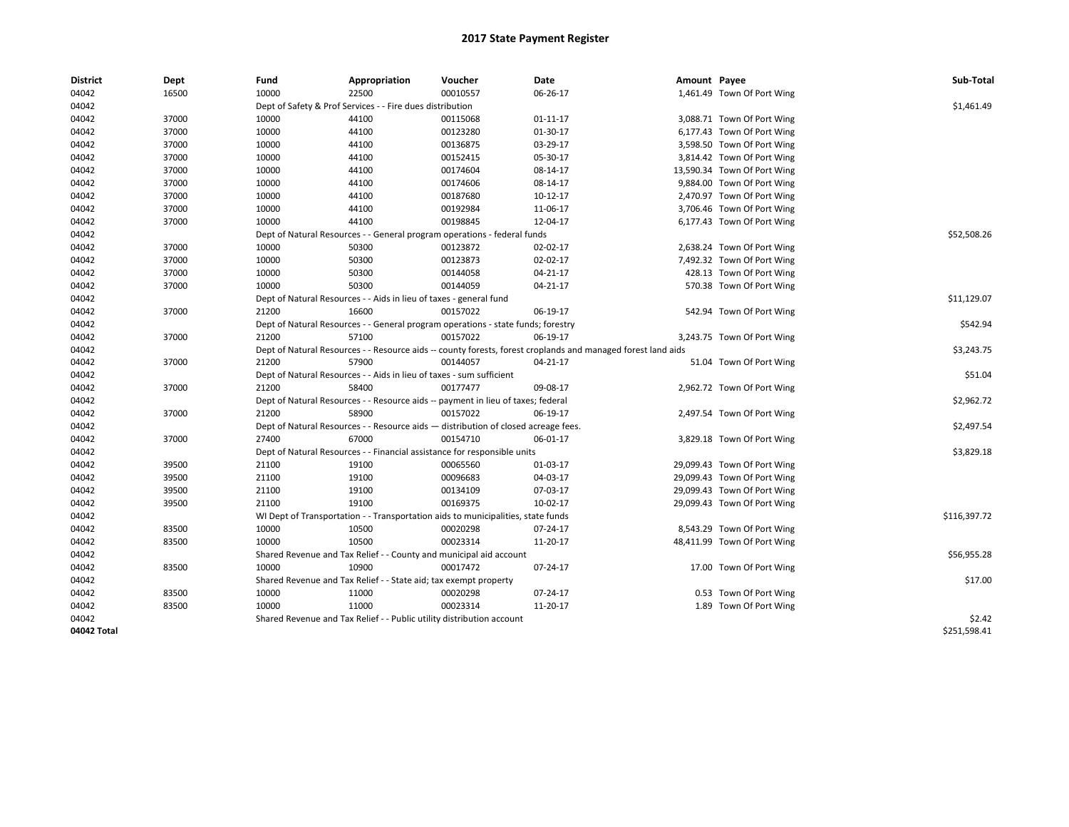# 2017 State Payment Register

| District | Dept | Fund | Appropriation | Voucher | Date | Amount | Payee | Sub-Total |
|---|---|---|---|---|---|---|---|---|
| 04042 | 16500 | 10000 | 22500 | 00010557 | 06-26-17 | 1,461.49 | Town Of Port Wing | |
| 04042 | | Dept of Safety & Prof Services - - Fire dues distribution | | | | | | $1,461.49 |
| 04042 | 37000 | 10000 | 44100 | 00115068 | 01-11-17 | 3,088.71 | Town Of Port Wing | |
| 04042 | 37000 | 10000 | 44100 | 00123280 | 01-30-17 | 6,177.43 | Town Of Port Wing | |
| 04042 | 37000 | 10000 | 44100 | 00136875 | 03-29-17 | 3,598.50 | Town Of Port Wing | |
| 04042 | 37000 | 10000 | 44100 | 00152415 | 05-30-17 | 3,814.42 | Town Of Port Wing | |
| 04042 | 37000 | 10000 | 44100 | 00174604 | 08-14-17 | 13,590.34 | Town Of Port Wing | |
| 04042 | 37000 | 10000 | 44100 | 00174606 | 08-14-17 | 9,884.00 | Town Of Port Wing | |
| 04042 | 37000 | 10000 | 44100 | 00187680 | 10-12-17 | 2,470.97 | Town Of Port Wing | |
| 04042 | 37000 | 10000 | 44100 | 00192984 | 11-06-17 | 3,706.46 | Town Of Port Wing | |
| 04042 | 37000 | 10000 | 44100 | 00198845 | 12-04-17 | 6,177.43 | Town Of Port Wing | |
| 04042 | | Dept of Natural Resources - - General program operations - federal funds | | | | | | $52,508.26 |
| 04042 | 37000 | 10000 | 50300 | 00123872 | 02-02-17 | 2,638.24 | Town Of Port Wing | |
| 04042 | 37000 | 10000 | 50300 | 00123873 | 02-02-17 | 7,492.32 | Town Of Port Wing | |
| 04042 | 37000 | 10000 | 50300 | 00144058 | 04-21-17 | 428.13 | Town Of Port Wing | |
| 04042 | 37000 | 10000 | 50300 | 00144059 | 04-21-17 | 570.38 | Town Of Port Wing | |
| 04042 | | Dept of Natural Resources - - Aids in lieu of taxes - general fund | | | | | | $11,129.07 |
| 04042 | 37000 | 21200 | 16600 | 00157022 | 06-19-17 | 542.94 | Town Of Port Wing | |
| 04042 | | Dept of Natural Resources - - General program operations - state funds; forestry | | | | | | $542.94 |
| 04042 | 37000 | 21200 | 57100 | 00157022 | 06-19-17 | 3,243.75 | Town Of Port Wing | |
| 04042 | | Dept of Natural Resources - - Resource aids -- county forests, forest croplands and managed forest land aids | | | | | | $3,243.75 |
| 04042 | 37000 | 21200 | 57900 | 00144057 | 04-21-17 | 51.04 | Town Of Port Wing | |
| 04042 | | Dept of Natural Resources - - Aids in lieu of taxes - sum sufficient | | | | | | $51.04 |
| 04042 | 37000 | 21200 | 58400 | 00177477 | 09-08-17 | 2,962.72 | Town Of Port Wing | |
| 04042 | | Dept of Natural Resources - - Resource aids -- payment in lieu of taxes; federal | | | | | | $2,962.72 |
| 04042 | 37000 | 21200 | 58900 | 00157022 | 06-19-17 | 2,497.54 | Town Of Port Wing | |
| 04042 | | Dept of Natural Resources - - Resource aids — distribution of closed acreage fees. | | | | | | $2,497.54 |
| 04042 | 37000 | 27400 | 67000 | 00154710 | 06-01-17 | 3,829.18 | Town Of Port Wing | |
| 04042 | | Dept of Natural Resources - - Financial assistance for responsible units | | | | | | $3,829.18 |
| 04042 | 39500 | 21100 | 19100 | 00065560 | 01-03-17 | 29,099.43 | Town Of Port Wing | |
| 04042 | 39500 | 21100 | 19100 | 00096683 | 04-03-17 | 29,099.43 | Town Of Port Wing | |
| 04042 | 39500 | 21100 | 19100 | 00134109 | 07-03-17 | 29,099.43 | Town Of Port Wing | |
| 04042 | 39500 | 21100 | 19100 | 00169375 | 10-02-17 | 29,099.43 | Town Of Port Wing | |
| 04042 | | WI Dept of Transportation - - Transportation aids to municipalities, state funds | | | | | | $116,397.72 |
| 04042 | 83500 | 10000 | 10500 | 00020298 | 07-24-17 | 8,543.29 | Town Of Port Wing | |
| 04042 | 83500 | 10000 | 10500 | 00023314 | 11-20-17 | 48,411.99 | Town Of Port Wing | |
| 04042 | | Shared Revenue and Tax Relief - - County and municipal aid account | | | | | | $56,955.28 |
| 04042 | 83500 | 10000 | 10900 | 00017472 | 07-24-17 | 17.00 | Town Of Port Wing | |
| 04042 | | Shared Revenue and Tax Relief - - State aid; tax exempt property | | | | | | $17.00 |
| 04042 | 83500 | 10000 | 11000 | 00020298 | 07-24-17 | 0.53 | Town Of Port Wing | |
| 04042 | 83500 | 10000 | 11000 | 00023314 | 11-20-17 | 1.89 | Town Of Port Wing | |
| 04042 | | Shared Revenue and Tax Relief - - Public utility distribution account | | | | | | $2.42 |
| **04042 Total** | | | | | | | | $251,598.41 |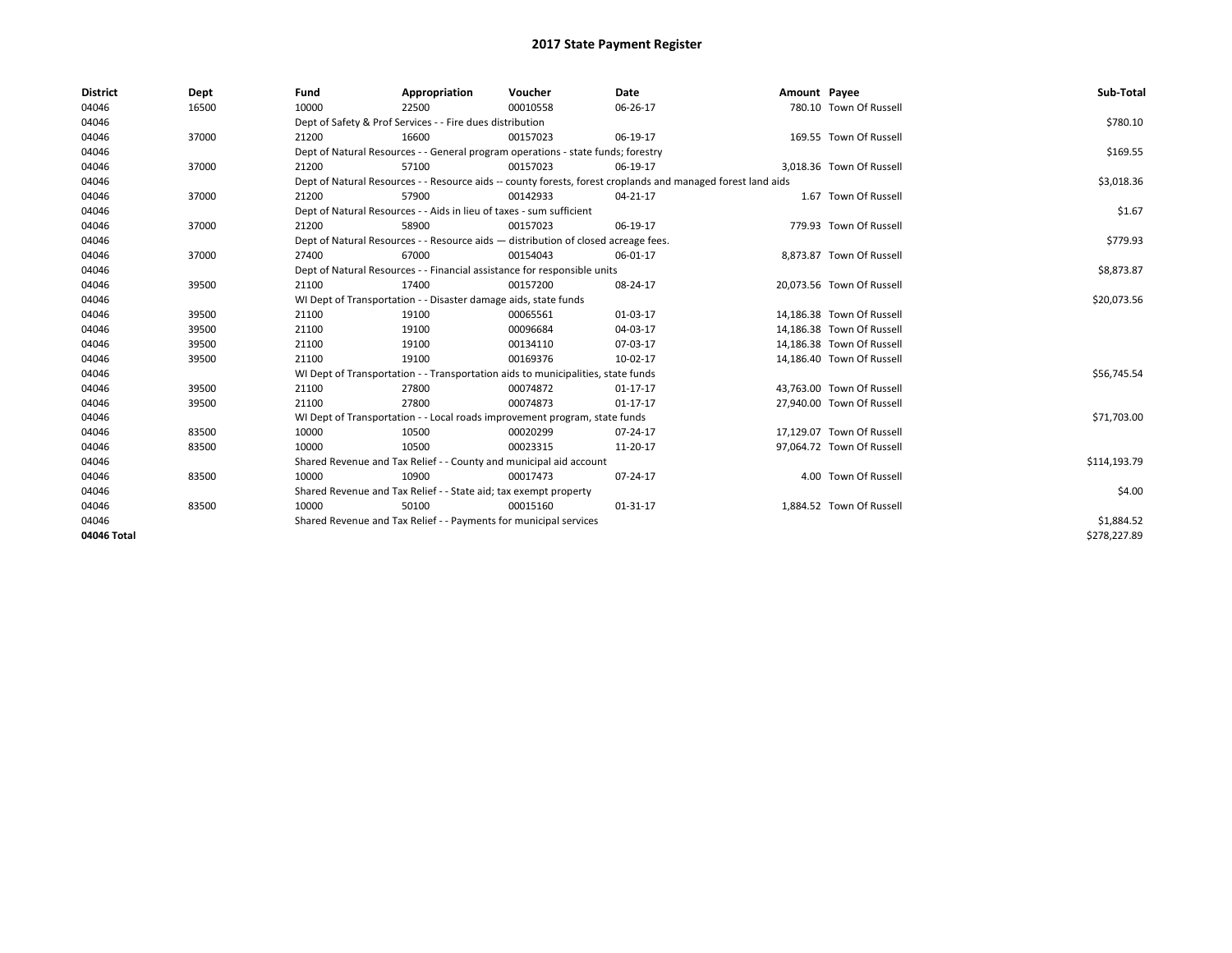# 2017 State Payment Register

| District | Dept | Fund | Appropriation | Voucher | Date | Amount | Payee | Sub-Total |
|---|---|---|---|---|---|---|---|---|
| 04046 | 16500 | 10000 | 22500 | 00010558 | 06-26-17 | 780.10 | Town Of Russell | |
| 04046 | | Dept of Safety & Prof Services - - Fire dues distribution | | | | | | $780.10 |
| 04046 | 37000 | 21200 | 16600 | 00157023 | 06-19-17 | 169.55 | Town Of Russell | |
| 04046 | | Dept of Natural Resources - - General program operations - state funds; forestry | | | | | | $169.55 |
| 04046 | 37000 | 21200 | 57100 | 00157023 | 06-19-17 | 3,018.36 | Town Of Russell | |
| 04046 | | Dept of Natural Resources - - Resource aids -- county forests, forest croplands and managed forest land aids | | | | | | $3,018.36 |
| 04046 | 37000 | 21200 | 57900 | 00142933 | 04-21-17 | 1.67 | Town Of Russell | |
| 04046 | | Dept of Natural Resources - - Aids in lieu of taxes - sum sufficient | | | | | | $1.67 |
| 04046 | 37000 | 21200 | 58900 | 00157023 | 06-19-17 | 779.93 | Town Of Russell | |
| 04046 | | Dept of Natural Resources - - Resource aids — distribution of closed acreage fees. | | | | | | $779.93 |
| 04046 | 37000 | 27400 | 67000 | 00154043 | 06-01-17 | 8,873.87 | Town Of Russell | |
| 04046 | | Dept of Natural Resources - - Financial assistance for responsible units | | | | | | $8,873.87 |
| 04046 | 39500 | 21100 | 17400 | 00157200 | 08-24-17 | 20,073.56 | Town Of Russell | |
| 04046 | | WI Dept of Transportation - - Disaster damage aids, state funds | | | | | | $20,073.56 |
| 04046 | 39500 | 21100 | 19100 | 00065561 | 01-03-17 | 14,186.38 | Town Of Russell | |
| 04046 | 39500 | 21100 | 19100 | 00096684 | 04-03-17 | 14,186.38 | Town Of Russell | |
| 04046 | 39500 | 21100 | 19100 | 00134110 | 07-03-17 | 14,186.38 | Town Of Russell | |
| 04046 | 39500 | 21100 | 19100 | 00169376 | 10-02-17 | 14,186.40 | Town Of Russell | |
| 04046 | | WI Dept of Transportation - - Transportation aids to municipalities, state funds | | | | | | $56,745.54 |
| 04046 | 39500 | 21100 | 27800 | 00074872 | 01-17-17 | 43,763.00 | Town Of Russell | |
| 04046 | 39500 | 21100 | 27800 | 00074873 | 01-17-17 | 27,940.00 | Town Of Russell | |
| 04046 | | WI Dept of Transportation - - Local roads improvement program, state funds | | | | | | $71,703.00 |
| 04046 | 83500 | 10000 | 10500 | 00020299 | 07-24-17 | 17,129.07 | Town Of Russell | |
| 04046 | 83500 | 10000 | 10500 | 00023315 | 11-20-17 | 97,064.72 | Town Of Russell | |
| 04046 | | Shared Revenue and Tax Relief - - County and municipal aid account | | | | | | $114,193.79 |
| 04046 | 83500 | 10000 | 10900 | 00017473 | 07-24-17 | 4.00 | Town Of Russell | |
| 04046 | | Shared Revenue and Tax Relief - - State aid; tax exempt property | | | | | | $4.00 |
| 04046 | 83500 | 10000 | 50100 | 00015160 | 01-31-17 | 1,884.52 | Town Of Russell | |
| 04046 | | Shared Revenue and Tax Relief - - Payments for municipal services | | | | | | $1,884.52 |
| 04046 Total | | | | | | | | $278,227.89 |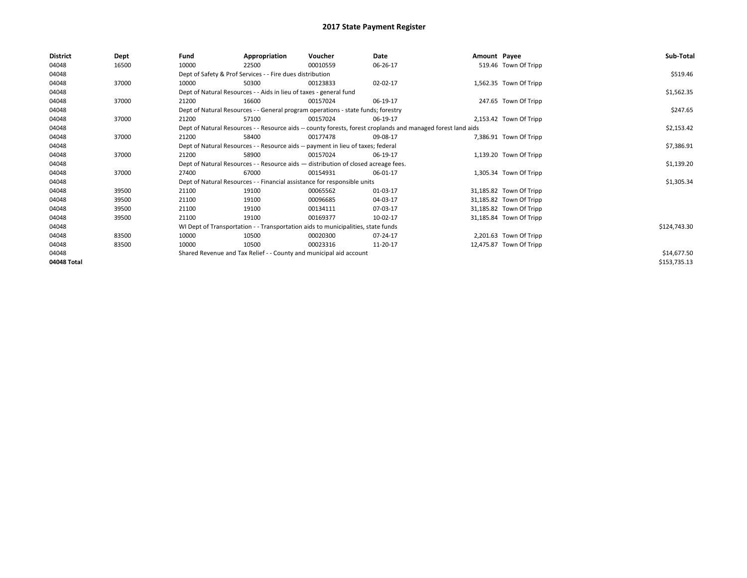# 2017 State Payment Register

| District | Dept | Fund | Appropriation | Voucher | Date | Amount | Payee | Sub-Total |
|---|---|---|---|---|---|---|---|---|
| 04048 | 16500 | 10000 | 22500 | 00010559 | 06-26-17 | 519.46 | Town Of Tripp | |
| 04048 | | Dept of Safety & Prof Services - - Fire dues distribution | | | | | | $519.46 |
| 04048 | 37000 | 10000 | 50300 | 00123833 | 02-02-17 | 1,562.35 | Town Of Tripp | |
| 04048 | | Dept of Natural Resources - - Aids in lieu of taxes - general fund | | | | | | $1,562.35 |
| 04048 | 37000 | 21200 | 16600 | 00157024 | 06-19-17 | 247.65 | Town Of Tripp | |
| 04048 | | Dept of Natural Resources - - General program operations - state funds; forestry | | | | | | $247.65 |
| 04048 | 37000 | 21200 | 57100 | 00157024 | 06-19-17 | 2,153.42 | Town Of Tripp | |
| 04048 | | Dept of Natural Resources - - Resource aids -- county forests, forest croplands and managed forest land aids | | | | | | $2,153.42 |
| 04048 | 37000 | 21200 | 58400 | 00177478 | 09-08-17 | 7,386.91 | Town Of Tripp | |
| 04048 | | Dept of Natural Resources - - Resource aids -- payment in lieu of taxes; federal | | | | | | $7,386.91 |
| 04048 | 37000 | 21200 | 58900 | 00157024 | 06-19-17 | 1,139.20 | Town Of Tripp | |
| 04048 | | Dept of Natural Resources - - Resource aids — distribution of closed acreage fees. | | | | | | $1,139.20 |
| 04048 | 37000 | 27400 | 67000 | 00154931 | 06-01-17 | 1,305.34 | Town Of Tripp | |
| 04048 | | Dept of Natural Resources - - Financial assistance for responsible units | | | | | | $1,305.34 |
| 04048 | 39500 | 21100 | 19100 | 00065562 | 01-03-17 | 31,185.82 | Town Of Tripp | |
| 04048 | 39500 | 21100 | 19100 | 00096685 | 04-03-17 | 31,185.82 | Town Of Tripp | |
| 04048 | 39500 | 21100 | 19100 | 00134111 | 07-03-17 | 31,185.82 | Town Of Tripp | |
| 04048 | 39500 | 21100 | 19100 | 00169377 | 10-02-17 | 31,185.84 | Town Of Tripp | |
| 04048 | | WI Dept of Transportation - - Transportation aids to municipalities, state funds | | | | | | $124,743.30 |
| 04048 | 83500 | 10000 | 10500 | 00020300 | 07-24-17 | 2,201.63 | Town Of Tripp | |
| 04048 | 83500 | 10000 | 10500 | 00023316 | 11-20-17 | 12,475.87 | Town Of Tripp | |
| 04048 | | Shared Revenue and Tax Relief - - County and municipal aid account | | | | | | $14,677.50 |
| 04048 Total | | | | | | | | $153,735.13 |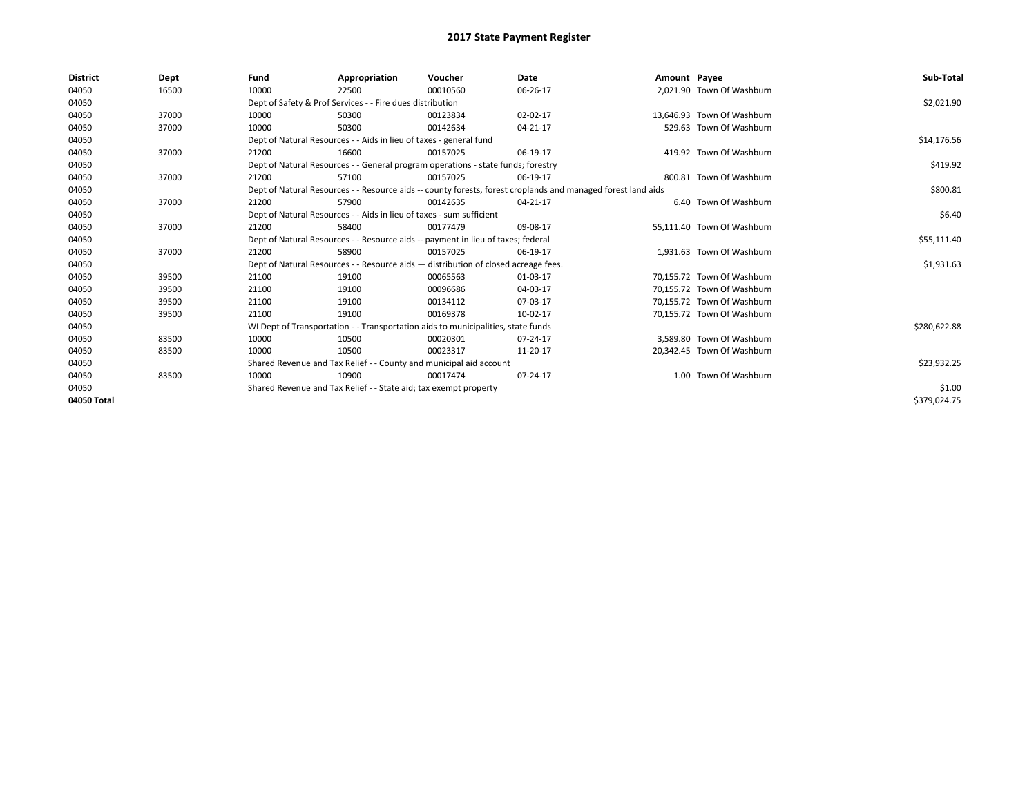# 2017 State Payment Register

| District | Dept | Fund | Appropriation | Voucher | Date | Amount | Payee | Sub-Total |
|---|---|---|---|---|---|---|---|---|
| 04050 | 16500 | 10000 | 22500 | 00010560 | 06-26-17 | 2,021.90 | Town Of Washburn | |
| 04050 | | Dept of Safety & Prof Services - - Fire dues distribution | | | | | | $2,021.90 |
| 04050 | 37000 | 10000 | 50300 | 00123834 | 02-02-17 | 13,646.93 | Town Of Washburn | |
| 04050 | 37000 | 10000 | 50300 | 00142634 | 04-21-17 | 529.63 | Town Of Washburn | |
| 04050 | | Dept of Natural Resources - - Aids in lieu of taxes - general fund | | | | | | $14,176.56 |
| 04050 | 37000 | 21200 | 16600 | 00157025 | 06-19-17 | 419.92 | Town Of Washburn | |
| 04050 | | Dept of Natural Resources - - General program operations - state funds; forestry | | | | | | $419.92 |
| 04050 | 37000 | 21200 | 57100 | 00157025 | 06-19-17 | 800.81 | Town Of Washburn | |
| 04050 | | Dept of Natural Resources - - Resource aids -- county forests, forest croplands and managed forest land aids | | | | | | $800.81 |
| 04050 | 37000 | 21200 | 57900 | 00142635 | 04-21-17 | 6.40 | Town Of Washburn | |
| 04050 | | Dept of Natural Resources - - Aids in lieu of taxes - sum sufficient | | | | | | $6.40 |
| 04050 | 37000 | 21200 | 58400 | 00177479 | 09-08-17 | 55,111.40 | Town Of Washburn | |
| 04050 | | Dept of Natural Resources - - Resource aids -- payment in lieu of taxes; federal | | | | | | $55,111.40 |
| 04050 | 37000 | 21200 | 58900 | 00157025 | 06-19-17 | 1,931.63 | Town Of Washburn | |
| 04050 | | Dept of Natural Resources - - Resource aids — distribution of closed acreage fees. | | | | | | $1,931.63 |
| 04050 | 39500 | 21100 | 19100 | 00065563 | 01-03-17 | 70,155.72 | Town Of Washburn | |
| 04050 | 39500 | 21100 | 19100 | 00096686 | 04-03-17 | 70,155.72 | Town Of Washburn | |
| 04050 | 39500 | 21100 | 19100 | 00134112 | 07-03-17 | 70,155.72 | Town Of Washburn | |
| 04050 | 39500 | 21100 | 19100 | 00169378 | 10-02-17 | 70,155.72 | Town Of Washburn | |
| 04050 | | WI Dept of Transportation - - Transportation aids to municipalities, state funds | | | | | | $280,622.88 |
| 04050 | 83500 | 10000 | 10500 | 00020301 | 07-24-17 | 3,589.80 | Town Of Washburn | |
| 04050 | 83500 | 10000 | 10500 | 00023317 | 11-20-17 | 20,342.45 | Town Of Washburn | |
| 04050 | | Shared Revenue and Tax Relief - - County and municipal aid account | | | | | | $23,932.25 |
| 04050 | 83500 | 10000 | 10900 | 00017474 | 07-24-17 | 1.00 | Town Of Washburn | |
| 04050 | | Shared Revenue and Tax Relief - - State aid; tax exempt property | | | | | | $1.00 |
| 04050 Total | | | | | | | | $379,024.75 |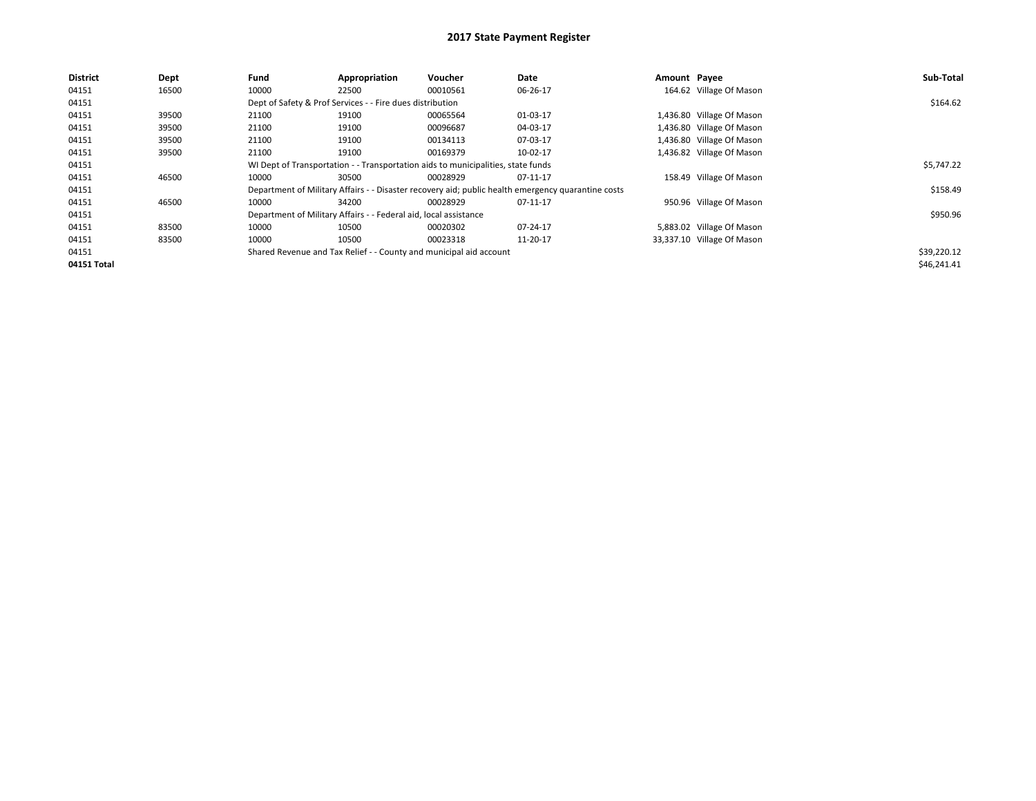# 2017 State Payment Register

| District | Dept | Fund | Appropriation | Voucher | Date | Amount | Payee | Sub-Total |
|---|---|---|---|---|---|---|---|---|
| 04151 | 16500 | 10000 | 22500 | 00010561 | 06-26-17 | 164.62 | Village Of Mason | |
| 04151 | | Dept of Safety & Prof Services - - Fire dues distribution | | | | | | $164.62 |
| 04151 | 39500 | 21100 | 19100 | 00065564 | 01-03-17 | 1,436.80 | Village Of Mason | |
| 04151 | 39500 | 21100 | 19100 | 00096687 | 04-03-17 | 1,436.80 | Village Of Mason | |
| 04151 | 39500 | 21100 | 19100 | 00134113 | 07-03-17 | 1,436.80 | Village Of Mason | |
| 04151 | 39500 | 21100 | 19100 | 00169379 | 10-02-17 | 1,436.82 | Village Of Mason | |
| 04151 | | WI Dept of Transportation - - Transportation aids to municipalities, state funds | | | | | | $5,747.22 |
| 04151 | 46500 | 10000 | 30500 | 00028929 | 07-11-17 | 158.49 | Village Of Mason | |
| 04151 | | Department of Military Affairs - - Disaster recovery aid; public health emergency quarantine costs | | | | | | $158.49 |
| 04151 | 46500 | 10000 | 34200 | 00028929 | 07-11-17 | 950.96 | Village Of Mason | |
| 04151 | | Department of Military Affairs - - Federal aid, local assistance | | | | | | $950.96 |
| 04151 | 83500 | 10000 | 10500 | 00020302 | 07-24-17 | 5,883.02 | Village Of Mason | |
| 04151 | 83500 | 10000 | 10500 | 00023318 | 11-20-17 | 33,337.10 | Village Of Mason | |
| 04151 | | Shared Revenue and Tax Relief - - County and municipal aid account | | | | | | $39,220.12 |
| **04151 Total** | | | | | | | | $46,241.41 |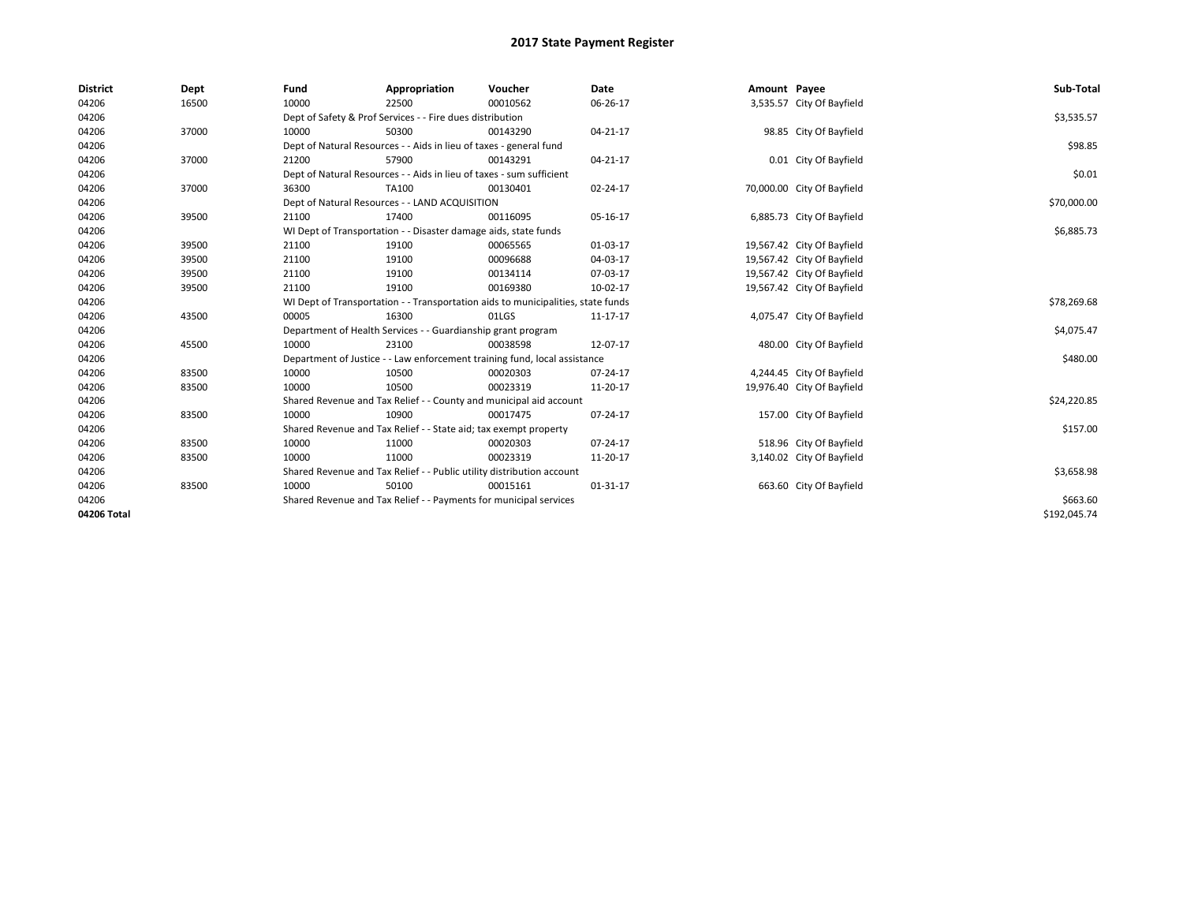# 2017 State Payment Register

| District | Dept | Fund | Appropriation | Voucher | Date | Amount | Payee | Sub-Total |
|---|---|---|---|---|---|---|---|---|
| 04206 | 16500 | 10000 | 22500 | 00010562 | 06-26-17 | 3,535.57 | City Of Bayfield | |
| 04206 | | Dept of Safety & Prof Services - - Fire dues distribution | | | | | | $3,535.57 |
| 04206 | 37000 | 10000 | 50300 | 00143290 | 04-21-17 | 98.85 | City Of Bayfield | |
| 04206 | | Dept of Natural Resources - - Aids in lieu of taxes - general fund | | | | | | $98.85 |
| 04206 | 37000 | 21200 | 57900 | 00143291 | 04-21-17 | 0.01 | City Of Bayfield | |
| 04206 | | Dept of Natural Resources - - Aids in lieu of taxes - sum sufficient | | | | | | $0.01 |
| 04206 | 37000 | 36300 | TA100 | 00130401 | 02-24-17 | 70,000.00 | City Of Bayfield | |
| 04206 | | Dept of Natural Resources - - LAND ACQUISITION | | | | | | $70,000.00 |
| 04206 | 39500 | 21100 | 17400 | 00116095 | 05-16-17 | 6,885.73 | City Of Bayfield | |
| 04206 | | WI Dept of Transportation - - Disaster damage aids, state funds | | | | | | $6,885.73 |
| 04206 | 39500 | 21100 | 19100 | 00065565 | 01-03-17 | 19,567.42 | City Of Bayfield | |
| 04206 | 39500 | 21100 | 19100 | 00096688 | 04-03-17 | 19,567.42 | City Of Bayfield | |
| 04206 | 39500 | 21100 | 19100 | 00134114 | 07-03-17 | 19,567.42 | City Of Bayfield | |
| 04206 | 39500 | 21100 | 19100 | 00169380 | 10-02-17 | 19,567.42 | City Of Bayfield | |
| 04206 | | WI Dept of Transportation - - Transportation aids to municipalities, state funds | | | | | | $78,269.68 |
| 04206 | 43500 | 00005 | 16300 | 01LGS | 11-17-17 | 4,075.47 | City Of Bayfield | |
| 04206 | | Department of Health Services - - Guardianship grant program | | | | | | $4,075.47 |
| 04206 | 45500 | 10000 | 23100 | 00038598 | 12-07-17 | 480.00 | City Of Bayfield | |
| 04206 | | Department of Justice - - Law enforcement training fund, local assistance | | | | | | $480.00 |
| 04206 | 83500 | 10000 | 10500 | 00020303 | 07-24-17 | 4,244.45 | City Of Bayfield | |
| 04206 | 83500 | 10000 | 10500 | 00023319 | 11-20-17 | 19,976.40 | City Of Bayfield | |
| 04206 | | Shared Revenue and Tax Relief - - County and municipal aid account | | | | | | $24,220.85 |
| 04206 | 83500 | 10000 | 10900 | 00017475 | 07-24-17 | 157.00 | City Of Bayfield | |
| 04206 | | Shared Revenue and Tax Relief - - State aid; tax exempt property | | | | | | $157.00 |
| 04206 | 83500 | 10000 | 11000 | 00020303 | 07-24-17 | 518.96 | City Of Bayfield | |
| 04206 | 83500 | 10000 | 11000 | 00023319 | 11-20-17 | 3,140.02 | City Of Bayfield | |
| 04206 | | Shared Revenue and Tax Relief - - Public utility distribution account | | | | | | $3,658.98 |
| 04206 | 83500 | 10000 | 50100 | 00015161 | 01-31-17 | 663.60 | City Of Bayfield | |
| 04206 | | Shared Revenue and Tax Relief - - Payments for municipal services | | | | | | $663.60 |
| 04206 Total | | | | | | | | $192,045.74 |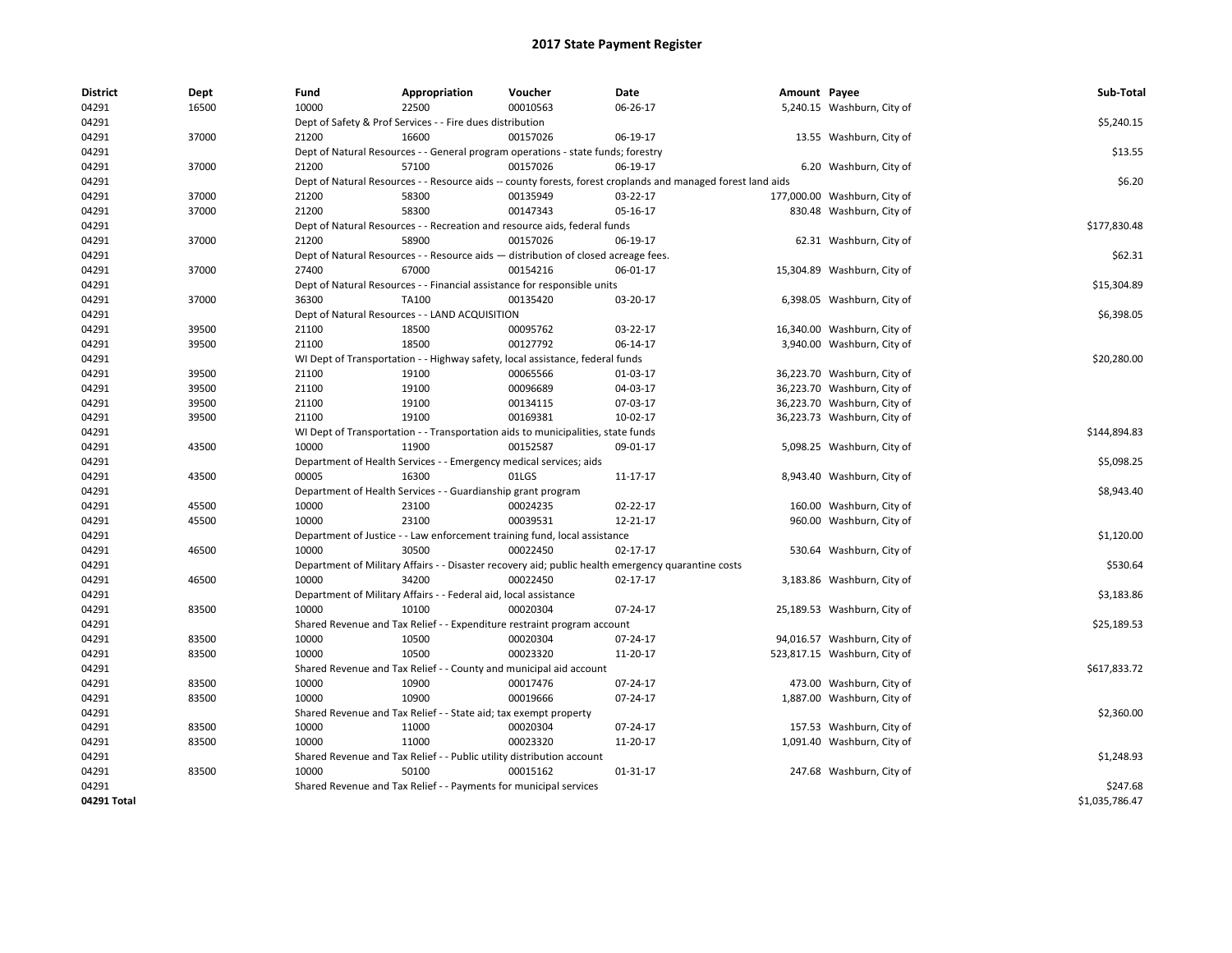# 2017 State Payment Register

| District | Dept | Fund | Appropriation | Voucher | Date | Amount | Payee | Sub-Total |
|---|---|---|---|---|---|---|---|---|
| 04291 | 16500 | 10000 | 22500 | 00010563 | 06-26-17 | 5,240.15 | Washburn, City of | |
| 04291 | | Dept of Safety & Prof Services - - Fire dues distribution | | | | | | $5,240.15 |
| 04291 | 37000 | 21200 | 16600 | 00157026 | 06-19-17 | 13.55 | Washburn, City of | |
| 04291 | | Dept of Natural Resources - - General program operations - state funds; forestry | | | | | | $13.55 |
| 04291 | 37000 | 21200 | 57100 | 00157026 | 06-19-17 | 6.20 | Washburn, City of | |
| 04291 | | Dept of Natural Resources - - Resource aids -- county forests, forest croplands and managed forest land aids | | | | | | $6.20 |
| 04291 | 37000 | 21200 | 58300 | 00135949 | 03-22-17 | 177,000.00 | Washburn, City of | |
| 04291 | 37000 | 21200 | 58300 | 00147343 | 05-16-17 | 830.48 | Washburn, City of | |
| 04291 | | Dept of Natural Resources - - Recreation and resource aids, federal funds | | | | | | $177,830.48 |
| 04291 | 37000 | 21200 | 58900 | 00157026 | 06-19-17 | 62.31 | Washburn, City of | |
| 04291 | | Dept of Natural Resources - - Resource aids — distribution of closed acreage fees. | | | | | | $62.31 |
| 04291 | 37000 | 27400 | 67000 | 00154216 | 06-01-17 | 15,304.89 | Washburn, City of | |
| 04291 | | Dept of Natural Resources - - Financial assistance for responsible units | | | | | | $15,304.89 |
| 04291 | 37000 | 36300 | TA100 | 00135420 | 03-20-17 | 6,398.05 | Washburn, City of | |
| 04291 | | Dept of Natural Resources - - LAND ACQUISITION | | | | | | $6,398.05 |
| 04291 | 39500 | 21100 | 18500 | 00095762 | 03-22-17 | 16,340.00 | Washburn, City of | |
| 04291 | 39500 | 21100 | 18500 | 00127792 | 06-14-17 | 3,940.00 | Washburn, City of | |
| 04291 | | WI Dept of Transportation - - Highway safety, local assistance, federal funds | | | | | | $20,280.00 |
| 04291 | 39500 | 21100 | 19100 | 00065566 | 01-03-17 | 36,223.70 | Washburn, City of | |
| 04291 | 39500 | 21100 | 19100 | 00096689 | 04-03-17 | 36,223.70 | Washburn, City of | |
| 04291 | 39500 | 21100 | 19100 | 00134115 | 07-03-17 | 36,223.70 | Washburn, City of | |
| 04291 | 39500 | 21100 | 19100 | 00169381 | 10-02-17 | 36,223.73 | Washburn, City of | |
| 04291 | | WI Dept of Transportation - - Transportation aids to municipalities, state funds | | | | | | $144,894.83 |
| 04291 | 43500 | 10000 | 11900 | 00152587 | 09-01-17 | 5,098.25 | Washburn, City of | |
| 04291 | | Department of Health Services - - Emergency medical services; aids | | | | | | $5,098.25 |
| 04291 | 43500 | 00005 | 16300 | 01LGS | 11-17-17 | 8,943.40 | Washburn, City of | |
| 04291 | | Department of Health Services - - Guardianship grant program | | | | | | $8,943.40 |
| 04291 | 45500 | 10000 | 23100 | 00024235 | 02-22-17 | 160.00 | Washburn, City of | |
| 04291 | 45500 | 10000 | 23100 | 00039531 | 12-21-17 | 960.00 | Washburn, City of | |
| 04291 | | Department of Justice - - Law enforcement training fund, local assistance | | | | | | $1,120.00 |
| 04291 | 46500 | 10000 | 30500 | 00022450 | 02-17-17 | 530.64 | Washburn, City of | |
| 04291 | | Department of Military Affairs - - Disaster recovery aid; public health emergency quarantine costs | | | | | | $530.64 |
| 04291 | 46500 | 10000 | 34200 | 00022450 | 02-17-17 | 3,183.86 | Washburn, City of | |
| 04291 | | Department of Military Affairs - - Federal aid, local assistance | | | | | | $3,183.86 |
| 04291 | 83500 | 10000 | 10100 | 00020304 | 07-24-17 | 25,189.53 | Washburn, City of | |
| 04291 | | Shared Revenue and Tax Relief - - Expenditure restraint program account | | | | | | $25,189.53 |
| 04291 | 83500 | 10000 | 10500 | 00020304 | 07-24-17 | 94,016.57 | Washburn, City of | |
| 04291 | 83500 | 10000 | 10500 | 00023320 | 11-20-17 | 523,817.15 | Washburn, City of | |
| 04291 | | Shared Revenue and Tax Relief - - County and municipal aid account | | | | | | $617,833.72 |
| 04291 | 83500 | 10000 | 10900 | 00017476 | 07-24-17 | 473.00 | Washburn, City of | |
| 04291 | 83500 | 10000 | 10900 | 00019666 | 07-24-17 | 1,887.00 | Washburn, City of | |
| 04291 | | Shared Revenue and Tax Relief - - State aid; tax exempt property | | | | | | $2,360.00 |
| 04291 | 83500 | 10000 | 11000 | 00020304 | 07-24-17 | 157.53 | Washburn, City of | |
| 04291 | 83500 | 10000 | 11000 | 00023320 | 11-20-17 | 1,091.40 | Washburn, City of | |
| 04291 | | Shared Revenue and Tax Relief - - Public utility distribution account | | | | | | $1,248.93 |
| 04291 | 83500 | 10000 | 50100 | 00015162 | 01-31-17 | 247.68 | Washburn, City of | |
| 04291 | | Shared Revenue and Tax Relief - - Payments for municipal services | | | | | | $247.68 |
| **04291 Total** | | | | | | | | $1,035,786.47 |